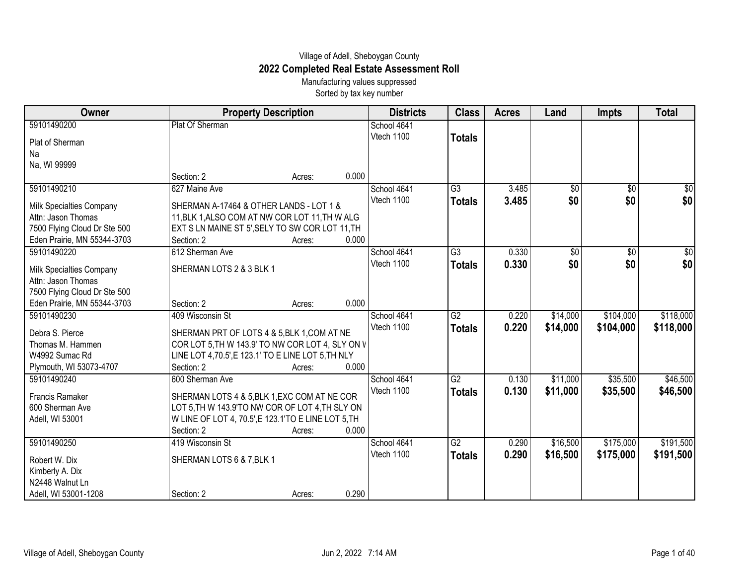Village of Adell, Sheboygan County

# 2022 Completed Real Estate Assessment Roll

Manufacturing values suppressed

Sorted by tax key number

| Owner | Property Description | Districts | Class | Acres | Land | Impts | Total |
|---|---|---|---|---|---|---|---|
| 59101490200<br>Plat of Sherman<br>Na<br>Na, WI 99999 | Plat Of Sherman<br><br>Section: 2 Acres: 0.000 | School 4641<br>Vtech 1100 | **Totals** | | | | |
| 59101490210<br>Milk Specialties Company<br>Attn: Jason Thomas<br>7500 Flying Cloud Dr Ste 500<br>Eden Prairie, MN 55344-3703 | 627 Maine Ave<br>SHERMAN A-17464 & OTHER LANDS - LOT 1 & 11,BLK 1,ALSO COM AT NW COR LOT 11,TH W ALG EXT S LN MAINE ST 5',SELY TO SW COR LOT 11,TH<br>Section: 2 Acres: 0.000 | School 4641<br>Vtech 1100 | G3<br>**Totals** | 3.485<br>**3.485** | $0<br>**$0** | $0<br>**$0** | $0<br>**$0** |
| 59101490220<br>Milk Specialties Company<br>Attn: Jason Thomas<br>7500 Flying Cloud Dr Ste 500<br>Eden Prairie, MN 55344-3703 | 612 Sherman Ave<br>SHERMAN LOTS 2 & 3 BLK 1<br><br>Section: 2 Acres: 0.000 | School 4641<br>Vtech 1100 | G3<br>**Totals** | 0.330<br>**0.330** | $0<br>**$0** | $0<br>**$0** | $0<br>**$0** |
| 59101490230<br>Debra S. Pierce<br>Thomas M. Hammen<br>W4992 Sumac Rd<br>Plymouth, WI 53073-4707 | 409 Wisconsin St<br>SHERMAN PRT OF LOTS 4 & 5,BLK 1,COM AT NE COR LOT 5,TH W 143.9' TO NW COR LOT 4, SLY ON W LINE LOT 4,70.5',E 123.1' TO E LINE LOT 5,TH NLY<br>Section: 2 Acres: 0.000 | School 4641<br>Vtech 1100 | G2<br>**Totals** | 0.220<br>**0.220** | $14,000<br>**$14,000** | $104,000<br>**$104,000** | $118,000<br>**$118,000** |
| 59101490240<br>Francis Ramaker<br>600 Sherman Ave<br>Adell, WI 53001 | 600 Sherman Ave<br>SHERMAN LOTS 4 & 5,BLK 1,EXC COM AT NE COR LOT 5,TH W 143.9'TO NW COR OF LOT 4,TH SLY ON W LINE OF LOT 4, 70.5',E 123.1'TO E LINE LOT 5,TH<br>Section: 2 Acres: 0.000 | School 4641<br>Vtech 1100 | G2<br>**Totals** | 0.130<br>**0.130** | $11,000<br>**$11,000** | $35,500<br>**$35,500** | $46,500<br>**$46,500** |
| 59101490250<br>Robert W. Dix<br>Kimberly A. Dix<br>N2448 Walnut Ln<br>Adell, WI 53001-1208 | 419 Wisconsin St<br>SHERMAN LOTS 6 & 7,BLK 1<br><br>Section: 2 Acres: 0.290 | School 4641<br>Vtech 1100 | G2<br>**Totals** | 0.290<br>**0.290** | $16,500<br>**$16,500** | $175,000<br>**$175,000** | $191,500<br>**$191,500** |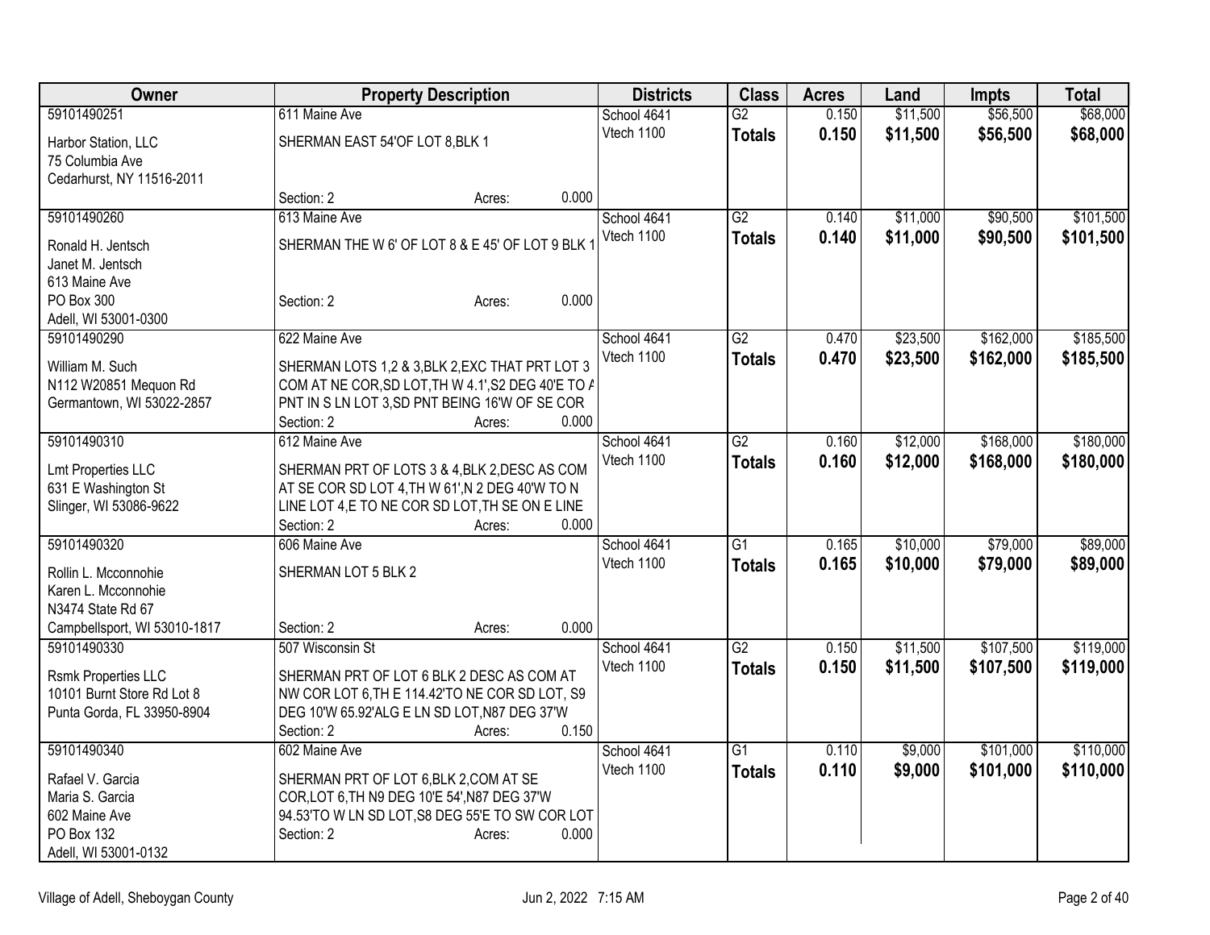| Owner | Property Description | Districts | Class | Acres | Land | Impts | Total |
|---|---|---|---|---|---|---|---|
| 59101490251<br>Harbor Station, LLC<br>75 Columbia Ave<br>Cedarhurst, NY 11516-2011 | 611 Maine Ave<br>SHERMAN EAST 54'OF LOT 8,BLK 1<br>Section: 2 Acres: 0.000 | School 4641<br>Vtech 1100 | G2<br>**Totals** | 0.150<br>**0.150** | $11,500<br>**$11,500** | $56,500<br>**$56,500** | $68,000<br>**$68,000** |
| 59101490260<br>Ronald H. Jentsch<br>Janet M. Jentsch<br>613 Maine Ave<br>PO Box 300<br>Adell, WI 53001-0300 | 613 Maine Ave<br>SHERMAN THE W 6' OF LOT 8 & E 45' OF LOT 9 BLK 1<br>Section: 2 Acres: 0.000 | School 4641<br>Vtech 1100 | G2<br>**Totals** | 0.140<br>**0.140** | $11,000<br>**$11,000** | $90,500<br>**$90,500** | $101,500<br>**$101,500** |
| 59101490290<br>William M. Such<br>N112 W20851 Mequon Rd<br>Germantown, WI 53022-2857 | 622 Maine Ave<br>SHERMAN LOTS 1,2 & 3,BLK 2,EXC THAT PRT LOT 3 COM AT NE COR,SD LOT,TH W 4.1',S2 DEG 40'E TO A PNT IN S LN LOT 3,SD PNT BEING 16'W OF SE COR<br>Section: 2 Acres: 0.000 | School 4641<br>Vtech 1100 | G2<br>**Totals** | 0.470<br>**0.470** | $23,500<br>**$23,500** | $162,000<br>**$162,000** | $185,500<br>**$185,500** |
| 59101490310<br>Lmt Properties LLC<br>631 E Washington St<br>Slinger, WI 53086-9622 | 612 Maine Ave<br>SHERMAN PRT OF LOTS 3 & 4,BLK 2,DESC AS COM AT SE COR SD LOT 4,TH W 61',N 2 DEG 40'W TO N LINE LOT 4,E TO NE COR SD LOT,TH SE ON E LINE<br>Section: 2 Acres: 0.000 | School 4641<br>Vtech 1100 | G2<br>**Totals** | 0.160<br>**0.160** | $12,000<br>**$12,000** | $168,000<br>**$168,000** | $180,000<br>**$180,000** |
| 59101490320<br>Rollin L. Mcconnohie<br>Karen L. Mcconnohie<br>N3474 State Rd 67<br>Campbellsport, WI 53010-1817 | 606 Maine Ave<br>SHERMAN LOT 5 BLK 2<br>Section: 2 Acres: 0.000 | School 4641<br>Vtech 1100 | G1<br>**Totals** | 0.165<br>**0.165** | $10,000<br>**$10,000** | $79,000<br>**$79,000** | $89,000<br>**$89,000** |
| 59101490330<br>Rsmk Properties LLC<br>10101 Burnt Store Rd Lot 8<br>Punta Gorda, FL 33950-8904 | 507 Wisconsin St<br>SHERMAN PRT OF LOT 6 BLK 2 DESC AS COM AT NW COR LOT 6,TH E 114.42'TO NE COR SD LOT, S9 DEG 10'W 65.92'ALG E LN SD LOT,N87 DEG 37'W<br>Section: 2 Acres: 0.150 | School 4641<br>Vtech 1100 | G2<br>**Totals** | 0.150<br>**0.150** | $11,500<br>**$11,500** | $107,500<br>**$107,500** | $119,000<br>**$119,000** |
| 59101490340<br>Rafael V. Garcia<br>Maria S. Garcia<br>602 Maine Ave<br>PO Box 132<br>Adell, WI 53001-0132 | 602 Maine Ave<br>SHERMAN PRT OF LOT 6,BLK 2,COM AT SE COR,LOT 6,TH N9 DEG 10'E 54',N87 DEG 37'W 94.53'TO W LN SD LOT,S8 DEG 55'E TO SW COR LOT<br>Section: 2 Acres: 0.000 | School 4641<br>Vtech 1100 | G1<br>**Totals** | 0.110<br>**0.110** | $9,000<br>**$9,000** | $101,000<br>**$101,000** | $110,000<br>**$110,000** |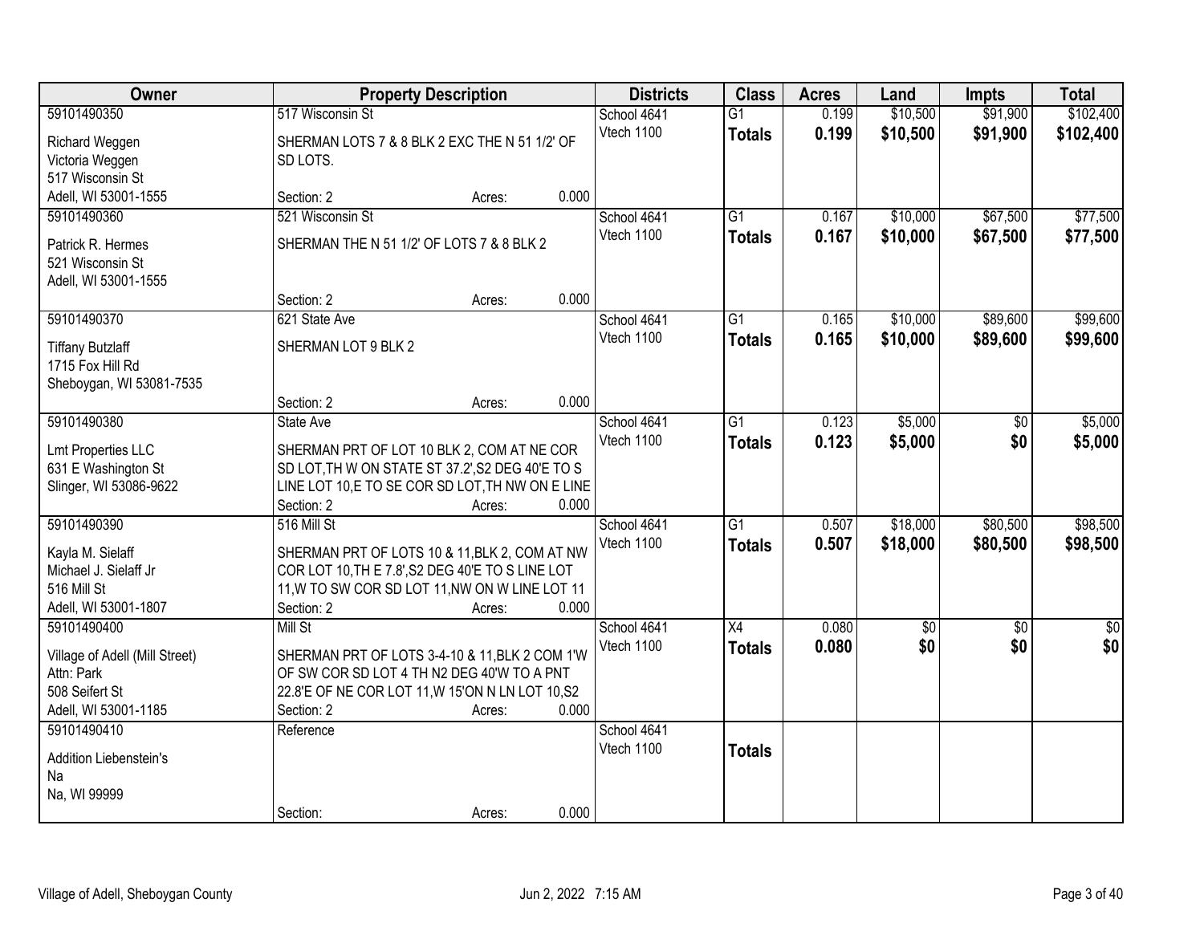| Owner | Property Description | Districts | Class | Acres | Land | Impts | Total |
|---|---|---|---|---|---|---|---|
| 59101490350<br>Richard Weggen<br>Victoria Weggen<br>517 Wisconsin St<br>Adell, WI 53001-1555 | 517 Wisconsin St<br>SHERMAN LOTS 7 & 8 BLK 2 EXC THE N 51 1/2' OF SD LOTS.<br>Section: 2 Acres: 0.000 | School 4641<br>Vtech 1100 | G1<br>**Totals** | 0.199<br>**0.199** | $10,500<br>**$10,500** | $91,900<br>**$91,900** | $102,400<br>**$102,400** |
| 59101490360<br>Patrick R. Hermes<br>521 Wisconsin St<br>Adell, WI 53001-1555 | 521 Wisconsin St<br>SHERMAN THE N 51 1/2' OF LOTS 7 & 8 BLK 2<br>Section: 2 Acres: 0.000 | School 4641<br>Vtech 1100 | G1<br>**Totals** | 0.167<br>**0.167** | $10,000<br>**$10,000** | $67,500<br>**$67,500** | $77,500<br>**$77,500** |
| 59101490370<br>Tiffany Butzlaff<br>1715 Fox Hill Rd<br>Sheboygan, WI 53081-7535 | 621 State Ave<br>SHERMAN LOT 9 BLK 2<br>Section: 2 Acres: 0.000 | School 4641<br>Vtech 1100 | G1<br>**Totals** | 0.165<br>**0.165** | $10,000<br>**$10,000** | $89,600<br>**$89,600** | $99,600<br>**$99,600** |
| 59101490380<br>Lmt Properties LLC<br>631 E Washington St<br>Slinger, WI 53086-9622 | State Ave<br>SHERMAN PRT OF LOT 10 BLK 2, COM AT NE COR SD LOT,TH W ON STATE ST 37.2',S2 DEG 40'E TO S LINE LOT 10,E TO SE COR SD LOT,TH NW ON E LINE<br>Section: 2 Acres: 0.000 | School 4641<br>Vtech 1100 | G1<br>**Totals** | 0.123<br>**0.123** | $5,000<br>**$5,000** | $0<br>**$0** | $5,000<br>**$5,000** |
| 59101490390<br>Kayla M. Sielaff<br>Michael J. Sielaff Jr<br>516 Mill St<br>Adell, WI 53001-1807 | 516 Mill St<br>SHERMAN PRT OF LOTS 10 & 11,BLK 2, COM AT NW COR LOT 10,TH E 7.8',S2 DEG 40'E TO S LINE LOT 11,W TO SW COR SD LOT 11,NW ON W LINE LOT 11<br>Section: 2 Acres: 0.000 | School 4641<br>Vtech 1100 | G1<br>**Totals** | 0.507<br>**0.507** | $18,000<br>**$18,000** | $80,500<br>**$80,500** | $98,500<br>**$98,500** |
| 59101490400<br>Village of Adell (Mill Street)<br>Attn: Park<br>508 Seifert St<br>Adell, WI 53001-1185 | Mill St<br>SHERMAN PRT OF LOTS 3-4-10 & 11,BLK 2 COM 1'W OF SW COR SD LOT 4 TH N2 DEG 40'W TO A PNT 22.8'E OF NE COR LOT 11,W 15'ON N LN LOT 10,S2<br>Section: 2 Acres: 0.000 | School 4641<br>Vtech 1100 | X4<br>**Totals** | 0.080<br>**0.080** | $0<br>**$0** | $0<br>**$0** | $0<br>**$0** |
| 59101490410<br>Addition Liebenstein's<br>Na<br>Na, WI 99999 | Reference<br>Section: Acres: 0.000 | School 4641<br>Vtech 1100 | **Totals** | | | | |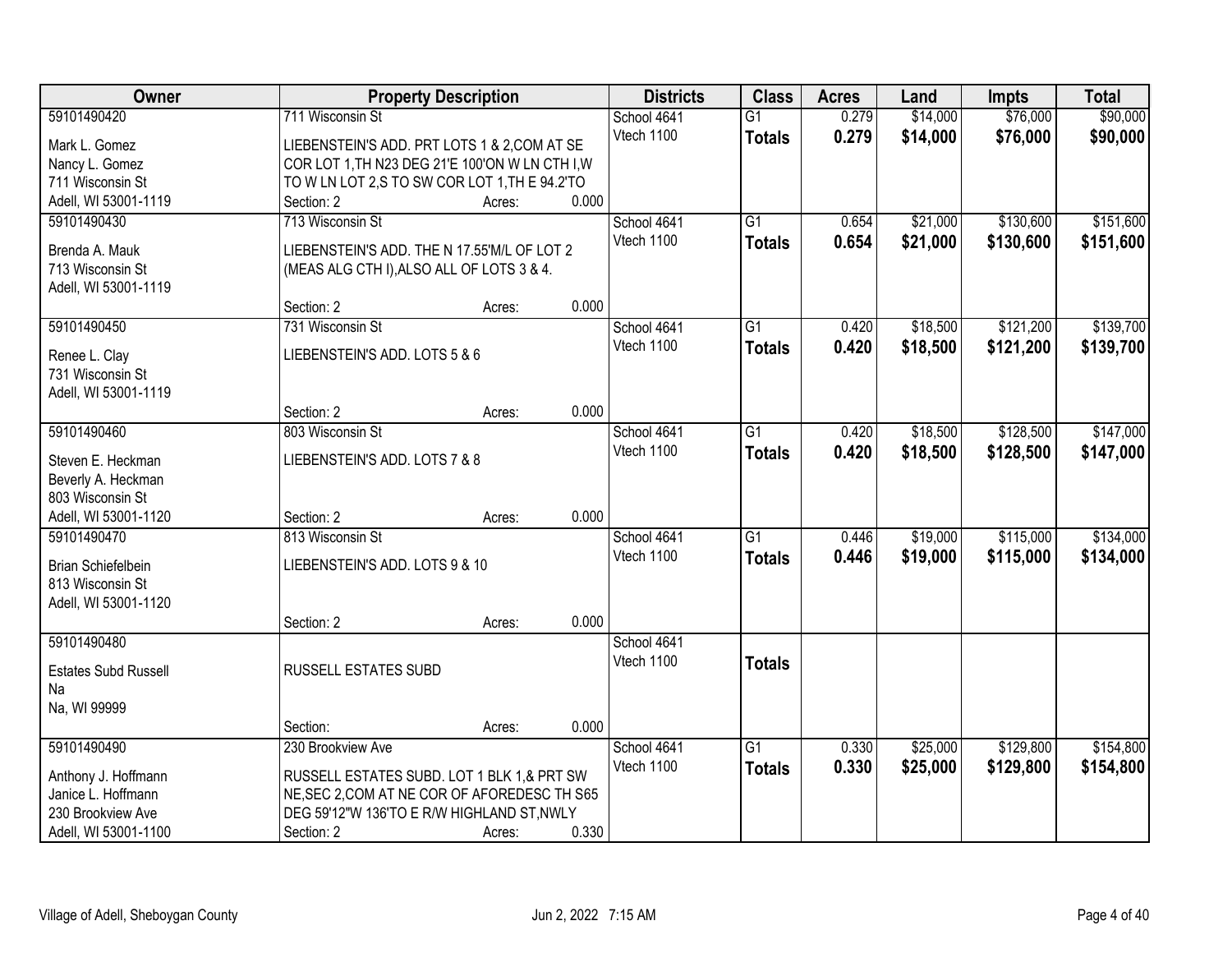| Owner | Property Description | Districts | Class | Acres | Land | Impts | Total |
|---|---|---|---|---|---|---|---|
| 59101490420<br>Mark L. Gomez<br>Nancy L. Gomez<br>711 Wisconsin St<br>Adell, WI 53001-1119 | 711 Wisconsin St<br>LIEBENSTEIN'S ADD. PRT LOTS 1 & 2,COM AT SE COR LOT 1,TH N23 DEG 21'E 100'ON W LN CTH I,W TO W LN LOT 2,S TO SW COR LOT 1,TH E 94.2'TO<br>Section: 2 Acres: 0.000 | School 4641<br>Vtech 1100 | G1<br>**Totals** | 0.279<br>**0.279** | $14,000<br>**$14,000** | $76,000<br>**$76,000** | $90,000<br>**$90,000** |
| 59101490430<br>Brenda A. Mauk<br>713 Wisconsin St<br>Adell, WI 53001-1119 | 713 Wisconsin St<br>LIEBENSTEIN'S ADD. THE N 17.55'M/L OF LOT 2 (MEAS ALG CTH I),ALSO ALL OF LOTS 3 & 4.<br>Section: 2 Acres: 0.000 | School 4641<br>Vtech 1100 | G1<br>**Totals** | 0.654<br>**0.654** | $21,000<br>**$21,000** | $130,600<br>**$130,600** | $151,600<br>**$151,600** |
| 59101490450<br>Renee L. Clay<br>731 Wisconsin St<br>Adell, WI 53001-1119 | 731 Wisconsin St<br>LIEBENSTEIN'S ADD. LOTS 5 & 6<br>Section: 2 Acres: 0.000 | School 4641<br>Vtech 1100 | G1<br>**Totals** | 0.420<br>**0.420** | $18,500<br>**$18,500** | $121,200<br>**$121,200** | $139,700<br>**$139,700** |
| 59101490460<br>Steven E. Heckman<br>Beverly A. Heckman<br>803 Wisconsin St<br>Adell, WI 53001-1120 | 803 Wisconsin St<br>LIEBENSTEIN'S ADD. LOTS 7 & 8<br>Section: 2 Acres: 0.000 | School 4641<br>Vtech 1100 | G1<br>**Totals** | 0.420<br>**0.420** | $18,500<br>**$18,500** | $128,500<br>**$128,500** | $147,000<br>**$147,000** |
| 59101490470<br>Brian Schiefelbein<br>813 Wisconsin St<br>Adell, WI 53001-1120 | 813 Wisconsin St<br>LIEBENSTEIN'S ADD. LOTS 9 & 10<br>Section: 2 Acres: 0.000 | School 4641<br>Vtech 1100 | G1<br>**Totals** | 0.446<br>**0.446** | $19,000<br>**$19,000** | $115,000<br>**$115,000** | $134,000<br>**$134,000** |
| 59101490480<br>Estates Subd Russell<br>Na<br>Na, WI 99999 | RUSSELL ESTATES SUBD<br>Section: Acres: 0.000 | School 4641<br>Vtech 1100 | **Totals** | | | | |
| 59101490490<br>Anthony J. Hoffmann<br>Janice L. Hoffmann<br>230 Brookview Ave<br>Adell, WI 53001-1100 | 230 Brookview Ave<br>RUSSELL ESTATES SUBD. LOT 1 BLK 1,& PRT SW NE,SEC 2,COM AT NE COR OF AFOREDESC TH S65 DEG 59'12"W 136'TO E R/W HIGHLAND ST,NWLY<br>Section: 2 Acres: 0.330 | School 4641<br>Vtech 1100 | G1<br>**Totals** | 0.330<br>**0.330** | $25,000<br>**$25,000** | $129,800<br>**$129,800** | $154,800<br>**$154,800** |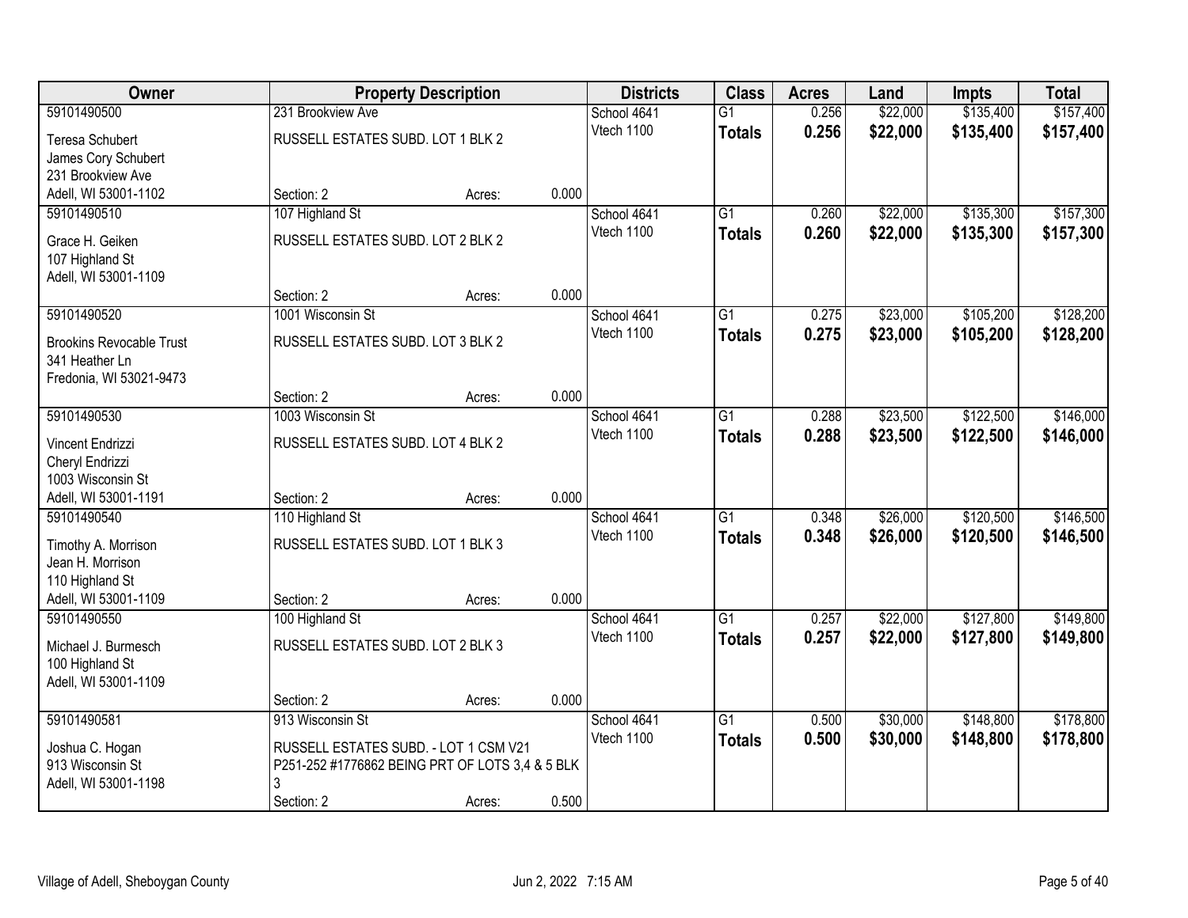| Owner | Property Description | Districts | Class | Acres | Land | Impts | Total |
|---|---|---|---|---|---|---|---|
| 59101490500<br>Teresa Schubert<br>James Cory Schubert<br>231 Brookview Ave<br>Adell, WI 53001-1102 | 231 Brookview Ave<br>RUSSELL ESTATES SUBD. LOT 1 BLK 2<br>Section: 2 Acres: 0.000 | School 4641<br>Vtech 1100 | G1<br>**Totals** | 0.256<br>**0.256** | $22,000<br>**$22,000** | $135,400<br>**$135,400** | $157,400<br>**$157,400** |
| 59101490510<br>Grace H. Geiken<br>107 Highland St<br>Adell, WI 53001-1109 | 107 Highland St<br>RUSSELL ESTATES SUBD. LOT 2 BLK 2<br>Section: 2 Acres: 0.000 | School 4641<br>Vtech 1100 | G1<br>**Totals** | 0.260<br>**0.260** | $22,000<br>**$22,000** | $135,300<br>**$135,300** | $157,300<br>**$157,300** |
| 59101490520<br>Brookins Revocable Trust<br>341 Heather Ln<br>Fredonia, WI 53021-9473 | 1001 Wisconsin St<br>RUSSELL ESTATES SUBD. LOT 3 BLK 2<br>Section: 2 Acres: 0.000 | School 4641<br>Vtech 1100 | G1<br>**Totals** | 0.275<br>**0.275** | $23,000<br>**$23,000** | $105,200<br>**$105,200** | $128,200<br>**$128,200** |
| 59101490530<br>Vincent Endrizzi<br>Cheryl Endrizzi<br>1003 Wisconsin St<br>Adell, WI 53001-1191 | 1003 Wisconsin St<br>RUSSELL ESTATES SUBD. LOT 4 BLK 2<br>Section: 2 Acres: 0.000 | School 4641<br>Vtech 1100 | G1<br>**Totals** | 0.288<br>**0.288** | $23,500<br>**$23,500** | $122,500<br>**$122,500** | $146,000<br>**$146,000** |
| 59101490540<br>Timothy A. Morrison<br>Jean H. Morrison<br>110 Highland St<br>Adell, WI 53001-1109 | 110 Highland St<br>RUSSELL ESTATES SUBD. LOT 1 BLK 3<br>Section: 2 Acres: 0.000 | School 4641<br>Vtech 1100 | G1<br>**Totals** | 0.348<br>**0.348** | $26,000<br>**$26,000** | $120,500<br>**$120,500** | $146,500<br>**$146,500** |
| 59101490550<br>Michael J. Burmesch<br>100 Highland St<br>Adell, WI 53001-1109 | 100 Highland St<br>RUSSELL ESTATES SUBD. LOT 2 BLK 3<br>Section: 2 Acres: 0.000 | School 4641<br>Vtech 1100 | G1<br>**Totals** | 0.257<br>**0.257** | $22,000<br>**$22,000** | $127,800<br>**$127,800** | $149,800<br>**$149,800** |
| 59101490581<br>Joshua C. Hogan<br>913 Wisconsin St<br>Adell, WI 53001-1198 | 913 Wisconsin St<br>RUSSELL ESTATES SUBD. - LOT 1 CSM V21 P251-252 #1776862 BEING PRT OF LOTS 3,4 & 5 BLK 3<br>Section: 2 Acres: 0.500 | School 4641<br>Vtech 1100 | G1<br>**Totals** | 0.500<br>**0.500** | $30,000<br>**$30,000** | $148,800<br>**$148,800** | $178,800<br>**$178,800** |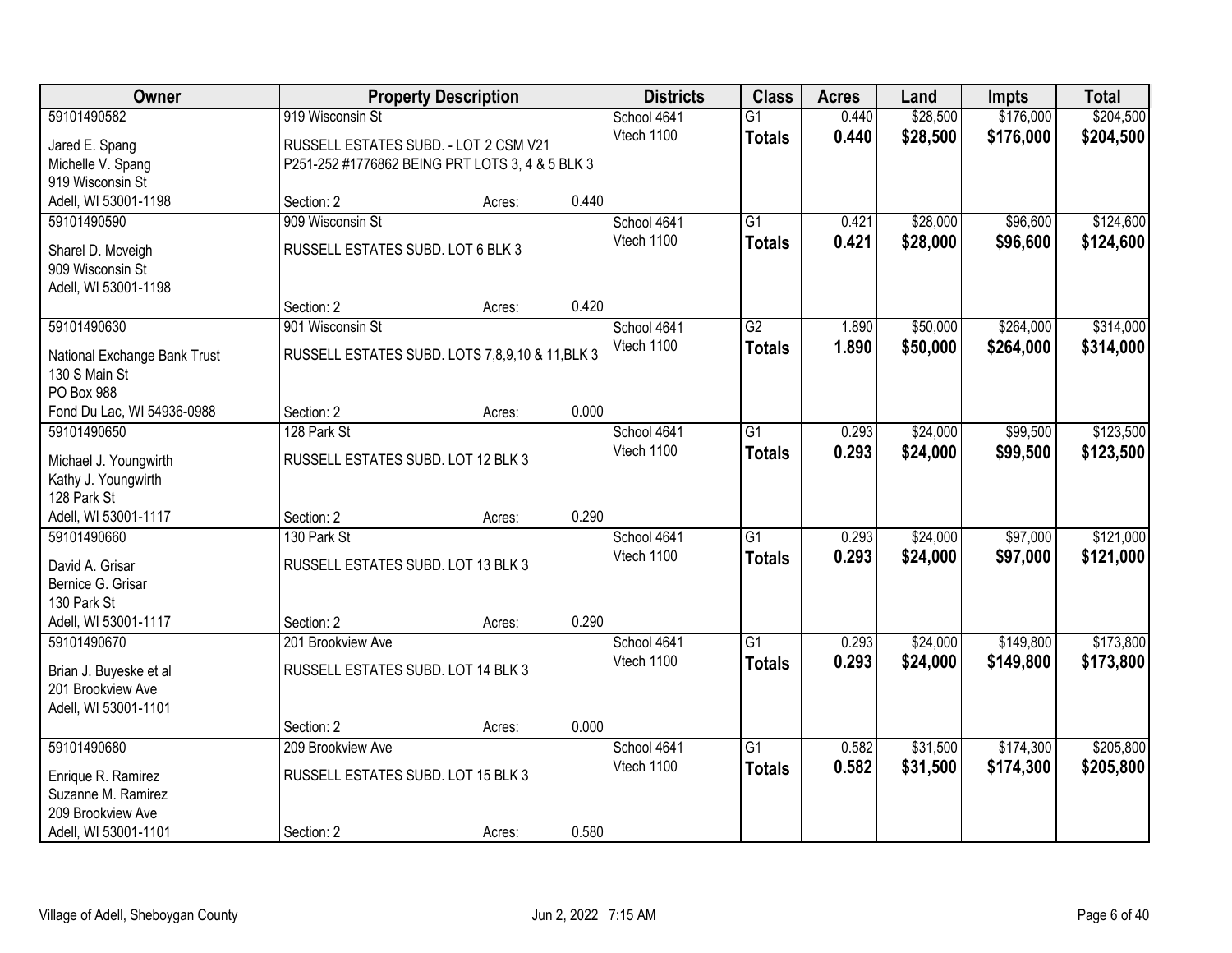| Owner | Property Description | | | Districts | Class | Acres | Land | Impts | Total |
|---|---|---|---|---|---|---|---|---|---|
| 59101490582<br>Jared E. Spang<br>Michelle V. Spang<br>919 Wisconsin St<br>Adell, WI 53001-1198 | 919 Wisconsin St<br>RUSSELL ESTATES SUBD. - LOT 2 CSM V21 P251-252 #1776862 BEING PRT LOTS 3, 4 & 5 BLK 3<br>Section: 2 | Acres: | 0.440 | School 4641<br>Vtech 1100 | G1<br>**Totals** | 0.440<br>**0.440** | $28,500<br>**$28,500** | $176,000<br>**$176,000** | $204,500<br>**$204,500** |
| 59101490590<br>Sharel D. Mcveigh<br>909 Wisconsin St<br>Adell, WI 53001-1198 | 909 Wisconsin St<br>RUSSELL ESTATES SUBD. LOT 6 BLK 3<br>Section: 2 | Acres: | 0.420 | School 4641<br>Vtech 1100 | G1<br>**Totals** | 0.421<br>**0.421** | $28,000<br>**$28,000** | $96,600<br>**$96,600** | $124,600<br>**$124,600** |
| 59101490630<br>National Exchange Bank Trust<br>130 S Main St<br>PO Box 988<br>Fond Du Lac, WI 54936-0988 | 901 Wisconsin St<br>RUSSELL ESTATES SUBD. LOTS 7,8,9,10 & 11,BLK 3<br>Section: 2 | Acres: | 0.000 | School 4641<br>Vtech 1100 | G2<br>**Totals** | 1.890<br>**1.890** | $50,000<br>**$50,000** | $264,000<br>**$264,000** | $314,000<br>**$314,000** |
| 59101490650<br>Michael J. Youngwirth<br>Kathy J. Youngwirth<br>128 Park St<br>Adell, WI 53001-1117 | 128 Park St<br>RUSSELL ESTATES SUBD. LOT 12 BLK 3<br>Section: 2 | Acres: | 0.290 | School 4641<br>Vtech 1100 | G1<br>**Totals** | 0.293<br>**0.293** | $24,000<br>**$24,000** | $99,500<br>**$99,500** | $123,500<br>**$123,500** |
| 59101490660<br>David A. Grisar<br>Bernice G. Grisar<br>130 Park St<br>Adell, WI 53001-1117 | 130 Park St<br>RUSSELL ESTATES SUBD. LOT 13 BLK 3<br>Section: 2 | Acres: | 0.290 | School 4641<br>Vtech 1100 | G1<br>**Totals** | 0.293<br>**0.293** | $24,000<br>**$24,000** | $97,000<br>**$97,000** | $121,000<br>**$121,000** |
| 59101490670<br>Brian J. Buyeske et al<br>201 Brookview Ave<br>Adell, WI 53001-1101 | 201 Brookview Ave<br>RUSSELL ESTATES SUBD. LOT 14 BLK 3<br>Section: 2 | Acres: | 0.000 | School 4641<br>Vtech 1100 | G1<br>**Totals** | 0.293<br>**0.293** | $24,000<br>**$24,000** | $149,800<br>**$149,800** | $173,800<br>**$173,800** |
| 59101490680<br>Enrique R. Ramirez<br>Suzanne M. Ramirez<br>209 Brookview Ave<br>Adell, WI 53001-1101 | 209 Brookview Ave<br>RUSSELL ESTATES SUBD. LOT 15 BLK 3<br>Section: 2 | Acres: | 0.580 | School 4641<br>Vtech 1100 | G1<br>**Totals** | 0.582<br>**0.582** | $31,500<br>**$31,500** | $174,300<br>**$174,300** | $205,800<br>**$205,800** |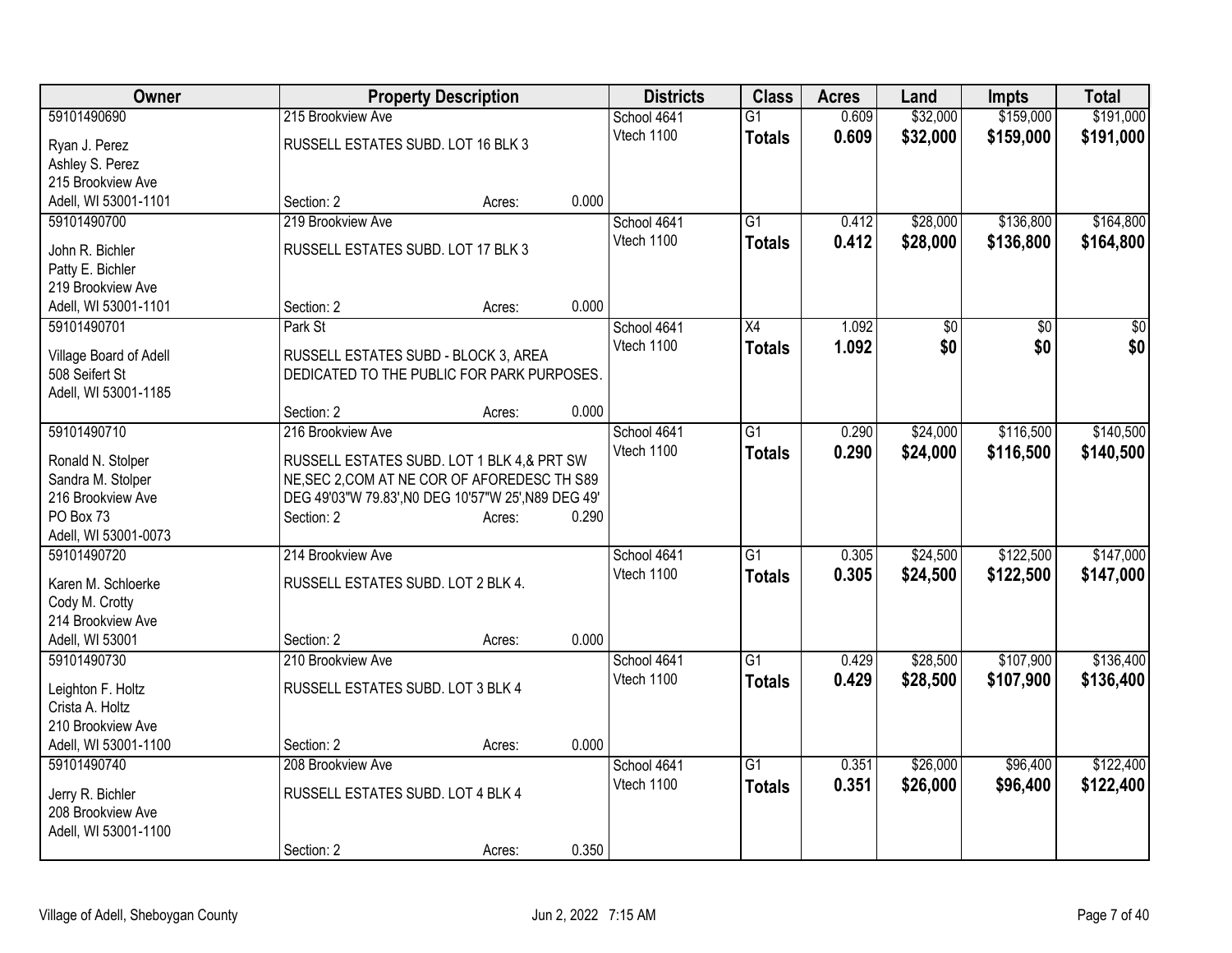| Owner | Property Description | Districts | Class | Acres | Land | Impts | Total |
|---|---|---|---|---|---|---|---|
| 59101490690<br>Ryan J. Perez<br>Ashley S. Perez<br>215 Brookview Ave<br>Adell, WI 53001-1101 | 215 Brookview Ave<br>RUSSELL ESTATES SUBD. LOT 16 BLK 3<br>Section: 2 Acres: 0.000 | School 4641<br>Vtech 1100 | G1<br>**Totals** | 0.609<br>**0.609** | $32,000<br>**$32,000** | $159,000<br>**$159,000** | $191,000<br>**$191,000** |
| 59101490700<br>John R. Bichler<br>Patty E. Bichler<br>219 Brookview Ave<br>Adell, WI 53001-1101 | 219 Brookview Ave<br>RUSSELL ESTATES SUBD. LOT 17 BLK 3<br>Section: 2 Acres: 0.000 | School 4641<br>Vtech 1100 | G1<br>**Totals** | 0.412<br>**0.412** | $28,000<br>**$28,000** | $136,800<br>**$136,800** | $164,800<br>**$164,800** |
| 59101490701<br>Village Board of Adell<br>508 Seifert St<br>Adell, WI 53001-1185 | Park St<br>RUSSELL ESTATES SUBD - BLOCK 3, AREA DEDICATED TO THE PUBLIC FOR PARK PURPOSES.<br>Section: 2 Acres: 0.000 | School 4641<br>Vtech 1100 | X4<br>**Totals** | 1.092<br>**1.092** | $0<br>**$0** | $0<br>**$0** | $0<br>**$0** |
| 59101490710<br>Ronald N. Stolper<br>Sandra M. Stolper<br>216 Brookview Ave<br>PO Box 73<br>Adell, WI 53001-0073 | 216 Brookview Ave<br>RUSSELL ESTATES SUBD. LOT 1 BLK 4,& PRT SW NE,SEC 2,COM AT NE COR OF AFOREDESC TH S89 DEG 49'03"W 79.83',N0 DEG 10'57"W 25',N89 DEG 49'<br>Section: 2 Acres: 0.290 | School 4641<br>Vtech 1100 | G1<br>**Totals** | 0.290<br>**0.290** | $24,000<br>**$24,000** | $116,500<br>**$116,500** | $140,500<br>**$140,500** |
| 59101490720<br>Karen M. Schloerke<br>Cody M. Crotty<br>214 Brookview Ave<br>Adell, WI 53001 | 214 Brookview Ave<br>RUSSELL ESTATES SUBD. LOT 2 BLK 4.<br>Section: 2 Acres: 0.000 | School 4641<br>Vtech 1100 | G1<br>**Totals** | 0.305<br>**0.305** | $24,500<br>**$24,500** | $122,500<br>**$122,500** | $147,000<br>**$147,000** |
| 59101490730<br>Leighton F. Holtz<br>Crista A. Holtz<br>210 Brookview Ave<br>Adell, WI 53001-1100 | 210 Brookview Ave<br>RUSSELL ESTATES SUBD. LOT 3 BLK 4<br>Section: 2 Acres: 0.000 | School 4641<br>Vtech 1100 | G1<br>**Totals** | 0.429<br>**0.429** | $28,500<br>**$28,500** | $107,900<br>**$107,900** | $136,400<br>**$136,400** |
| 59101490740<br>Jerry R. Bichler<br>208 Brookview Ave<br>Adell, WI 53001-1100 | 208 Brookview Ave<br>RUSSELL ESTATES SUBD. LOT 4 BLK 4<br>Section: 2 Acres: 0.350 | School 4641<br>Vtech 1100 | G1<br>**Totals** | 0.351<br>**0.351** | $26,000<br>**$26,000** | $96,400<br>**$96,400** | $122,400<br>**$122,400** |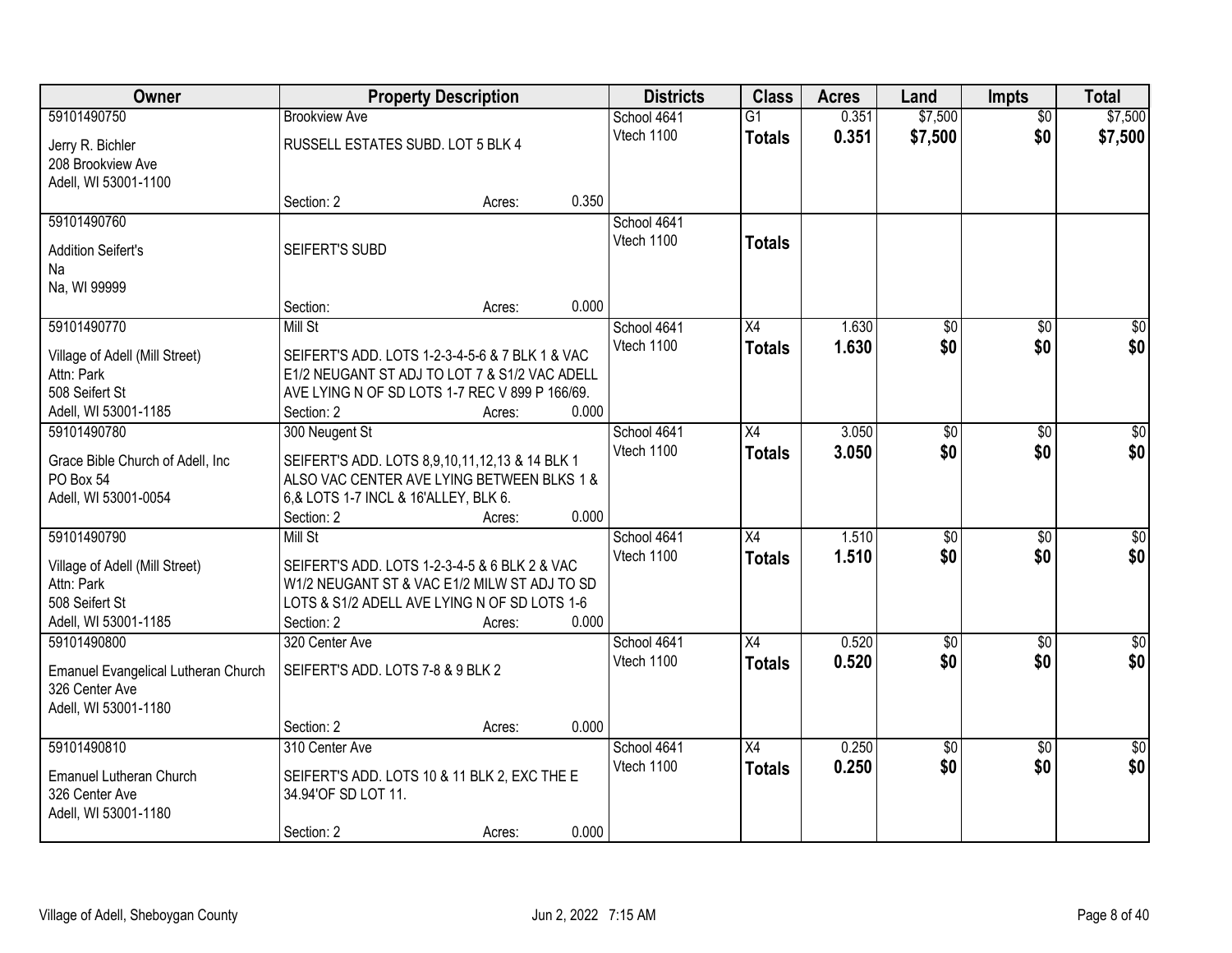| Owner | Property Description | Districts | Class | Acres | Land | Impts | Total |
|---|---|---|---|---|---|---|---|
| 59101490750<br>Jerry R. Bichler<br>208 Brookview Ave<br>Adell, WI 53001-1100 | Brookview Ave<br>RUSSELL ESTATES SUBD. LOT 5 BLK 4<br>Section: 2 Acres: 0.350 | School 4641<br>Vtech 1100 | G1<br>**Totals** | 0.351<br>**0.351** | $7,500<br>**$7,500** | $0<br>**$0** | $7,500<br>**$7,500** |
| 59101490760<br>Addition Seifert's<br>Na<br>Na, WI 99999 | SEIFERT'S SUBD<br>Section: Acres: 0.000 | School 4641<br>Vtech 1100 | **Totals** | | | | |
| 59101490770<br>Village of Adell (Mill Street)<br>Attn: Park<br>508 Seifert St<br>Adell, WI 53001-1185 | Mill St<br>SEIFERT'S ADD. LOTS 1-2-3-4-5-6 & 7 BLK 1 & VAC E1/2 NEUGANT ST ADJ TO LOT 7 & S1/2 VAC ADELL AVE LYING N OF SD LOTS 1-7 REC V 899 P 166/69.<br>Section: 2 Acres: 0.000 | School 4641<br>Vtech 1100 | X4<br>**Totals** | 1.630<br>**1.630** | $0<br>**$0** | $0<br>**$0** | $0<br>**$0** |
| 59101490780<br>Grace Bible Church of Adell, Inc<br>PO Box 54<br>Adell, WI 53001-0054 | 300 Neugent St<br>SEIFERT'S ADD. LOTS 8,9,10,11,12,13 & 14 BLK 1 ALSO VAC CENTER AVE LYING BETWEEN BLKS 1 & 6,& LOTS 1-7 INCL & 16'ALLEY, BLK 6.<br>Section: 2 Acres: 0.000 | School 4641<br>Vtech 1100 | X4<br>**Totals** | 3.050<br>**3.050** | $0<br>**$0** | $0<br>**$0** | $0<br>**$0** |
| 59101490790<br>Village of Adell (Mill Street)<br>Attn: Park<br>508 Seifert St<br>Adell, WI 53001-1185 | Mill St<br>SEIFERT'S ADD. LOTS 1-2-3-4-5 & 6 BLK 2 & VAC W1/2 NEUGANT ST & VAC E1/2 MILW ST ADJ TO SD LOTS & S1/2 ADELL AVE LYING N OF SD LOTS 1-6<br>Section: 2 Acres: 0.000 | School 4641<br>Vtech 1100 | X4<br>**Totals** | 1.510<br>**1.510** | $0<br>**$0** | $0<br>**$0** | $0<br>**$0** |
| 59101490800<br>Emanuel Evangelical Lutheran Church<br>326 Center Ave<br>Adell, WI 53001-1180 | 320 Center Ave<br>SEIFERT'S ADD. LOTS 7-8 & 9 BLK 2<br>Section: 2 Acres: 0.000 | School 4641<br>Vtech 1100 | X4<br>**Totals** | 0.520<br>**0.520** | $0<br>**$0** | $0<br>**$0** | $0<br>**$0** |
| 59101490810<br>Emanuel Lutheran Church<br>326 Center Ave<br>Adell, WI 53001-1180 | 310 Center Ave<br>SEIFERT'S ADD. LOTS 10 & 11 BLK 2, EXC THE E 34.94'OF SD LOT 11.<br>Section: 2 Acres: 0.000 | School 4641<br>Vtech 1100 | X4<br>**Totals** | 0.250<br>**0.250** | $0<br>**$0** | $0<br>**$0** | $0<br>**$0** |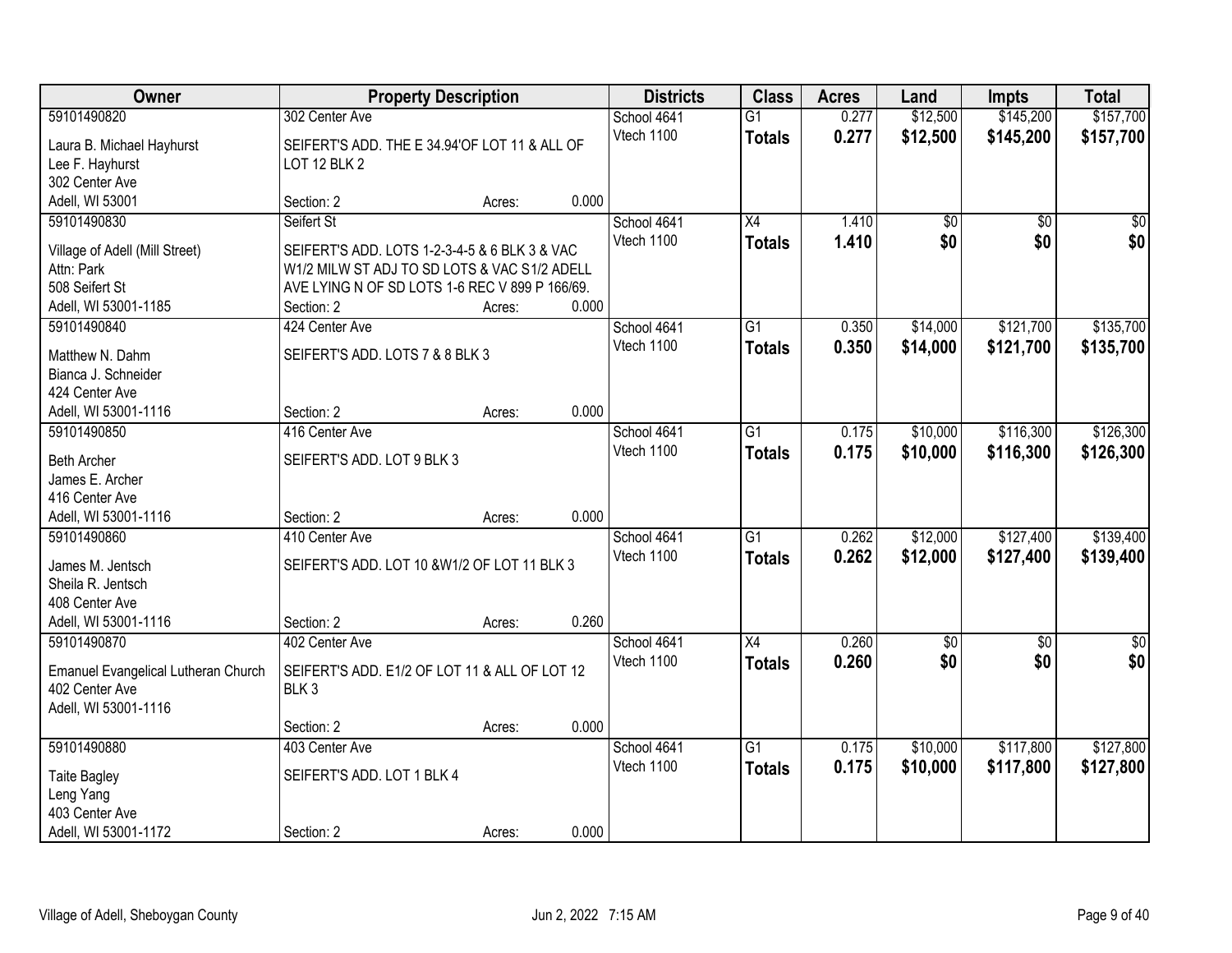| Owner | Property Description | | | Districts | Class | Acres | Land | Impts | Total |
|---|---|---|---|---|---|---|---|---|---|
| 59101490820<br>Laura B. Michael Hayhurst<br>Lee F. Hayhurst<br>302 Center Ave<br>Adell, WI 53001 | 302 Center Ave<br>SEIFERT'S ADD. THE E 34.94'OF LOT 11 & ALL OF LOT 12 BLK 2<br>Section: 2 | Acres: | 0.000 | School 4641<br>Vtech 1100 | G1<br>**Totals** | 0.277<br>**0.277** | $12,500<br>**$12,500** | $145,200<br>**$145,200** | $157,700<br>**$157,700** |
| 59101490830<br>Village of Adell (Mill Street)<br>Attn: Park<br>508 Seifert St<br>Adell, WI 53001-1185 | Seifert St<br>SEIFERT'S ADD. LOTS 1-2-3-4-5 & 6 BLK 3 & VAC W1/2 MILW ST ADJ TO SD LOTS & VAC S1/2 ADELL AVE LYING N OF SD LOTS 1-6 REC V 899 P 166/69.<br>Section: 2 | Acres: | 0.000 | School 4641<br>Vtech 1100 | X4<br>**Totals** | 1.410<br>**1.410** | $0<br>**$0** | $0<br>**$0** | $0<br>**$0** |
| 59101490840<br>Matthew N. Dahm<br>Bianca J. Schneider<br>424 Center Ave<br>Adell, WI 53001-1116 | 424 Center Ave<br>SEIFERT'S ADD. LOTS 7 & 8 BLK 3<br>Section: 2 | Acres: | 0.000 | School 4641<br>Vtech 1100 | G1<br>**Totals** | 0.350<br>**0.350** | $14,000<br>**$14,000** | $121,700<br>**$121,700** | $135,700<br>**$135,700** |
| 59101490850<br>Beth Archer<br>James E. Archer<br>416 Center Ave<br>Adell, WI 53001-1116 | 416 Center Ave<br>SEIFERT'S ADD. LOT 9 BLK 3<br>Section: 2 | Acres: | 0.000 | School 4641<br>Vtech 1100 | G1<br>**Totals** | 0.175<br>**0.175** | $10,000<br>**$10,000** | $116,300<br>**$116,300** | $126,300<br>**$126,300** |
| 59101490860<br>James M. Jentsch<br>Sheila R. Jentsch<br>408 Center Ave<br>Adell, WI 53001-1116 | 410 Center Ave<br>SEIFERT'S ADD. LOT 10 &W1/2 OF LOT 11 BLK 3<br>Section: 2 | Acres: | 0.260 | School 4641<br>Vtech 1100 | G1<br>**Totals** | 0.262<br>**0.262** | $12,000<br>**$12,000** | $127,400<br>**$127,400** | $139,400<br>**$139,400** |
| 59101490870<br>Emanuel Evangelical Lutheran Church<br>402 Center Ave<br>Adell, WI 53001-1116 | 402 Center Ave<br>SEIFERT'S ADD. E1/2 OF LOT 11 & ALL OF LOT 12 BLK 3<br>Section: 2 | Acres: | 0.000 | School 4641<br>Vtech 1100 | X4<br>**Totals** | 0.260<br>**0.260** | $0<br>**$0** | $0<br>**$0** | $0<br>**$0** |
| 59101490880<br>Taite Bagley<br>Leng Yang<br>403 Center Ave<br>Adell, WI 53001-1172 | 403 Center Ave<br>SEIFERT'S ADD. LOT 1 BLK 4<br>Section: 2 | Acres: | 0.000 | School 4641<br>Vtech 1100 | G1<br>**Totals** | 0.175<br>**0.175** | $10,000<br>**$10,000** | $117,800<br>**$117,800** | $127,800<br>**$127,800** |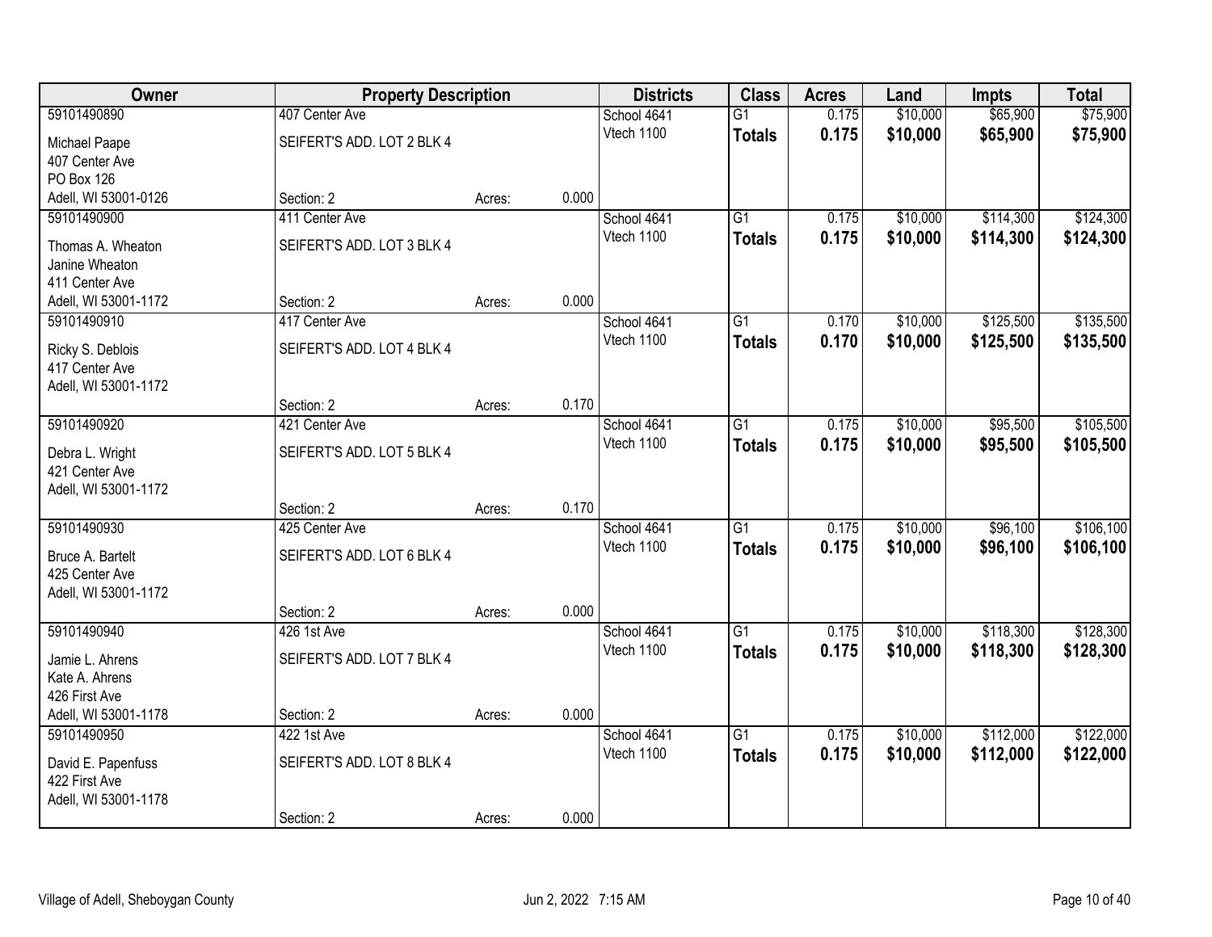| Owner | Property Description | | | Districts | Class | Acres | Land | Impts | Total |
|---|---|---|---|---|---|---|---|---|---|
| 59101490890<br>Michael Paape<br>407 Center Ave<br>PO Box 126<br>Adell, WI 53001-0126 | 407 Center Ave<br>SEIFERT'S ADD. LOT 2 BLK 4<br>Section: 2 | Acres: | 0.000 | School 4641<br>Vtech 1100 | G1<br>**Totals** | 0.175<br>**0.175** | $10,000<br>**$10,000** | $65,900<br>**$65,900** | $75,900<br>**$75,900** |
| 59101490900<br>Thomas A. Wheaton<br>Janine Wheaton<br>411 Center Ave<br>Adell, WI 53001-1172 | 411 Center Ave<br>SEIFERT'S ADD. LOT 3 BLK 4<br>Section: 2 | Acres: | 0.000 | School 4641<br>Vtech 1100 | G1<br>**Totals** | 0.175<br>**0.175** | $10,000<br>**$10,000** | $114,300<br>**$114,300** | $124,300<br>**$124,300** |
| 59101490910<br>Ricky S. Deblois<br>417 Center Ave<br>Adell, WI 53001-1172 | 417 Center Ave<br>SEIFERT'S ADD. LOT 4 BLK 4<br>Section: 2 | Acres: | 0.170 | School 4641<br>Vtech 1100 | G1<br>**Totals** | 0.170<br>**0.170** | $10,000<br>**$10,000** | $125,500<br>**$125,500** | $135,500<br>**$135,500** |
| 59101490920<br>Debra L. Wright<br>421 Center Ave<br>Adell, WI 53001-1172 | 421 Center Ave<br>SEIFERT'S ADD. LOT 5 BLK 4<br>Section: 2 | Acres: | 0.170 | School 4641<br>Vtech 1100 | G1<br>**Totals** | 0.175<br>**0.175** | $10,000<br>**$10,000** | $95,500<br>**$95,500** | $105,500<br>**$105,500** |
| 59101490930<br>Bruce A. Bartelt<br>425 Center Ave<br>Adell, WI 53001-1172 | 425 Center Ave<br>SEIFERT'S ADD. LOT 6 BLK 4<br>Section: 2 | Acres: | 0.000 | School 4641<br>Vtech 1100 | G1<br>**Totals** | 0.175<br>**0.175** | $10,000<br>**$10,000** | $96,100<br>**$96,100** | $106,100<br>**$106,100** |
| 59101490940<br>Jamie L. Ahrens<br>Kate A. Ahrens<br>426 First Ave<br>Adell, WI 53001-1178 | 426 1st Ave<br>SEIFERT'S ADD. LOT 7 BLK 4<br>Section: 2 | Acres: | 0.000 | School 4641<br>Vtech 1100 | G1<br>**Totals** | 0.175<br>**0.175** | $10,000<br>**$10,000** | $118,300<br>**$118,300** | $128,300<br>**$128,300** |
| 59101490950<br>David E. Papenfuss<br>422 First Ave<br>Adell, WI 53001-1178 | 422 1st Ave<br>SEIFERT'S ADD. LOT 8 BLK 4<br>Section: 2 | Acres: | 0.000 | School 4641<br>Vtech 1100 | G1<br>**Totals** | 0.175<br>**0.175** | $10,000<br>**$10,000** | $112,000<br>**$112,000** | $122,000<br>**$122,000** |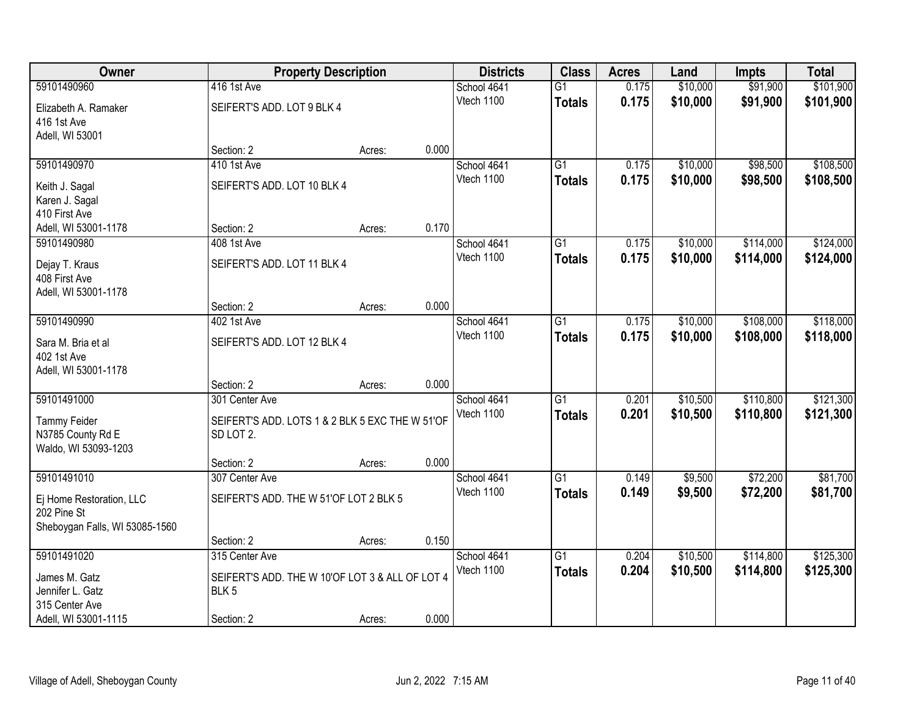| Owner | Property Description | | | Districts | Class | Acres | Land | Impts | Total |
|---|---|---|---|---|---|---|---|---|---|
| 59101490960 | 416 1st Ave | | | School 4641 | G1 | 0.175 | $10,000 | $91,900 | $101,900 |
| Elizabeth A. Ramaker<br>416 1st Ave<br>Adell, WI 53001 | SEIFERT'S ADD. LOT 9 BLK 4 | | | Vtech 1100 | **Totals** | **0.175** | **$10,000** | **$91,900** | **$101,900** |
| | Section: 2 | Acres: | 0.000 | | | | | | |
| 59101490970 | 410 1st Ave | | | School 4641 | G1 | 0.175 | $10,000 | $98,500 | $108,500 |
| Keith J. Sagal<br>Karen J. Sagal<br>410 First Ave<br>Adell, WI 53001-1178 | SEIFERT'S ADD. LOT 10 BLK 4 | | | Vtech 1100 | **Totals** | **0.175** | **$10,000** | **$98,500** | **$108,500** |
| | Section: 2 | Acres: | 0.170 | | | | | | |
| 59101490980 | 408 1st Ave | | | School 4641 | G1 | 0.175 | $10,000 | $114,000 | $124,000 |
| Dejay T. Kraus<br>408 First Ave<br>Adell, WI 53001-1178 | SEIFERT'S ADD. LOT 11 BLK 4 | | | Vtech 1100 | **Totals** | **0.175** | **$10,000** | **$114,000** | **$124,000** |
| | Section: 2 | Acres: | 0.000 | | | | | | |
| 59101490990 | 402 1st Ave | | | School 4641 | G1 | 0.175 | $10,000 | $108,000 | $118,000 |
| Sara M. Bria et al<br>402 1st Ave<br>Adell, WI 53001-1178 | SEIFERT'S ADD. LOT 12 BLK 4 | | | Vtech 1100 | **Totals** | **0.175** | **$10,000** | **$108,000** | **$118,000** |
| | Section: 2 | Acres: | 0.000 | | | | | | |
| 59101491000 | 301 Center Ave | | | School 4641 | G1 | 0.201 | $10,500 | $110,800 | $121,300 |
| Tammy Feider<br>N3785 County Rd E<br>Waldo, WI 53093-1203 | SEIFERT'S ADD. LOTS 1 & 2 BLK 5 EXC THE W 51'OF SD LOT 2. | | | Vtech 1100 | **Totals** | **0.201** | **$10,500** | **$110,800** | **$121,300** |
| | Section: 2 | Acres: | 0.000 | | | | | | |
| 59101491010 | 307 Center Ave | | | School 4641 | G1 | 0.149 | $9,500 | $72,200 | $81,700 |
| Ej Home Restoration, LLC<br>202 Pine St<br>Sheboygan Falls, WI 53085-1560 | SEIFERT'S ADD. THE W 51'OF LOT 2 BLK 5 | | | Vtech 1100 | **Totals** | **0.149** | **$9,500** | **$72,200** | **$81,700** |
| | Section: 2 | Acres: | 0.150 | | | | | | |
| 59101491020 | 315 Center Ave | | | School 4641 | G1 | 0.204 | $10,500 | $114,800 | $125,300 |
| James M. Gatz<br>Jennifer L. Gatz<br>315 Center Ave<br>Adell, WI 53001-1115 | SEIFERT'S ADD. THE W 10'OF LOT 3 & ALL OF LOT 4 BLK 5 | | | Vtech 1100 | **Totals** | **0.204** | **$10,500** | **$114,800** | **$125,300** |
| | Section: 2 | Acres: | 0.000 | | | | | | |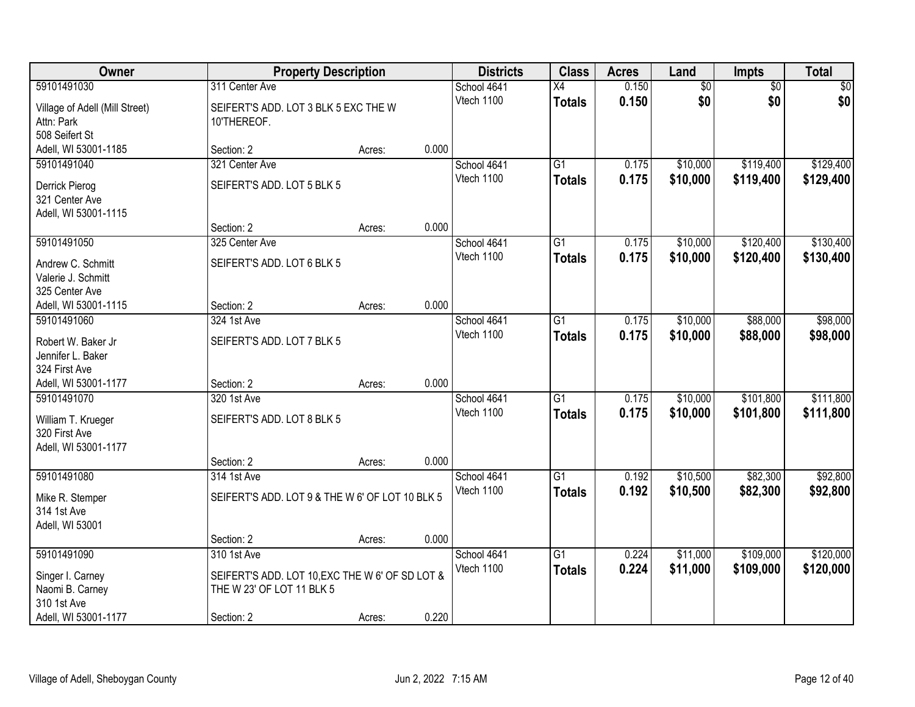| Owner | Property Description | | | Districts | Class | Acres | Land | Impts | Total |
|---|---|---|---|---|---|---|---|---|---|
| 59101491030<br>Village of Adell (Mill Street)<br>Attn: Park<br>508 Seifert St<br>Adell, WI 53001-1185 | 311 Center Ave<br>SEIFERT'S ADD. LOT 3 BLK 5 EXC THE W 10'THEREOF.<br>Section: 2 | Acres: | 0.000 | School 4641<br>Vtech 1100 | X4<br>**Totals** | 0.150<br>**0.150** | $0<br>**$0** | $0<br>**$0** | $0<br>**$0** |
| 59101491040<br>Derrick Pierog<br>321 Center Ave<br>Adell, WI 53001-1115 | 321 Center Ave<br>SEIFERT'S ADD. LOT 5 BLK 5<br>Section: 2 | Acres: | 0.000 | School 4641<br>Vtech 1100 | G1<br>**Totals** | 0.175<br>**0.175** | $10,000<br>**$10,000** | $119,400<br>**$119,400** | $129,400<br>**$129,400** |
| 59101491050<br>Andrew C. Schmitt<br>Valerie J. Schmitt<br>325 Center Ave<br>Adell, WI 53001-1115 | 325 Center Ave<br>SEIFERT'S ADD. LOT 6 BLK 5<br>Section: 2 | Acres: | 0.000 | School 4641<br>Vtech 1100 | G1<br>**Totals** | 0.175<br>**0.175** | $10,000<br>**$10,000** | $120,400<br>**$120,400** | $130,400<br>**$130,400** |
| 59101491060<br>Robert W. Baker Jr<br>Jennifer L. Baker<br>324 First Ave<br>Adell, WI 53001-1177 | 324 1st Ave<br>SEIFERT'S ADD. LOT 7 BLK 5<br>Section: 2 | Acres: | 0.000 | School 4641<br>Vtech 1100 | G1<br>**Totals** | 0.175<br>**0.175** | $10,000<br>**$10,000** | $88,000<br>**$88,000** | $98,000<br>**$98,000** |
| 59101491070<br>William T. Krueger<br>320 First Ave<br>Adell, WI 53001-1177 | 320 1st Ave<br>SEIFERT'S ADD. LOT 8 BLK 5<br>Section: 2 | Acres: | 0.000 | School 4641<br>Vtech 1100 | G1<br>**Totals** | 0.175<br>**0.175** | $10,000<br>**$10,000** | $101,800<br>**$101,800** | $111,800<br>**$111,800** |
| 59101491080<br>Mike R. Stemper<br>314 1st Ave<br>Adell, WI 53001 | 314 1st Ave<br>SEIFERT'S ADD. LOT 9 & THE W 6' OF LOT 10 BLK 5<br>Section: 2 | Acres: | 0.000 | School 4641<br>Vtech 1100 | G1<br>**Totals** | 0.192<br>**0.192** | $10,500<br>**$10,500** | $82,300<br>**$82,300** | $92,800<br>**$92,800** |
| 59101491090<br>Singer I. Carney<br>Naomi B. Carney<br>310 1st Ave<br>Adell, WI 53001-1177 | 310 1st Ave<br>SEIFERT'S ADD. LOT 10,EXC THE W 6' OF SD LOT & THE W 23' OF LOT 11 BLK 5<br>Section: 2 | Acres: | 0.220 | School 4641<br>Vtech 1100 | G1<br>**Totals** | 0.224<br>**0.224** | $11,000<br>**$11,000** | $109,000<br>**$109,000** | $120,000<br>**$120,000** |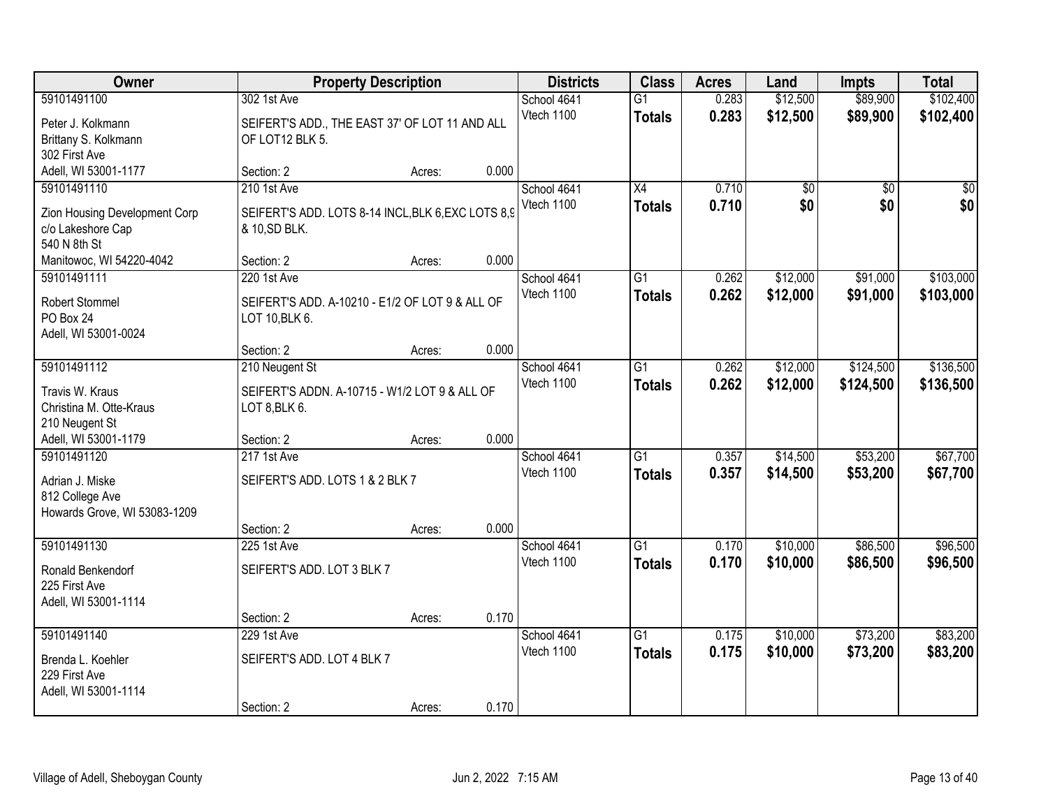| Owner | Property Description | | | Districts | Class | Acres | Land | Impts | Total |
|---|---|---|---|---|---|---|---|---|---|
| 59101491100 | 302 1st Ave | | | School 4641 | G1 | 0.283 | $12,500 | $89,900 | $102,400 |
| Peter J. Kolkmann<br>Brittany S. Kolkmann<br>302 First Ave<br>Adell, WI 53001-1177 | SEIFERT'S ADD., THE EAST 37' OF LOT 11 AND ALL OF LOT12 BLK 5. | | | Vtech 1100 | **Totals** | **0.283** | **$12,500** | **$89,900** | **$102,400** |
| | Section: 2 | Acres: | 0.000 | | | | | | |
| 59101491110 | 210 1st Ave | | | School 4641 | X4 | 0.710 | $0 | $0 | $0 |
| Zion Housing Development Corp<br>c/o Lakeshore Cap<br>540 N 8th St<br>Manitowoc, WI 54220-4042 | SEIFERT'S ADD. LOTS 8-14 INCL,BLK 6,EXC LOTS 8,9 & 10,SD BLK. | | | Vtech 1100 | **Totals** | **0.710** | **$0** | **$0** | **$0** |
| | Section: 2 | Acres: | 0.000 | | | | | | |
| 59101491111 | 220 1st Ave | | | School 4641 | G1 | 0.262 | $12,000 | $91,000 | $103,000 |
| Robert Stommel<br>PO Box 24<br>Adell, WI 53001-0024 | SEIFERT'S ADD. A-10210 - E1/2 OF LOT 9 & ALL OF LOT 10,BLK 6. | | | Vtech 1100 | **Totals** | **0.262** | **$12,000** | **$91,000** | **$103,000** |
| | Section: 2 | Acres: | 0.000 | | | | | | |
| 59101491112 | 210 Neugent St | | | School 4641 | G1 | 0.262 | $12,000 | $124,500 | $136,500 |
| Travis W. Kraus<br>Christina M. Otte-Kraus<br>210 Neugent St<br>Adell, WI 53001-1179 | SEIFERT'S ADDN. A-10715 - W1/2 LOT 9 & ALL OF LOT 8,BLK 6. | | | Vtech 1100 | **Totals** | **0.262** | **$12,000** | **$124,500** | **$136,500** |
| | Section: 2 | Acres: | 0.000 | | | | | | |
| 59101491120 | 217 1st Ave | | | School 4641 | G1 | 0.357 | $14,500 | $53,200 | $67,700 |
| Adrian J. Miske<br>812 College Ave<br>Howards Grove, WI 53083-1209 | SEIFERT'S ADD. LOTS 1 & 2 BLK 7 | | | Vtech 1100 | **Totals** | **0.357** | **$14,500** | **$53,200** | **$67,700** |
| | Section: 2 | Acres: | 0.000 | | | | | | |
| 59101491130 | 225 1st Ave | | | School 4641 | G1 | 0.170 | $10,000 | $86,500 | $96,500 |
| Ronald Benkendorf<br>225 First Ave<br>Adell, WI 53001-1114 | SEIFERT'S ADD. LOT 3 BLK 7 | | | Vtech 1100 | **Totals** | **0.170** | **$10,000** | **$86,500** | **$96,500** |
| | Section: 2 | Acres: | 0.170 | | | | | | |
| 59101491140 | 229 1st Ave | | | School 4641 | G1 | 0.175 | $10,000 | $73,200 | $83,200 |
| Brenda L. Koehler<br>229 First Ave<br>Adell, WI 53001-1114 | SEIFERT'S ADD. LOT 4 BLK 7 | | | Vtech 1100 | **Totals** | **0.175** | **$10,000** | **$73,200** | **$83,200** |
| | Section: 2 | Acres: | 0.170 | | | | | | |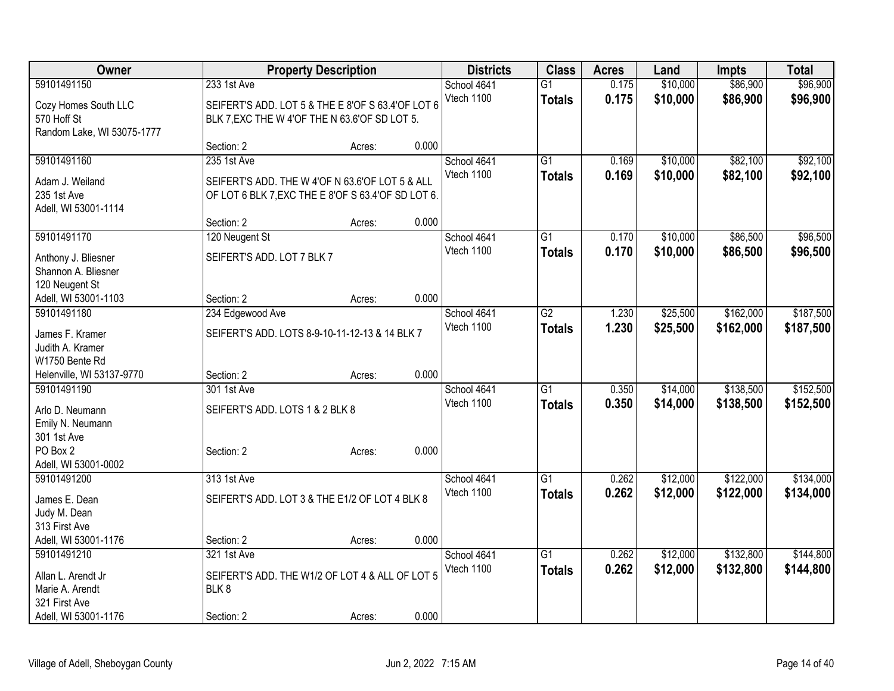| Owner | Property Description | Districts | Class | Acres | Land | Impts | Total |
|---|---|---|---|---|---|---|---|
| 59101491150<br>Cozy Homes South LLC<br>570 Hoff St<br>Random Lake, WI 53075-1777 | 233 1st Ave<br>SEIFERT'S ADD. LOT 5 & THE E 8'OF S 63.4'OF LOT 6 BLK 7,EXC THE W 4'OF THE N 63.6'OF SD LOT 5.<br>Section: 2 Acres: 0.000 | School 4641<br>Vtech 1100 | G1<br>**Totals** | 0.175<br>**0.175** | $10,000<br>**$10,000** | $86,900<br>**$86,900** | $96,900<br>**$96,900** |
| 59101491160<br>Adam J. Weiland<br>235 1st Ave<br>Adell, WI 53001-1114 | 235 1st Ave<br>SEIFERT'S ADD. THE W 4'OF N 63.6'OF LOT 5 & ALL OF LOT 6 BLK 7,EXC THE E 8'OF S 63.4'OF SD LOT 6.<br>Section: 2 Acres: 0.000 | School 4641<br>Vtech 1100 | G1<br>**Totals** | 0.169<br>**0.169** | $10,000<br>**$10,000** | $82,100<br>**$82,100** | $92,100<br>**$92,100** |
| 59101491170<br>Anthony J. Bliesner<br>Shannon A. Bliesner<br>120 Neugent St<br>Adell, WI 53001-1103 | 120 Neugent St<br>SEIFERT'S ADD. LOT 7 BLK 7<br>Section: 2 Acres: 0.000 | School 4641<br>Vtech 1100 | G1<br>**Totals** | 0.170<br>**0.170** | $10,000<br>**$10,000** | $86,500<br>**$86,500** | $96,500<br>**$96,500** |
| 59101491180<br>James F. Kramer<br>Judith A. Kramer<br>W1750 Bente Rd<br>Helenville, WI 53137-9770 | 234 Edgewood Ave<br>SEIFERT'S ADD. LOTS 8-9-10-11-12-13 & 14 BLK 7<br>Section: 2 Acres: 0.000 | School 4641<br>Vtech 1100 | G2<br>**Totals** | 1.230<br>**1.230** | $25,500<br>**$25,500** | $162,000<br>**$162,000** | $187,500<br>**$187,500** |
| 59101491190<br>Arlo D. Neumann<br>Emily N. Neumann<br>301 1st Ave<br>PO Box 2<br>Adell, WI 53001-0002 | 301 1st Ave<br>SEIFERT'S ADD. LOTS 1 & 2 BLK 8<br>Section: 2 Acres: 0.000 | School 4641<br>Vtech 1100 | G1<br>**Totals** | 0.350<br>**0.350** | $14,000<br>**$14,000** | $138,500<br>**$138,500** | $152,500<br>**$152,500** |
| 59101491200<br>James E. Dean<br>Judy M. Dean<br>313 First Ave<br>Adell, WI 53001-1176 | 313 1st Ave<br>SEIFERT'S ADD. LOT 3 & THE E1/2 OF LOT 4 BLK 8<br>Section: 2 Acres: 0.000 | School 4641<br>Vtech 1100 | G1<br>**Totals** | 0.262<br>**0.262** | $12,000<br>**$12,000** | $122,000<br>**$122,000** | $134,000<br>**$134,000** |
| 59101491210<br>Allan L. Arendt Jr<br>Marie A. Arendt<br>321 First Ave<br>Adell, WI 53001-1176 | 321 1st Ave<br>SEIFERT'S ADD. THE W1/2 OF LOT 4 & ALL OF LOT 5 BLK 8<br>Section: 2 Acres: 0.000 | School 4641<br>Vtech 1100 | G1<br>**Totals** | 0.262<br>**0.262** | $12,000<br>**$12,000** | $132,800<br>**$132,800** | $144,800<br>**$144,800** |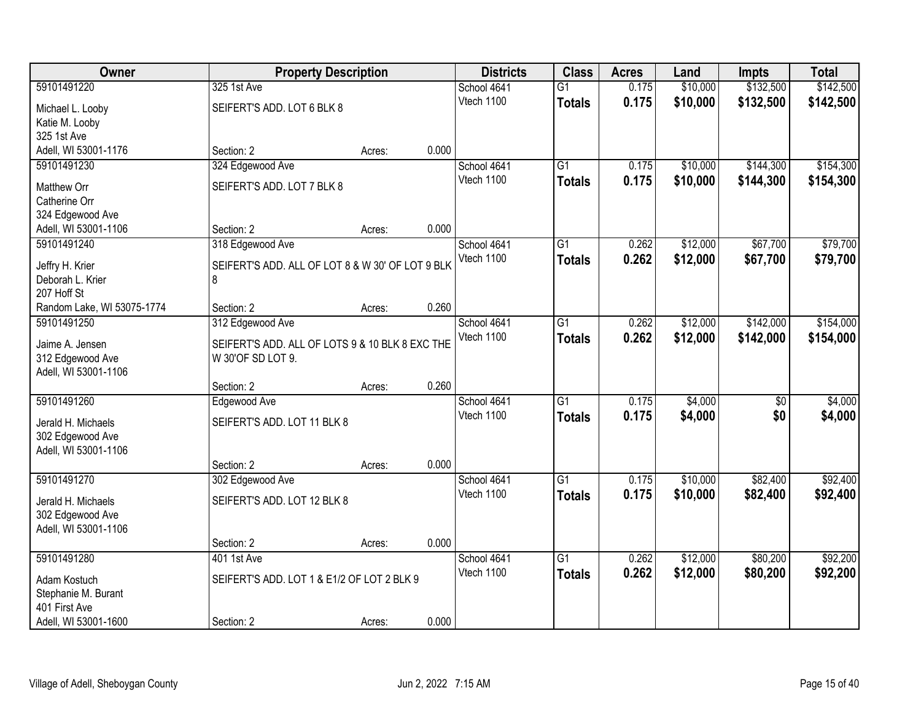| Owner | Property Description | | | Districts | Class | Acres | Land | Impts | Total |
|---|---|---|---|---|---|---|---|---|---|
| 59101491220 | 325 1st Ave | | | School 4641 | G1 | 0.175 | $10,000 | $132,500 | $142,500 |
| Michael L. Looby<br>Katie M. Looby<br>325 1st Ave<br>Adell, WI 53001-1176 | SEIFERT'S ADD. LOT 6 BLK 8 | | | Vtech 1100 | **Totals** | **0.175** | **$10,000** | **$132,500** | **$142,500** |
| | Section: 2 | Acres: | 0.000 | | | | | | |
| 59101491230 | 324 Edgewood Ave | | | School 4641 | G1 | 0.175 | $10,000 | $144,300 | $154,300 |
| Matthew Orr<br>Catherine Orr<br>324 Edgewood Ave<br>Adell, WI 53001-1106 | SEIFERT'S ADD. LOT 7 BLK 8 | | | Vtech 1100 | **Totals** | **0.175** | **$10,000** | **$144,300** | **$154,300** |
| | Section: 2 | Acres: | 0.000 | | | | | | |
| 59101491240 | 318 Edgewood Ave | | | School 4641 | G1 | 0.262 | $12,000 | $67,700 | $79,700 |
| Jeffry H. Krier<br>Deborah L. Krier<br>207 Hoff St<br>Random Lake, WI 53075-1774 | SEIFERT'S ADD. ALL OF LOT 8 & W 30' OF LOT 9 BLK 8 | | | Vtech 1100 | **Totals** | **0.262** | **$12,000** | **$67,700** | **$79,700** |
| | Section: 2 | Acres: | 0.260 | | | | | | |
| 59101491250 | 312 Edgewood Ave | | | School 4641 | G1 | 0.262 | $12,000 | $142,000 | $154,000 |
| Jaime A. Jensen<br>312 Edgewood Ave<br>Adell, WI 53001-1106 | SEIFERT'S ADD. ALL OF LOTS 9 & 10 BLK 8 EXC THE W 30'OF SD LOT 9. | | | Vtech 1100 | **Totals** | **0.262** | **$12,000** | **$142,000** | **$154,000** |
| | Section: 2 | Acres: | 0.260 | | | | | | |
| 59101491260 | Edgewood Ave | | | School 4641 | G1 | 0.175 | $4,000 | $0 | $4,000 |
| Jerald H. Michaels<br>302 Edgewood Ave<br>Adell, WI 53001-1106 | SEIFERT'S ADD. LOT 11 BLK 8 | | | Vtech 1100 | **Totals** | **0.175** | **$4,000** | **$0** | **$4,000** |
| | Section: 2 | Acres: | 0.000 | | | | | | |
| 59101491270 | 302 Edgewood Ave | | | School 4641 | G1 | 0.175 | $10,000 | $82,400 | $92,400 |
| Jerald H. Michaels<br>302 Edgewood Ave<br>Adell, WI 53001-1106 | SEIFERT'S ADD. LOT 12 BLK 8 | | | Vtech 1100 | **Totals** | **0.175** | **$10,000** | **$82,400** | **$92,400** |
| | Section: 2 | Acres: | 0.000 | | | | | | |
| 59101491280 | 401 1st Ave | | | School 4641 | G1 | 0.262 | $12,000 | $80,200 | $92,200 |
| Adam Kostuch<br>Stephanie M. Burant<br>401 First Ave<br>Adell, WI 53001-1600 | SEIFERT'S ADD. LOT 1 & E1/2 OF LOT 2 BLK 9 | | | Vtech 1100 | **Totals** | **0.262** | **$12,000** | **$80,200** | **$92,200** |
| | Section: 2 | Acres: | 0.000 | | | | | | |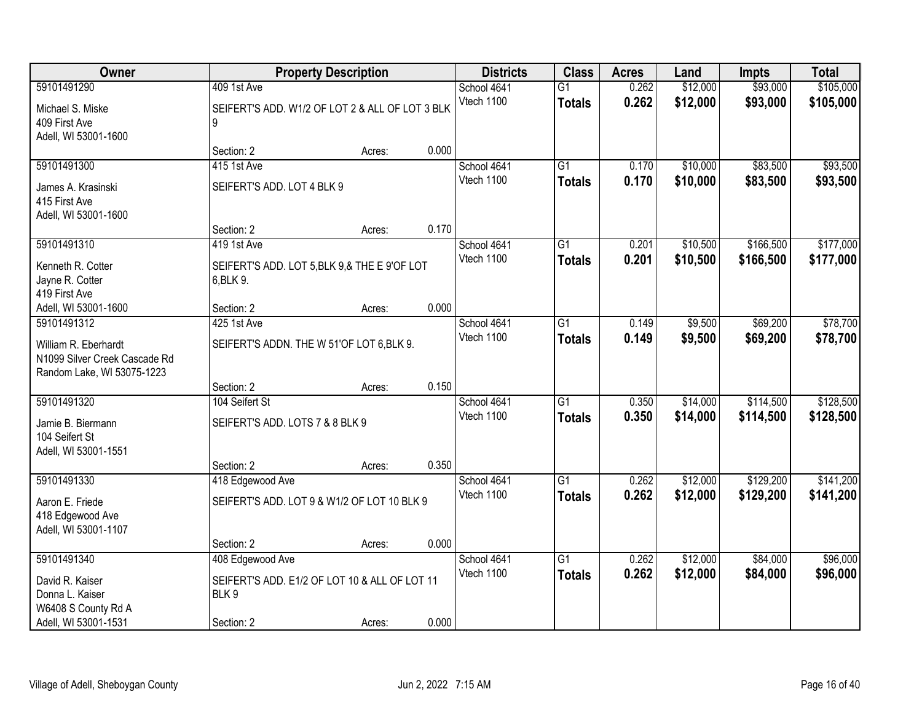| Owner | Property Description | | | Districts | Class | Acres | Land | Impts | Total |
|---|---|---|---|---|---|---|---|---|---|
| 59101491290<br>Michael S. Miske<br>409 First Ave<br>Adell, WI 53001-1600 | 409 1st Ave<br>SEIFERT'S ADD. W1/2 OF LOT 2 & ALL OF LOT 3 BLK 9<br>Section: 2 | Acres: | 0.000 | School 4641<br>Vtech 1100 | G1<br>**Totals** | 0.262<br>**0.262** | $12,000<br>**$12,000** | $93,000<br>**$93,000** | $105,000<br>**$105,000** |
| 59101491300<br>James A. Krasinski<br>415 First Ave<br>Adell, WI 53001-1600 | 415 1st Ave<br>SEIFERT'S ADD. LOT 4 BLK 9<br>Section: 2 | Acres: | 0.170 | School 4641<br>Vtech 1100 | G1<br>**Totals** | 0.170<br>**0.170** | $10,000<br>**$10,000** | $83,500<br>**$83,500** | $93,500<br>**$93,500** |
| 59101491310<br>Kenneth R. Cotter<br>Jayne R. Cotter<br>419 First Ave<br>Adell, WI 53001-1600 | 419 1st Ave<br>SEIFERT'S ADD. LOT 5,BLK 9,& THE E 9'OF LOT 6,BLK 9.<br>Section: 2 | Acres: | 0.000 | School 4641<br>Vtech 1100 | G1<br>**Totals** | 0.201<br>**0.201** | $10,500<br>**$10,500** | $166,500<br>**$166,500** | $177,000<br>**$177,000** |
| 59101491312<br>William R. Eberhardt<br>N1099 Silver Creek Cascade Rd<br>Random Lake, WI 53075-1223 | 425 1st Ave<br>SEIFERT'S ADDN. THE W 51'OF LOT 6,BLK 9.<br>Section: 2 | Acres: | 0.150 | School 4641<br>Vtech 1100 | G1<br>**Totals** | 0.149<br>**0.149** | $9,500<br>**$9,500** | $69,200<br>**$69,200** | $78,700<br>**$78,700** |
| 59101491320<br>Jamie B. Biermann<br>104 Seifert St<br>Adell, WI 53001-1551 | 104 Seifert St<br>SEIFERT'S ADD. LOTS 7 & 8 BLK 9<br>Section: 2 | Acres: | 0.350 | School 4641<br>Vtech 1100 | G1<br>**Totals** | 0.350<br>**0.350** | $14,000<br>**$14,000** | $114,500<br>**$114,500** | $128,500<br>**$128,500** |
| 59101491330<br>Aaron E. Friede<br>418 Edgewood Ave<br>Adell, WI 53001-1107 | 418 Edgewood Ave<br>SEIFERT'S ADD. LOT 9 & W1/2 OF LOT 10 BLK 9<br>Section: 2 | Acres: | 0.000 | School 4641<br>Vtech 1100 | G1<br>**Totals** | 0.262<br>**0.262** | $12,000<br>**$12,000** | $129,200<br>**$129,200** | $141,200<br>**$141,200** |
| 59101491340<br>David R. Kaiser<br>Donna L. Kaiser<br>W6408 S County Rd A<br>Adell, WI 53001-1531 | 408 Edgewood Ave<br>SEIFERT'S ADD. E1/2 OF LOT 10 & ALL OF LOT 11 BLK 9<br>Section: 2 | Acres: | 0.000 | School 4641<br>Vtech 1100 | G1<br>**Totals** | 0.262<br>**0.262** | $12,000<br>**$12,000** | $84,000<br>**$84,000** | $96,000<br>**$96,000** |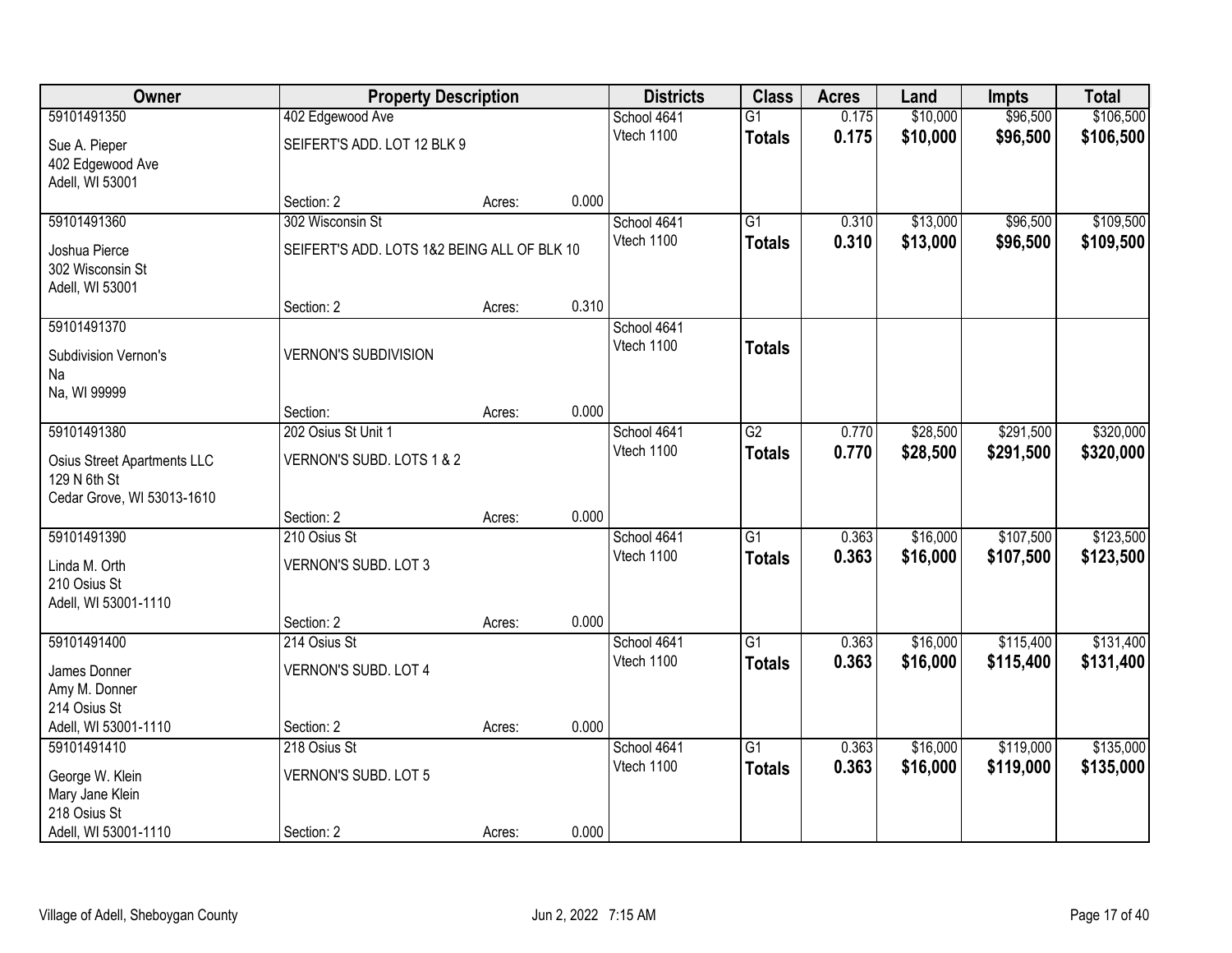| Owner | Property Description | | | Districts | Class | Acres | Land | Impts | Total |
|---|---|---|---|---|---|---|---|---|---|
| 59101491350 | 402 Edgewood Ave | | | School 4641 | G1 | 0.175 | $10,000 | $96,500 | $106,500 |
| Sue A. Pieper<br>402 Edgewood Ave<br>Adell, WI 53001 | SEIFERT'S ADD. LOT 12 BLK 9 | | | Vtech 1100 | **Totals** | **0.175** | **$10,000** | **$96,500** | **$106,500** |
| | Section: 2 | Acres: | 0.000 | | | | | | |
| 59101491360 | 302 Wisconsin St | | | School 4641 | G1 | 0.310 | $13,000 | $96,500 | $109,500 |
| Joshua Pierce<br>302 Wisconsin St<br>Adell, WI 53001 | SEIFERT'S ADD. LOTS 1&2 BEING ALL OF BLK 10 | | | Vtech 1100 | **Totals** | **0.310** | **$13,000** | **$96,500** | **$109,500** |
| | Section: 2 | Acres: | 0.310 | | | | | | |
| 59101491370 | | | | School 4641 | | | | | |
| Subdivision Vernon's<br>Na<br>Na, WI 99999 | VERNON'S SUBDIVISION | | | Vtech 1100 | **Totals** | | | | |
| | Section: | Acres: | 0.000 | | | | | | |
| 59101491380 | 202 Osius St Unit 1 | | | School 4641 | G2 | 0.770 | $28,500 | $291,500 | $320,000 |
| Osius Street Apartments LLC<br>129 N 6th St<br>Cedar Grove, WI 53013-1610 | VERNON'S SUBD. LOTS 1 & 2 | | | Vtech 1100 | **Totals** | **0.770** | **$28,500** | **$291,500** | **$320,000** |
| | Section: 2 | Acres: | 0.000 | | | | | | |
| 59101491390 | 210 Osius St | | | School 4641 | G1 | 0.363 | $16,000 | $107,500 | $123,500 |
| Linda M. Orth<br>210 Osius St<br>Adell, WI 53001-1110 | VERNON'S SUBD. LOT 3 | | | Vtech 1100 | **Totals** | **0.363** | **$16,000** | **$107,500** | **$123,500** |
| | Section: 2 | Acres: | 0.000 | | | | | | |
| 59101491400 | 214 Osius St | | | School 4641 | G1 | 0.363 | $16,000 | $115,400 | $131,400 |
| James Donner<br>Amy M. Donner<br>214 Osius St<br>Adell, WI 53001-1110 | VERNON'S SUBD. LOT 4 | | | Vtech 1100 | **Totals** | **0.363** | **$16,000** | **$115,400** | **$131,400** |
| | Section: 2 | Acres: | 0.000 | | | | | | |
| 59101491410 | 218 Osius St | | | School 4641 | G1 | 0.363 | $16,000 | $119,000 | $135,000 |
| George W. Klein<br>Mary Jane Klein<br>218 Osius St<br>Adell, WI 53001-1110 | VERNON'S SUBD. LOT 5 | | | Vtech 1100 | **Totals** | **0.363** | **$16,000** | **$119,000** | **$135,000** |
| | Section: 2 | Acres: | 0.000 | | | | | | |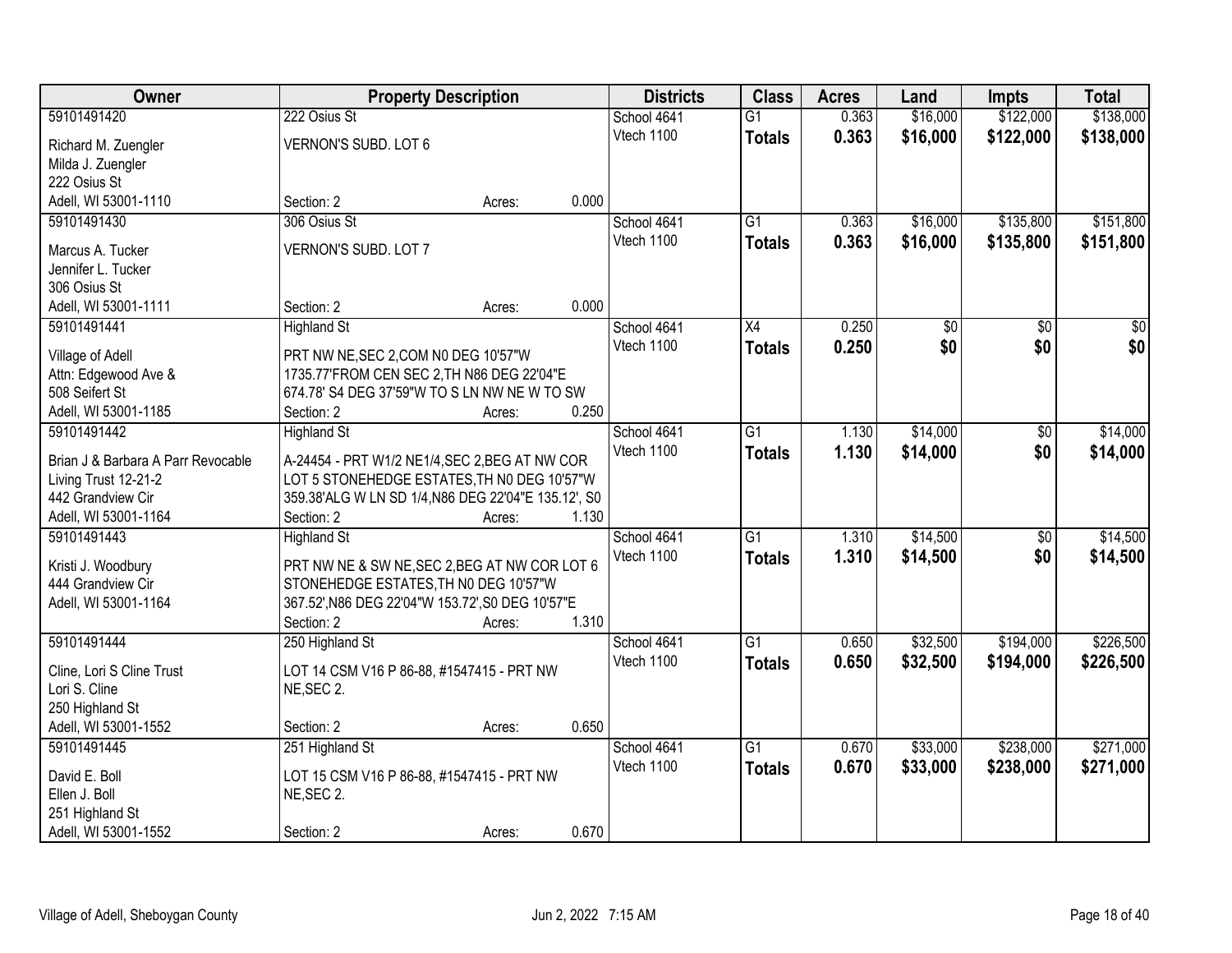| Owner | Property Description | Districts | Class | Acres | Land | Impts | Total |
|---|---|---|---|---|---|---|---|
| 59101491420<br>Richard M. Zuengler<br>Milda J. Zuengler<br>222 Osius St<br>Adell, WI 53001-1110 | 222 Osius St<br>VERNON'S SUBD. LOT 6<br>Section: 2 Acres: 0.000 | School 4641<br>Vtech 1100 | G1<br>**Totals** | 0.363<br>**0.363** | $16,000<br>**$16,000** | $122,000<br>**$122,000** | $138,000<br>**$138,000** |
| 59101491430<br>Marcus A. Tucker<br>Jennifer L. Tucker<br>306 Osius St<br>Adell, WI 53001-1111 | 306 Osius St<br>VERNON'S SUBD. LOT 7<br>Section: 2 Acres: 0.000 | School 4641<br>Vtech 1100 | G1<br>**Totals** | 0.363<br>**0.363** | $16,000<br>**$16,000** | $135,800<br>**$135,800** | $151,800<br>**$151,800** |
| 59101491441<br>Village of Adell<br>Attn: Edgewood Ave &<br>508 Seifert St<br>Adell, WI 53001-1185 | Highland St<br>PRT NW NE,SEC 2,COM N0 DEG 10'57"W 1735.77'FROM CEN SEC 2,TH N86 DEG 22'04"E 674.78' S4 DEG 37'59"W TO S LN NW NE W TO SW<br>Section: 2 Acres: 0.250 | School 4641<br>Vtech 1100 | X4<br>**Totals** | 0.250<br>**0.250** | $0<br>**$0** | $0<br>**$0** | $0<br>**$0** |
| 59101491442<br>Brian J & Barbara A Parr Revocable Living Trust 12-21-2<br>442 Grandview Cir<br>Adell, WI 53001-1164 | Highland St<br>A-24454 - PRT W1/2 NE1/4,SEC 2,BEG AT NW COR LOT 5 STONEHEDGE ESTATES,TH N0 DEG 10'57"W 359.38'ALG W LN SD 1/4,N86 DEG 22'04"E 135.12', S0<br>Section: 2 Acres: 1.130 | School 4641<br>Vtech 1100 | G1<br>**Totals** | 1.130<br>**1.130** | $14,000<br>**$14,000** | $0<br>**$0** | $14,000<br>**$14,000** |
| 59101491443<br>Kristi J. Woodbury<br>444 Grandview Cir<br>Adell, WI 53001-1164 | Highland St<br>PRT NW NE & SW NE,SEC 2,BEG AT NW COR LOT 6 STONEHEDGE ESTATES,TH N0 DEG 10'57"W 367.52',N86 DEG 22'04"W 153.72',S0 DEG 10'57"E<br>Section: 2 Acres: 1.310 | School 4641<br>Vtech 1100 | G1<br>**Totals** | 1.310<br>**1.310** | $14,500<br>**$14,500** | $0<br>**$0** | $14,500<br>**$14,500** |
| 59101491444<br>Cline, Lori S Cline Trust<br>Lori S. Cline<br>250 Highland St<br>Adell, WI 53001-1552 | 250 Highland St<br>LOT 14 CSM V16 P 86-88, #1547415 - PRT NW NE,SEC 2.<br>Section: 2 Acres: 0.650 | School 4641<br>Vtech 1100 | G1<br>**Totals** | 0.650<br>**0.650** | $32,500<br>**$32,500** | $194,000<br>**$194,000** | $226,500<br>**$226,500** |
| 59101491445<br>David E. Boll<br>Ellen J. Boll<br>251 Highland St<br>Adell, WI 53001-1552 | 251 Highland St<br>LOT 15 CSM V16 P 86-88, #1547415 - PRT NW NE,SEC 2.<br>Section: 2 Acres: 0.670 | School 4641<br>Vtech 1100 | G1<br>**Totals** | 0.670<br>**0.670** | $33,000<br>**$33,000** | $238,000<br>**$238,000** | $271,000<br>**$271,000** |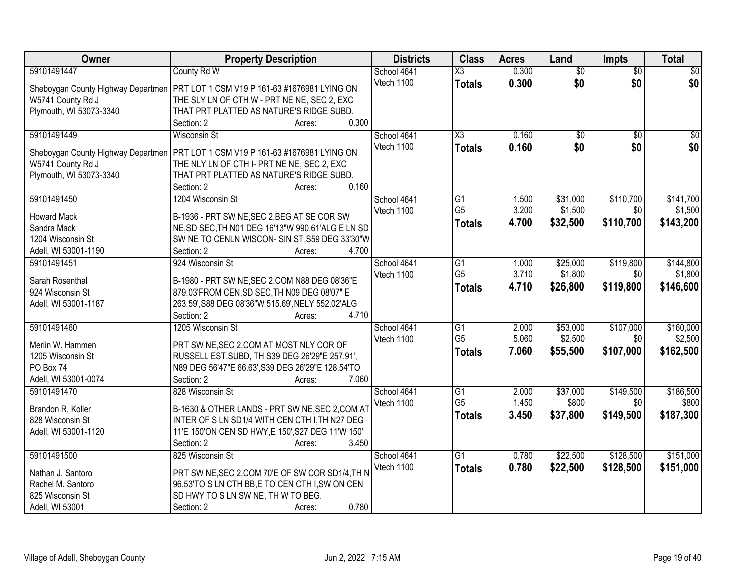| Owner | Property Description | Districts | Class | Acres | Land | Impts | Total |
|---|---|---|---|---|---|---|---|
| 59101491447<br>Sheboygan County Highway Departmen<br>W5741 County Rd J<br>Plymouth, WI 53073-3340 | County Rd W<br>PRT LOT 1 CSM V19 P 161-63 #1676981 LYING ON THE SLY LN OF CTH W - PRT NE NE, SEC 2, EXC THAT PRT PLATTED AS NATURE'S RIDGE SUBD.<br>Section: 2 Acres: 0.300 | School 4641<br>Vtech 1100 | X3<br>**Totals** | 0.300<br>**0.300** | $0<br>**$0** | $0<br>**$0** | $0<br>**$0** |
| 59101491449<br>Sheboygan County Highway Departmen<br>W5741 County Rd J<br>Plymouth, WI 53073-3340 | Wisconsin St<br>PRT LOT 1 CSM V19 P 161-63 #1676981 LYING ON THE NLY LN OF CTH I- PRT NE NE, SEC 2, EXC THAT PRT PLATTED AS NATURE'S RIDGE SUBD.<br>Section: 2 Acres: 0.160 | School 4641<br>Vtech 1100 | X3<br>**Totals** | 0.160<br>**0.160** | $0<br>**$0** | $0<br>**$0** | $0<br>**$0** |
| 59101491450<br>Howard Mack<br>Sandra Mack<br>1204 Wisconsin St<br>Adell, WI 53001-1190 | 1204 Wisconsin St<br>B-1936 - PRT SW NE,SEC 2,BEG AT SE COR SW NE,SD SEC,TH N01 DEG 16'13"W 990.61'ALG E LN SD SW NE TO CENLN WISCON- SIN ST,S59 DEG 33'30"W<br>Section: 2 Acres: 4.700 | School 4641<br>Vtech 1100 | G1<br>G5<br>**Totals** | 1.500<br>3.200<br>**4.700** | $31,000<br>$1,500<br>**$32,500** | $110,700<br>$0<br>**$110,700** | $141,700<br>$1,500<br>**$143,200** |
| 59101491451<br>Sarah Rosenthal<br>924 Wisconsin St<br>Adell, WI 53001-1187 | 924 Wisconsin St<br>B-1980 - PRT SW NE,SEC 2,COM N88 DEG 08'36"E 879.03'FROM CEN,SD SEC,TH N09 DEG 08'07" E 263.59',S88 DEG 08'36"W 515.69',NELY 552.02'ALG<br>Section: 2 Acres: 4.710 | School 4641<br>Vtech 1100 | G1<br>G5<br>**Totals** | 1.000<br>3.710<br>**4.710** | $25,000<br>$1,800<br>**$26,800** | $119,800<br>$0<br>**$119,800** | $144,800<br>$1,800<br>**$146,600** |
| 59101491460<br>Merlin W. Hammen<br>1205 Wisconsin St<br>PO Box 74<br>Adell, WI 53001-0074 | 1205 Wisconsin St<br>PRT SW NE,SEC 2,COM AT MOST NLY COR OF RUSSELL EST.SUBD, TH S39 DEG 26'29"E 257.91', N89 DEG 56'47"E 66.63',S39 DEG 26'29"E 128.54'TO<br>Section: 2 Acres: 7.060 | School 4641<br>Vtech 1100 | G1<br>G5<br>**Totals** | 2.000<br>5.060<br>**7.060** | $53,000<br>$2,500<br>**$55,500** | $107,000<br>$0<br>**$107,000** | $160,000<br>$2,500<br>**$162,500** |
| 59101491470<br>Brandon R. Koller<br>828 Wisconsin St<br>Adell, WI 53001-1120 | 828 Wisconsin St<br>B-1630 & OTHER LANDS - PRT SW NE,SEC 2,COM AT INTER OF S LN SD1/4 WITH CEN CTH I,TH N27 DEG 11'E 150'ON CEN SD HWY,E 150',S27 DEG 11'W 150'<br>Section: 2 Acres: 3.450 | School 4641<br>Vtech 1100 | G1<br>G5<br>**Totals** | 2.000<br>1.450<br>**3.450** | $37,000<br>$800<br>**$37,800** | $149,500<br>$0<br>**$149,500** | $186,500<br>$800<br>**$187,300** |
| 59101491500<br>Nathan J. Santoro<br>Rachel M. Santoro<br>825 Wisconsin St<br>Adell, WI 53001 | 825 Wisconsin St<br>PRT SW NE,SEC 2,COM 70'E OF SW COR SD1/4,TH N 96.53'TO S LN CTH BB,E TO CEN CTH I,SW ON CEN SD HWY TO S LN SW NE, TH W TO BEG.<br>Section: 2 Acres: 0.780 | School 4641<br>Vtech 1100 | G1<br>**Totals** | 0.780<br>**0.780** | $22,500<br>**$22,500** | $128,500<br>**$128,500** | $151,000<br>**$151,000** |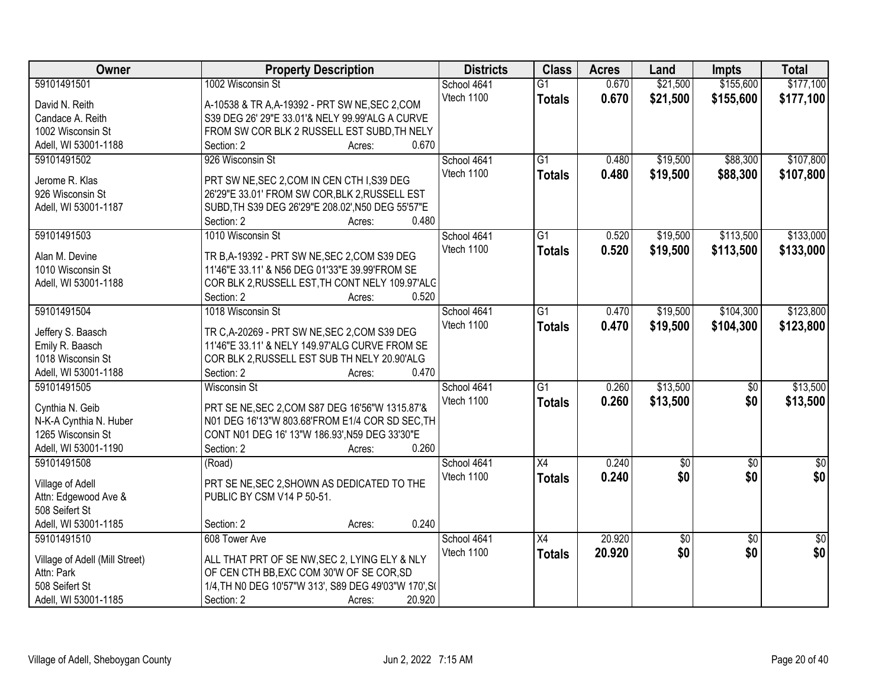| Owner | Property Description | Districts | Class | Acres | Land | Impts | Total |
|---|---|---|---|---|---|---|---|
| 59101491501<br>David N. Reith<br>Candace A. Reith<br>1002 Wisconsin St<br>Adell, WI 53001-1188 | 1002 Wisconsin St<br>A-10538 & TR A,A-19392 - PRT SW NE,SEC 2,COM S39 DEG 26' 29"E 33.01'& NELY 99.99'ALG A CURVE FROM SW COR BLK 2 RUSSELL EST SUBD,TH NELY<br>Section: 2 Acres: 0.670 | School 4641<br>Vtech 1100 | G1<br>**Totals** | 0.670<br>**0.670** | $21,500<br>**$21,500** | $155,600<br>**$155,600** | $177,100<br>**$177,100** |
| 59101491502<br>Jerome R. Klas<br>926 Wisconsin St<br>Adell, WI 53001-1187 | 926 Wisconsin St<br>PRT SW NE,SEC 2,COM IN CEN CTH I,S39 DEG 26'29"E 33.01' FROM SW COR,BLK 2,RUSSELL EST SUBD,TH S39 DEG 26'29"E 208.02',N50 DEG 55'57"E<br>Section: 2 Acres: 0.480 | School 4641<br>Vtech 1100 | G1<br>**Totals** | 0.480<br>**0.480** | $19,500<br>**$19,500** | $88,300<br>**$88,300** | $107,800<br>**$107,800** |
| 59101491503<br>Alan M. Devine<br>1010 Wisconsin St<br>Adell, WI 53001-1188 | 1010 Wisconsin St<br>TR B,A-19392 - PRT SW NE,SEC 2,COM S39 DEG 11'46"E 33.11' & N56 DEG 01'33"E 39.99'FROM SE COR BLK 2,RUSSELL EST,TH CONT NELY 109.97'ALG<br>Section: 2 Acres: 0.520 | School 4641<br>Vtech 1100 | G1<br>**Totals** | 0.520<br>**0.520** | $19,500<br>**$19,500** | $113,500<br>**$113,500** | $133,000<br>**$133,000** |
| 59101491504<br>Jeffery S. Baasch<br>Emily R. Baasch<br>1018 Wisconsin St<br>Adell, WI 53001-1188 | 1018 Wisconsin St<br>TR C,A-20269 - PRT SW NE,SEC 2,COM S39 DEG 11'46"E 33.11' & NELY 149.97'ALG CURVE FROM SE COR BLK 2,RUSSELL EST SUB TH NELY 20.90'ALG<br>Section: 2 Acres: 0.470 | School 4641<br>Vtech 1100 | G1<br>**Totals** | 0.470<br>**0.470** | $19,500<br>**$19,500** | $104,300<br>**$104,300** | $123,800<br>**$123,800** |
| 59101491505<br>Cynthia N. Geib<br>N-K-A Cynthia N. Huber<br>1265 Wisconsin St<br>Adell, WI 53001-1190 | Wisconsin St<br>PRT SE NE,SEC 2,COM S87 DEG 16'56"W 1315.87'& N01 DEG 16'13"W 803.68'FROM E1/4 COR SD SEC,TH CONT N01 DEG 16' 13"W 186.93',N59 DEG 33'30"E<br>Section: 2 Acres: 0.260 | School 4641<br>Vtech 1100 | G1<br>**Totals** | 0.260<br>**0.260** | $13,500<br>**$13,500** | $0<br>**$0** | $13,500<br>**$13,500** |
| 59101491508<br>Village of Adell<br>Attn: Edgewood Ave &<br>508 Seifert St<br>Adell, WI 53001-1185 | (Road)<br>PRT SE NE,SEC 2,SHOWN AS DEDICATED TO THE PUBLIC BY CSM V14 P 50-51.<br>Section: 2 Acres: 0.240 | School 4641<br>Vtech 1100 | X4<br>**Totals** | 0.240<br>**0.240** | $0<br>**$0** | $0<br>**$0** | $0<br>**$0** |
| 59101491510<br>Village of Adell (Mill Street)<br>Attn: Park<br>508 Seifert St<br>Adell, WI 53001-1185 | 608 Tower Ave<br>ALL THAT PRT OF SE NW,SEC 2, LYING ELY & NLY OF CEN CTH BB,EXC COM 30'W OF SE COR,SD 1/4,TH N0 DEG 10'57"W 313', S89 DEG 49'03"W 170',S(<br>Section: 2 Acres: 20.920 | School 4641<br>Vtech 1100 | X4<br>**Totals** | 20.920<br>**20.920** | $0<br>**$0** | $0<br>**$0** | $0<br>**$0** |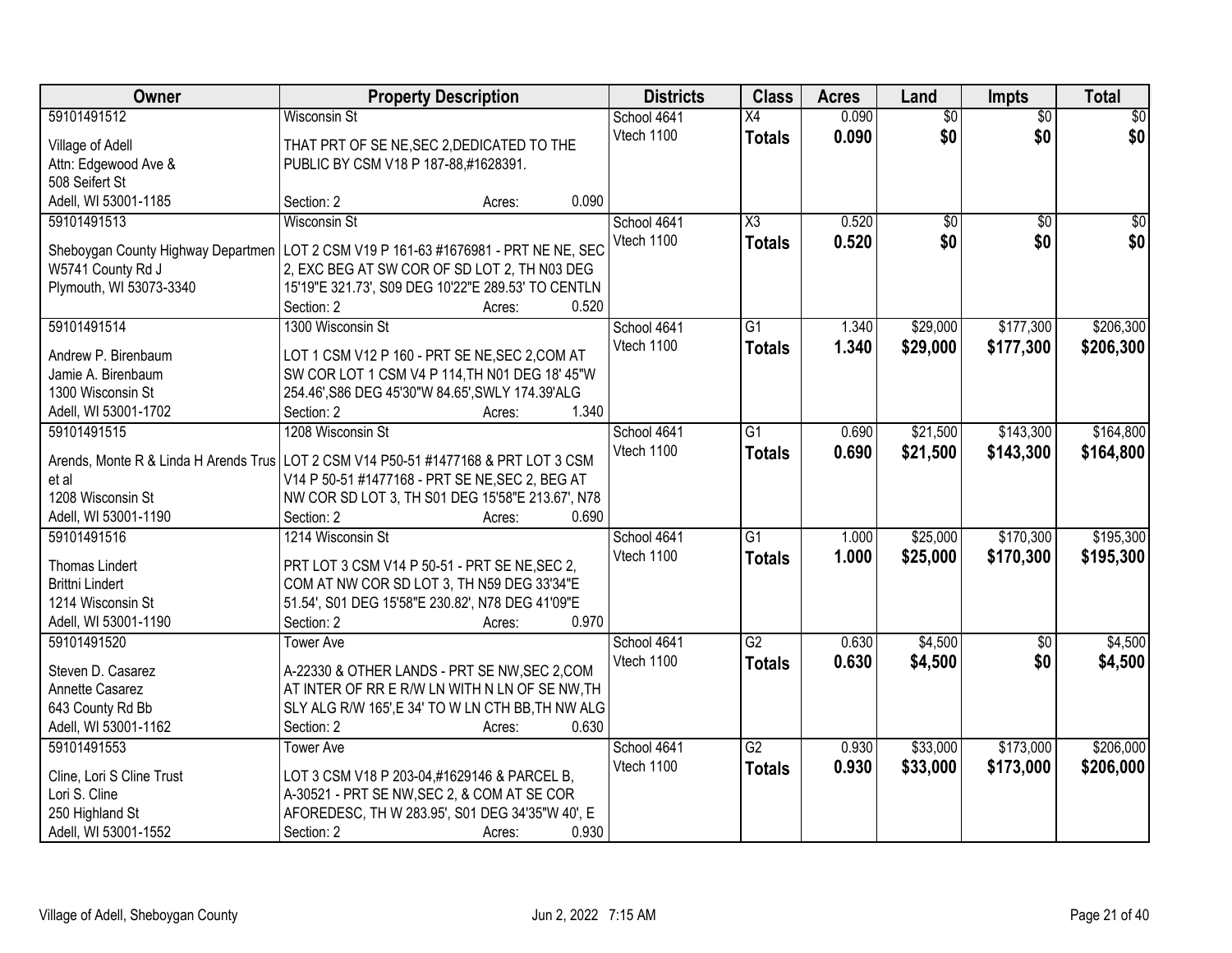| Owner | Property Description | Districts | Class | Acres | Land | Impts | Total |
|---|---|---|---|---|---|---|---|
| 59101491512<br>Village of Adell<br>Attn: Edgewood Ave &<br>508 Seifert St<br>Adell, WI 53001-1185 | Wisconsin St<br>THAT PRT OF SE NE,SEC 2,DEDICATED TO THE PUBLIC BY CSM V18 P 187-88,#1628391.<br>Section: 2 Acres: 0.090 | School 4641<br>Vtech 1100 | X4<br>**Totals** | 0.090<br>**0.090** | $0<br>**$0** | $0<br>**$0** | $0<br>**$0** |
| 59101491513<br>Sheboygan County Highway Departmen<br>W5741 County Rd J<br>Plymouth, WI 53073-3340 | Wisconsin St<br>LOT 2 CSM V19 P 161-63 #1676981 - PRT NE NE, SEC 2, EXC BEG AT SW COR OF SD LOT 2, TH N03 DEG 15'19"E 321.73', S09 DEG 10'22"E 289.53' TO CENTLN<br>Section: 2 Acres: 0.520 | School 4641<br>Vtech 1100 | X3<br>**Totals** | 0.520<br>**0.520** | $0<br>**$0** | $0<br>**$0** | $0<br>**$0** |
| 59101491514<br>Andrew P. Birenbaum<br>Jamie A. Birenbaum<br>1300 Wisconsin St<br>Adell, WI 53001-1702 | 1300 Wisconsin St<br>LOT 1 CSM V12 P 160 - PRT SE NE,SEC 2,COM AT SW COR LOT 1 CSM V4 P 114,TH N01 DEG 18' 45"W 254.46',S86 DEG 45'30"W 84.65',SWLY 174.39'ALG<br>Section: 2 Acres: 1.340 | School 4641<br>Vtech 1100 | G1<br>**Totals** | 1.340<br>**1.340** | $29,000<br>**$29,000** | $177,300<br>**$177,300** | $206,300<br>**$206,300** |
| 59101491515<br>Arends, Monte R & Linda H Arends Trus et al<br>1208 Wisconsin St<br>Adell, WI 53001-1190 | 1208 Wisconsin St<br>LOT 2 CSM V14 P50-51 #1477168 & PRT LOT 3 CSM V14 P 50-51 #1477168 - PRT SE NE,SEC 2, BEG AT NW COR SD LOT 3, TH S01 DEG 15'58"E 213.67', N78<br>Section: 2 Acres: 0.690 | School 4641<br>Vtech 1100 | G1<br>**Totals** | 0.690<br>**0.690** | $21,500<br>**$21,500** | $143,300<br>**$143,300** | $164,800<br>**$164,800** |
| 59101491516<br>Thomas Lindert<br>Brittni Lindert<br>1214 Wisconsin St<br>Adell, WI 53001-1190 | 1214 Wisconsin St<br>PRT LOT 3 CSM V14 P 50-51 - PRT SE NE,SEC 2, COM AT NW COR SD LOT 3, TH N59 DEG 33'34"E 51.54', S01 DEG 15'58"E 230.82', N78 DEG 41'09"E<br>Section: 2 Acres: 0.970 | School 4641<br>Vtech 1100 | G1<br>**Totals** | 1.000<br>**1.000** | $25,000<br>**$25,000** | $170,300<br>**$170,300** | $195,300<br>**$195,300** |
| 59101491520<br>Steven D. Casarez<br>Annette Casarez<br>643 County Rd Bb<br>Adell, WI 53001-1162 | Tower Ave<br>A-22330 & OTHER LANDS - PRT SE NW,SEC 2,COM AT INTER OF RR E R/W LN WITH N LN OF SE NW,TH SLY ALG R/W 165',E 34' TO W LN CTH BB,TH NW ALG<br>Section: 2 Acres: 0.630 | School 4641<br>Vtech 1100 | G2<br>**Totals** | 0.630<br>**0.630** | $4,500<br>**$4,500** | $0<br>**$0** | $4,500<br>**$4,500** |
| 59101491553<br>Cline, Lori S Cline Trust<br>Lori S. Cline<br>250 Highland St<br>Adell, WI 53001-1552 | Tower Ave<br>LOT 3 CSM V18 P 203-04,#1629146 & PARCEL B, A-30521 - PRT SE NW,SEC 2, & COM AT SE COR AFOREDESC, TH W 283.95', S01 DEG 34'35"W 40', E<br>Section: 2 Acres: 0.930 | School 4641<br>Vtech 1100 | G2<br>**Totals** | 0.930<br>**0.930** | $33,000<br>**$33,000** | $173,000<br>**$173,000** | $206,000<br>**$206,000** |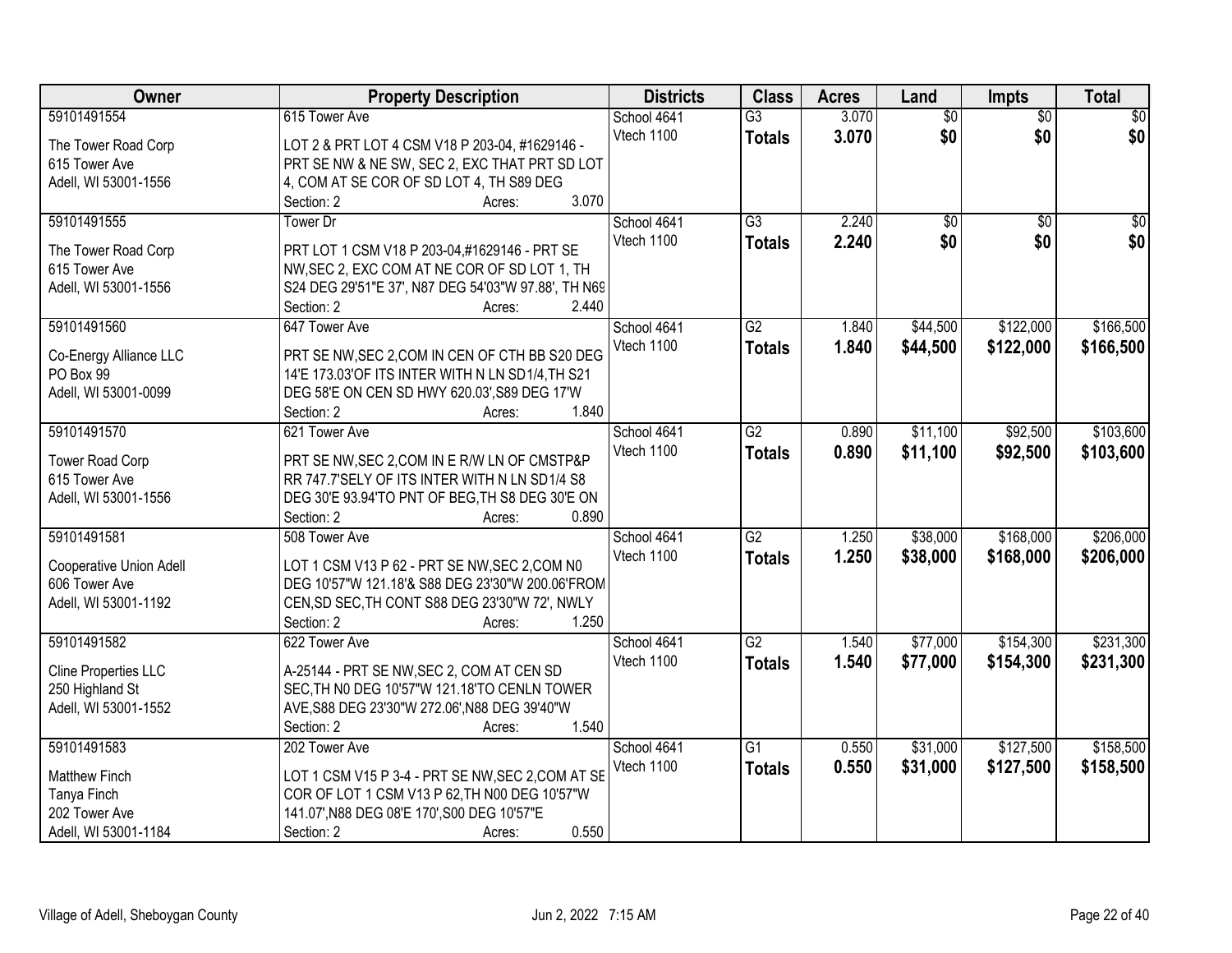| Owner | Property Description | Districts | Class | Acres | Land | Impts | Total |
|---|---|---|---|---|---|---|---|
| 59101491554<br>The Tower Road Corp<br>615 Tower Ave<br>Adell, WI 53001-1556 | 615 Tower Ave<br>LOT 2 & PRT LOT 4 CSM V18 P 203-04, #1629146 - PRT SE NW & NE SW, SEC 2, EXC THAT PRT SD LOT 4, COM AT SE COR OF SD LOT 4, TH S89 DEG<br>Section: 2 Acres: 3.070 | School 4641<br>Vtech 1100 | G3<br>**Totals** | 3.070<br>**3.070** | $0<br>**$0** | $0<br>**$0** | $0<br>**$0** |
| 59101491555<br>The Tower Road Corp<br>615 Tower Ave<br>Adell, WI 53001-1556 | Tower Dr<br>PRT LOT 1 CSM V18 P 203-04,#1629146 - PRT SE NW,SEC 2, EXC COM AT NE COR OF SD LOT 1, TH S24 DEG 29'51"E 37', N87 DEG 54'03"W 97.88', TH N69<br>Section: 2 Acres: 2.440 | School 4641<br>Vtech 1100 | G3<br>**Totals** | 2.240<br>**2.240** | $0<br>**$0** | $0<br>**$0** | $0<br>**$0** |
| 59101491560<br>Co-Energy Alliance LLC<br>PO Box 99<br>Adell, WI 53001-0099 | 647 Tower Ave<br>PRT SE NW,SEC 2,COM IN CEN OF CTH BB S20 DEG 14'E 173.03'OF ITS INTER WITH N LN SD1/4,TH S21 DEG 58'E ON CEN SD HWY 620.03',S89 DEG 17'W<br>Section: 2 Acres: 1.840 | School 4641<br>Vtech 1100 | G2<br>**Totals** | 1.840<br>**1.840** | $44,500<br>**$44,500** | $122,000<br>**$122,000** | $166,500<br>**$166,500** |
| 59101491570<br>Tower Road Corp<br>615 Tower Ave<br>Adell, WI 53001-1556 | 621 Tower Ave<br>PRT SE NW,SEC 2,COM IN E R/W LN OF CMSTP&P RR 747.7'SELY OF ITS INTER WITH N LN SD1/4 S8 DEG 30'E 93.94'TO PNT OF BEG,TH S8 DEG 30'E ON<br>Section: 2 Acres: 0.890 | School 4641<br>Vtech 1100 | G2<br>**Totals** | 0.890<br>**0.890** | $11,100<br>**$11,100** | $92,500<br>**$92,500** | $103,600<br>**$103,600** |
| 59101491581<br>Cooperative Union Adell<br>606 Tower Ave<br>Adell, WI 53001-1192 | 508 Tower Ave<br>LOT 1 CSM V13 P 62 - PRT SE NW,SEC 2,COM N0 DEG 10'57"W 121.18'& S88 DEG 23'30"W 200.06'FROM CEN,SD SEC,TH CONT S88 DEG 23'30"W 72', NWLY<br>Section: 2 Acres: 1.250 | School 4641<br>Vtech 1100 | G2<br>**Totals** | 1.250<br>**1.250** | $38,000<br>**$38,000** | $168,000<br>**$168,000** | $206,000<br>**$206,000** |
| 59101491582<br>Cline Properties LLC<br>250 Highland St<br>Adell, WI 53001-1552 | 622 Tower Ave<br>A-25144 - PRT SE NW,SEC 2, COM AT CEN SD SEC,TH N0 DEG 10'57"W 121.18'TO CENLN TOWER AVE,S88 DEG 23'30"W 272.06',N88 DEG 39'40"W<br>Section: 2 Acres: 1.540 | School 4641<br>Vtech 1100 | G2<br>**Totals** | 1.540<br>**1.540** | $77,000<br>**$77,000** | $154,300<br>**$154,300** | $231,300<br>**$231,300** |
| 59101491583<br>Matthew Finch<br>Tanya Finch<br>202 Tower Ave<br>Adell, WI 53001-1184 | 202 Tower Ave<br>LOT 1 CSM V15 P 3-4 - PRT SE NW,SEC 2,COM AT SE COR OF LOT 1 CSM V13 P 62,TH N00 DEG 10'57"W 141.07',N88 DEG 08'E 170',S00 DEG 10'57"E<br>Section: 2 Acres: 0.550 | School 4641<br>Vtech 1100 | G1<br>**Totals** | 0.550<br>**0.550** | $31,000<br>**$31,000** | $127,500<br>**$127,500** | $158,500<br>**$158,500** |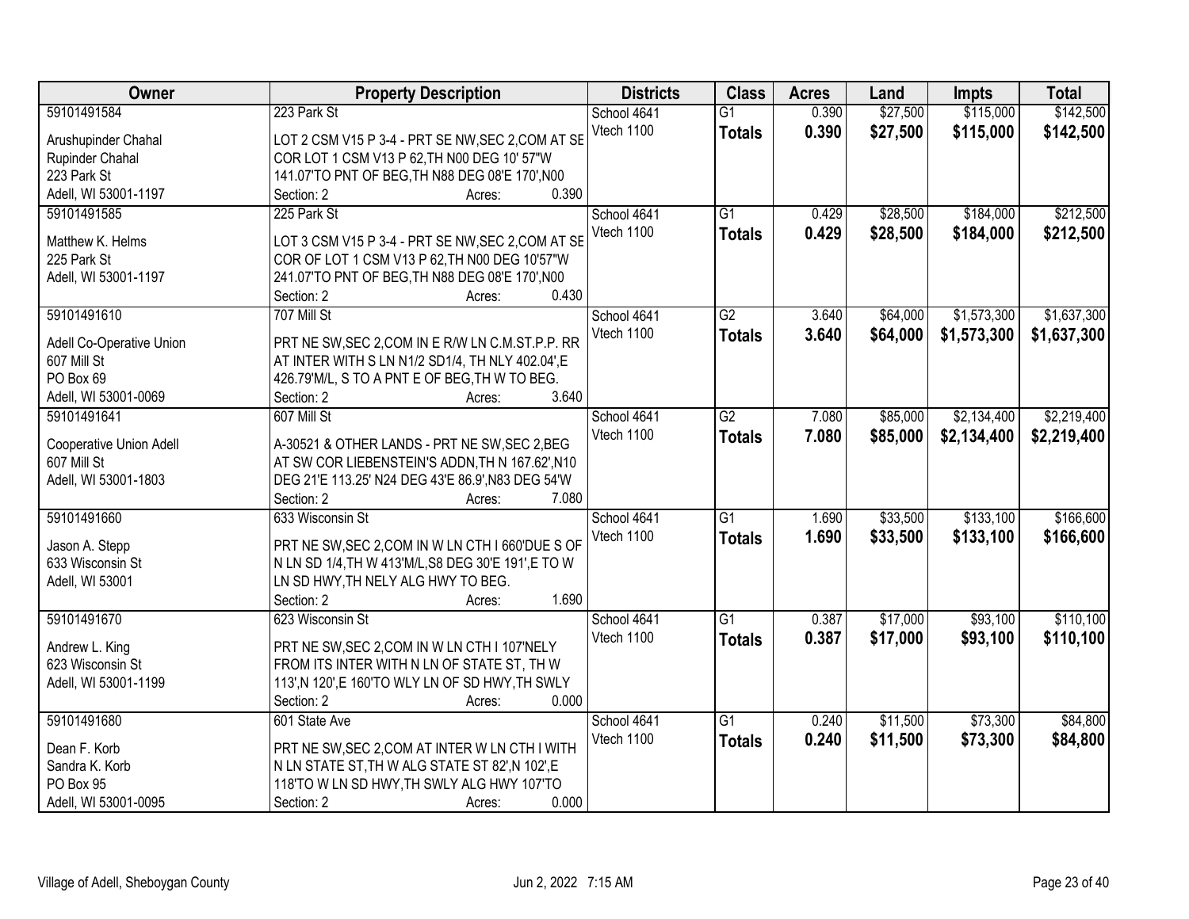| Owner | Property Description | Districts | Class | Acres | Land | Impts | Total |
|---|---|---|---|---|---|---|---|
| 59101491584<br><br>Arushupinder Chahal<br>Rupinder Chahal<br>223 Park St<br>Adell, WI 53001-1197 | 223 Park St<br><br>LOT 2 CSM V15 P 3-4 - PRT SE NW,SEC 2,COM AT SE COR LOT 1 CSM V13 P 62,TH N00 DEG 10' 57"W 141.07'TO PNT OF BEG,TH N88 DEG 08'E 170',N00<br>Section: 2 Acres: 0.390 | School 4641<br>Vtech 1100 | G1<br>**Totals** | 0.390<br>**0.390** | $27,500<br>**$27,500** | $115,000<br>**$115,000** | $142,500<br>**$142,500** |
| 59101491585<br><br>Matthew K. Helms<br>225 Park St<br>Adell, WI 53001-1197 | 225 Park St<br><br>LOT 3 CSM V15 P 3-4 - PRT SE NW,SEC 2,COM AT SE COR OF LOT 1 CSM V13 P 62,TH N00 DEG 10'57"W 241.07'TO PNT OF BEG,TH N88 DEG 08'E 170',N00<br>Section: 2 Acres: 0.430 | School 4641<br>Vtech 1100 | G1<br>**Totals** | 0.429<br>**0.429** | $28,500<br>**$28,500** | $184,000<br>**$184,000** | $212,500<br>**$212,500** |
| 59101491610<br><br>Adell Co-Operative Union<br>607 Mill St<br>PO Box 69<br>Adell, WI 53001-0069 | 707 Mill St<br><br>PRT NE SW,SEC 2,COM IN E R/W LN C.M.ST.P.P. RR AT INTER WITH S LN N1/2 SD1/4, TH NLY 402.04',E 426.79'M/L, S TO A PNT E OF BEG,TH W TO BEG.<br>Section: 2 Acres: 3.640 | School 4641<br>Vtech 1100 | G2<br>**Totals** | 3.640<br>**3.640** | $64,000<br>**$64,000** | $1,573,300<br>**$1,573,300** | $1,637,300<br>**$1,637,300** |
| 59101491641<br><br>Cooperative Union Adell<br>607 Mill St<br>Adell, WI 53001-1803 | 607 Mill St<br><br>A-30521 & OTHER LANDS - PRT NE SW,SEC 2,BEG AT SW COR LIEBENSTEIN'S ADDN,TH N 167.62',N10 DEG 21'E 113.25' N24 DEG 43'E 86.9',N83 DEG 54'W<br>Section: 2 Acres: 7.080 | School 4641<br>Vtech 1100 | G2<br>**Totals** | 7.080<br>**7.080** | $85,000<br>**$85,000** | $2,134,400<br>**$2,134,400** | $2,219,400<br>**$2,219,400** |
| 59101491660<br><br>Jason A. Stepp<br>633 Wisconsin St<br>Adell, WI 53001 | 633 Wisconsin St<br><br>PRT NE SW,SEC 2,COM IN W LN CTH I 660'DUE S OF N LN SD 1/4,TH W 413'M/L,S8 DEG 30'E 191',E TO W LN SD HWY,TH NELY ALG HWY TO BEG.<br>Section: 2 Acres: 1.690 | School 4641<br>Vtech 1100 | G1<br>**Totals** | 1.690<br>**1.690** | $33,500<br>**$33,500** | $133,100<br>**$133,100** | $166,600<br>**$166,600** |
| 59101491670<br><br>Andrew L. King<br>623 Wisconsin St<br>Adell, WI 53001-1199 | 623 Wisconsin St<br><br>PRT NE SW,SEC 2,COM IN W LN CTH I 107'NELY FROM ITS INTER WITH N LN OF STATE ST, TH W 113',N 120',E 160'TO WLY LN OF SD HWY,TH SWLY<br>Section: 2 Acres: 0.000 | School 4641<br>Vtech 1100 | G1<br>**Totals** | 0.387<br>**0.387** | $17,000<br>**$17,000** | $93,100<br>**$93,100** | $110,100<br>**$110,100** |
| 59101491680<br><br>Dean F. Korb<br>Sandra K. Korb<br>PO Box 95<br>Adell, WI 53001-0095 | 601 State Ave<br><br>PRT NE SW,SEC 2,COM AT INTER W LN CTH I WITH N LN STATE ST,TH W ALG STATE ST 82',N 102',E 118'TO W LN SD HWY,TH SWLY ALG HWY 107'TO<br>Section: 2 Acres: 0.000 | School 4641<br>Vtech 1100 | G1<br>**Totals** | 0.240<br>**0.240** | $11,500<br>**$11,500** | $73,300<br>**$73,300** | $84,800<br>**$84,800** |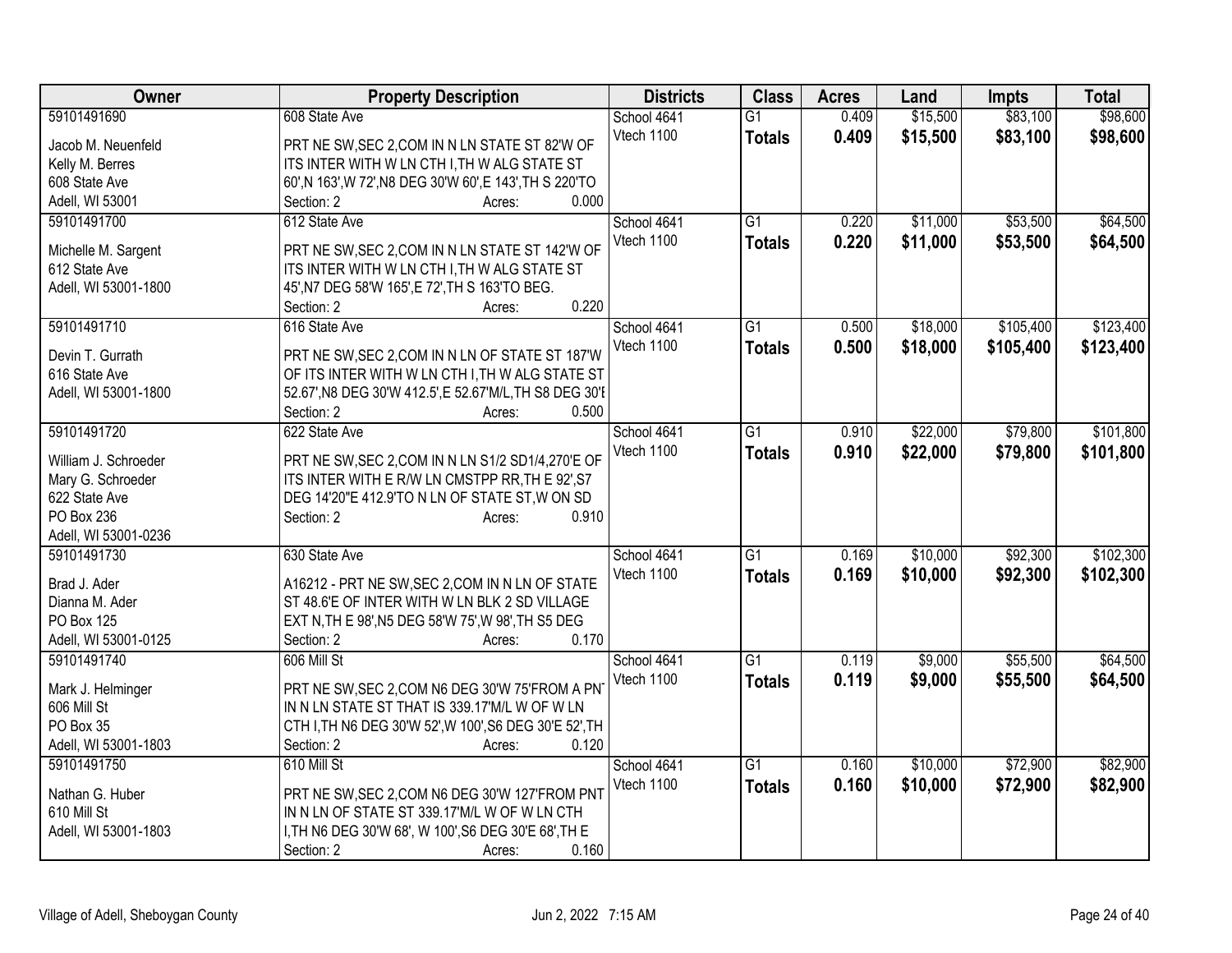| Owner | Property Description | Districts | Class | Acres | Land | Impts | Total |
|---|---|---|---|---|---|---|---|
| 59101491690<br>Jacob M. Neuenfeld<br>Kelly M. Berres<br>608 State Ave<br>Adell, WI 53001 | 608 State Ave<br>PRT NE SW,SEC 2,COM IN N LN STATE ST 82'W OF ITS INTER WITH W LN CTH I,TH W ALG STATE ST 60',N 163',W 72',N8 DEG 30'W 60',E 143',TH S 220'TO<br>Section: 2 Acres: 0.000 | School 4641<br>Vtech 1100 | G1<br>**Totals** | 0.409<br>**0.409** | $15,500<br>**$15,500** | $83,100<br>**$83,100** | $98,600<br>**$98,600** |
| 59101491700<br>Michelle M. Sargent<br>612 State Ave<br>Adell, WI 53001-1800 | 612 State Ave<br>PRT NE SW,SEC 2,COM IN N LN STATE ST 142'W OF ITS INTER WITH W LN CTH I,TH W ALG STATE ST 45',N7 DEG 58'W 165',E 72',TH S 163'TO BEG.<br>Section: 2 Acres: 0.220 | School 4641<br>Vtech 1100 | G1<br>**Totals** | 0.220<br>**0.220** | $11,000<br>**$11,000** | $53,500<br>**$53,500** | $64,500<br>**$64,500** |
| 59101491710<br>Devin T. Gurrath<br>616 State Ave<br>Adell, WI 53001-1800 | 616 State Ave<br>PRT NE SW,SEC 2,COM IN N LN OF STATE ST 187'W OF ITS INTER WITH W LN CTH I,TH W ALG STATE ST 52.67',N8 DEG 30'W 412.5',E 52.67'M/L,TH S8 DEG 30'E<br>Section: 2 Acres: 0.500 | School 4641<br>Vtech 1100 | G1<br>**Totals** | 0.500<br>**0.500** | $18,000<br>**$18,000** | $105,400<br>**$105,400** | $123,400<br>**$123,400** |
| 59101491720<br>William J. Schroeder<br>Mary G. Schroeder<br>622 State Ave<br>PO Box 236<br>Adell, WI 53001-0236 | 622 State Ave<br>PRT NE SW,SEC 2,COM IN N LN S1/2 SD1/4,270'E OF ITS INTER WITH E R/W LN CMSTPP RR,TH E 92',S7 DEG 14'20"E 412.9'TO N LN OF STATE ST,W ON SD<br>Section: 2 Acres: 0.910 | School 4641<br>Vtech 1100 | G1<br>**Totals** | 0.910<br>**0.910** | $22,000<br>**$22,000** | $79,800<br>**$79,800** | $101,800<br>**$101,800** |
| 59101491730<br>Brad J. Ader<br>Dianna M. Ader<br>PO Box 125<br>Adell, WI 53001-0125 | 630 State Ave<br>A16212 - PRT NE SW,SEC 2,COM IN N LN OF STATE ST 48.6'E OF INTER WITH W LN BLK 2 SD VILLAGE EXT N,TH E 98',N5 DEG 58'W 75',W 98',TH S5 DEG<br>Section: 2 Acres: 0.170 | School 4641<br>Vtech 1100 | G1<br>**Totals** | 0.169<br>**0.169** | $10,000<br>**$10,000** | $92,300<br>**$92,300** | $102,300<br>**$102,300** |
| 59101491740<br>Mark J. Helminger<br>606 Mill St<br>PO Box 35<br>Adell, WI 53001-1803 | 606 Mill St<br>PRT NE SW,SEC 2,COM N6 DEG 30'W 75'FROM A PNT IN N LN STATE ST THAT IS 339.17'M/L W OF W LN CTH I,TH N6 DEG 30'W 52',W 100',S6 DEG 30'E 52',TH<br>Section: 2 Acres: 0.120 | School 4641<br>Vtech 1100 | G1<br>**Totals** | 0.119<br>**0.119** | $9,000<br>**$9,000** | $55,500<br>**$55,500** | $64,500<br>**$64,500** |
| 59101491750<br>Nathan G. Huber<br>610 Mill St<br>Adell, WI 53001-1803 | 610 Mill St<br>PRT NE SW,SEC 2,COM N6 DEG 30'W 127'FROM PNT IN N LN OF STATE ST 339.17'M/L W OF W LN CTH I,TH N6 DEG 30'W 68', W 100',S6 DEG 30'E 68',TH E<br>Section: 2 Acres: 0.160 | School 4641<br>Vtech 1100 | G1<br>**Totals** | 0.160<br>**0.160** | $10,000<br>**$10,000** | $72,900<br>**$72,900** | $82,900<br>**$82,900** |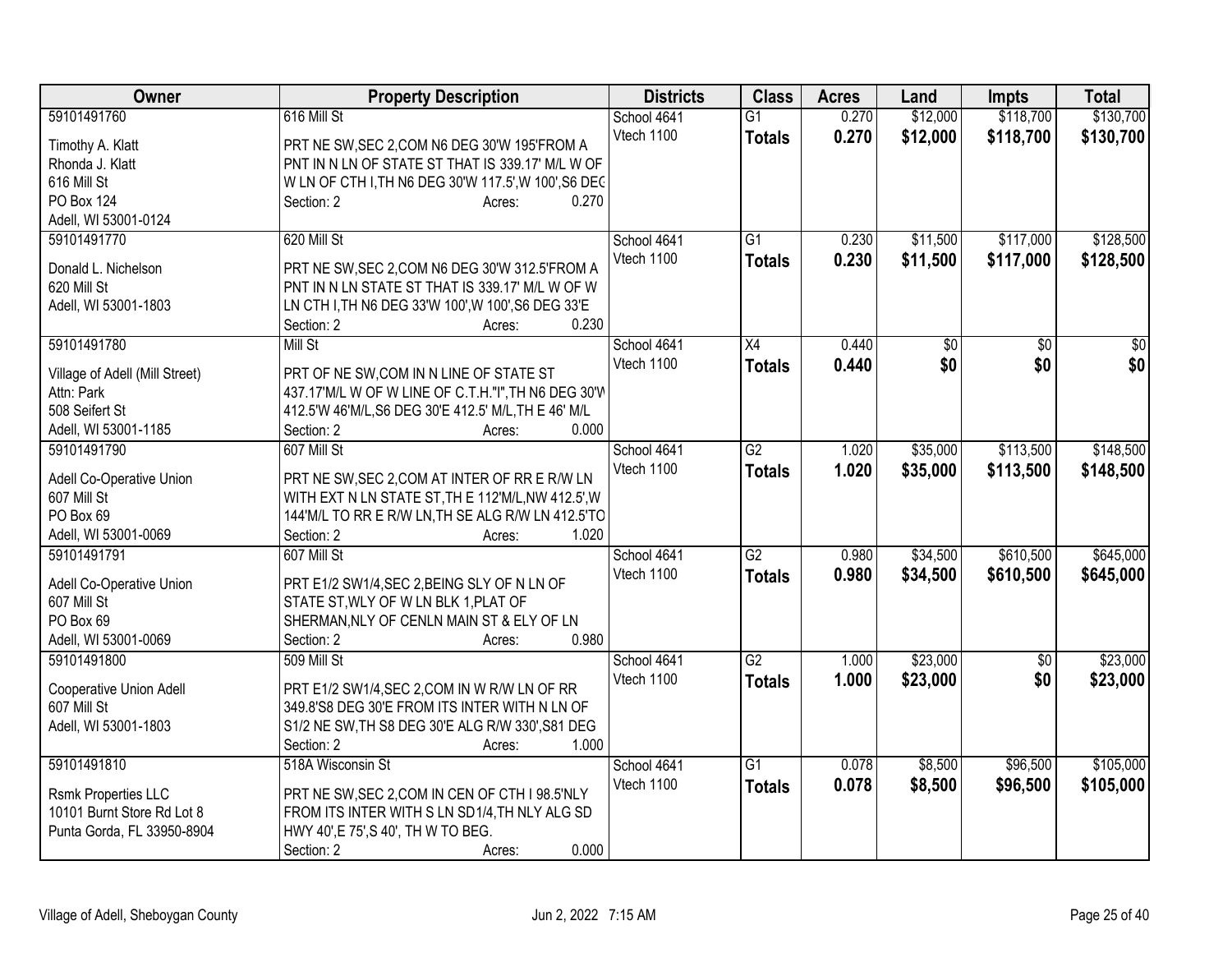| Owner | Property Description | Districts | Class | Acres | Land | Impts | Total |
|---|---|---|---|---|---|---|---|
| 59101491760<br>Timothy A. Klatt<br>Rhonda J. Klatt<br>616 Mill St<br>PO Box 124<br>Adell, WI 53001-0124 | 616 Mill St<br>PRT NE SW,SEC 2,COM N6 DEG 30'W 195'FROM A PNT IN N LN OF STATE ST THAT IS 339.17' M/L W OF W LN OF CTH I,TH N6 DEG 30'W 117.5',W 100',S6 DEG<br>Section: 2 Acres: 0.270 | School 4641<br>Vtech 1100 | G1<br>**Totals** | 0.270<br>**0.270** | $12,000<br>**$12,000** | $118,700<br>**$118,700** | $130,700<br>**$130,700** |
| 59101491770<br>Donald L. Nichelson<br>620 Mill St<br>Adell, WI 53001-1803 | 620 Mill St<br>PRT NE SW,SEC 2,COM N6 DEG 30'W 312.5'FROM A PNT IN N LN STATE ST THAT IS 339.17' M/L W OF W LN CTH I,TH N6 DEG 33'W 100',W 100',S6 DEG 33'E<br>Section: 2 Acres: 0.230 | School 4641<br>Vtech 1100 | G1<br>**Totals** | 0.230<br>**0.230** | $11,500<br>**$11,500** | $117,000<br>**$117,000** | $128,500<br>**$128,500** |
| 59101491780<br>Village of Adell (Mill Street)<br>Attn: Park<br>508 Seifert St<br>Adell, WI 53001-1185 | Mill St<br>PRT OF NE SW,COM IN N LINE OF STATE ST 437.17'M/L W OF W LINE OF C.T.H."I",TH N6 DEG 30'W 412.5'W 46'M/L,S6 DEG 30'E 412.5' M/L,TH E 46' M/L<br>Section: 2 Acres: 0.000 | School 4641<br>Vtech 1100 | X4<br>**Totals** | 0.440<br>**0.440** | $0<br>**$0** | $0<br>**$0** | $0<br>**$0** |
| 59101491790<br>Adell Co-Operative Union<br>607 Mill St<br>PO Box 69<br>Adell, WI 53001-0069 | 607 Mill St<br>PRT NE SW,SEC 2,COM AT INTER OF RR E R/W LN WITH EXT N LN STATE ST,TH E 112'M/L,NW 412.5',W 144'M/L TO RR E R/W LN,TH SE ALG R/W LN 412.5'TO<br>Section: 2 Acres: 1.020 | School 4641<br>Vtech 1100 | G2<br>**Totals** | 1.020<br>**1.020** | $35,000<br>**$35,000** | $113,500<br>**$113,500** | $148,500<br>**$148,500** |
| 59101491791<br>Adell Co-Operative Union<br>607 Mill St<br>PO Box 69<br>Adell, WI 53001-0069 | 607 Mill St<br>PRT E1/2 SW1/4,SEC 2,BEING SLY OF N LN OF STATE ST,WLY OF W LN BLK 1,PLAT OF SHERMAN,NLY OF CENLN MAIN ST & ELY OF LN<br>Section: 2 Acres: 0.980 | School 4641<br>Vtech 1100 | G2<br>**Totals** | 0.980<br>**0.980** | $34,500<br>**$34,500** | $610,500<br>**$610,500** | $645,000<br>**$645,000** |
| 59101491800<br>Cooperative Union Adell<br>607 Mill St<br>Adell, WI 53001-1803 | 509 Mill St<br>PRT E1/2 SW1/4,SEC 2,COM IN W R/W LN OF RR 349.8'S8 DEG 30'E FROM ITS INTER WITH N LN OF S1/2 NE SW,TH S8 DEG 30'E ALG R/W 330',S81 DEG<br>Section: 2 Acres: 1.000 | School 4641<br>Vtech 1100 | G2<br>**Totals** | 1.000<br>**1.000** | $23,000<br>**$23,000** | $0<br>**$0** | $23,000<br>**$23,000** |
| 59101491810<br>Rsmk Properties LLC<br>10101 Burnt Store Rd Lot 8<br>Punta Gorda, FL 33950-8904 | 518A Wisconsin St<br>PRT NE SW,SEC 2,COM IN CEN OF CTH I 98.5'NLY FROM ITS INTER WITH S LN SD1/4,TH NLY ALG SD HWY 40',E 75',S 40', TH W TO BEG.<br>Section: 2 Acres: 0.000 | School 4641<br>Vtech 1100 | G1<br>**Totals** | 0.078<br>**0.078** | $8,500<br>**$8,500** | $96,500<br>**$96,500** | $105,000<br>**$105,000** |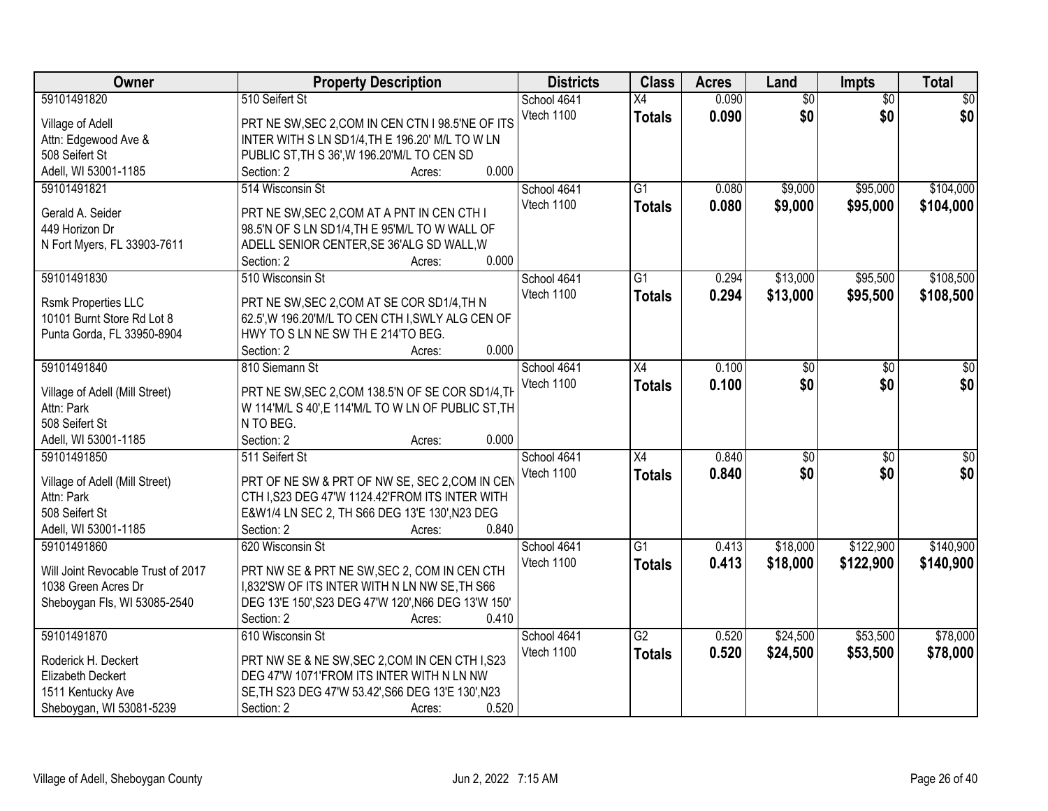| Owner | Property Description | Districts | Class | Acres | Land | Impts | Total |
|---|---|---|---|---|---|---|---|
| 59101491820<br>Village of Adell<br>Attn: Edgewood Ave &<br>508 Seifert St<br>Adell, WI 53001-1185 | 510 Seifert St<br>PRT NE SW,SEC 2,COM IN CEN CTN I 98.5'NE OF ITS INTER WITH S LN SD1/4,TH E 196.20' M/L TO W LN PUBLIC ST,TH S 36',W 196.20'M/L TO CEN SD<br>Section: 2 Acres: 0.000 | School 4641<br>Vtech 1100 | X4<br>**Totals** | 0.090<br>**0.090** | $0<br>**$0** | $0<br>**$0** | $0<br>**$0** |
| 59101491821<br>Gerald A. Seider<br>449 Horizon Dr<br>N Fort Myers, FL 33903-7611 | 514 Wisconsin St<br>PRT NE SW,SEC 2,COM AT A PNT IN CEN CTH I 98.5'N OF S LN SD1/4,TH E 95'M/L TO W WALL OF ADELL SENIOR CENTER,SE 36'ALG SD WALL,W<br>Section: 2 Acres: 0.000 | School 4641<br>Vtech 1100 | G1<br>**Totals** | 0.080<br>**0.080** | $9,000<br>**$9,000** | $95,000<br>**$95,000** | $104,000<br>**$104,000** |
| 59101491830<br>Rsmk Properties LLC<br>10101 Burnt Store Rd Lot 8<br>Punta Gorda, FL 33950-8904 | 510 Wisconsin St<br>PRT NE SW,SEC 2,COM AT SE COR SD1/4,TH N 62.5',W 196.20'M/L TO CEN CTH I,SWLY ALG CEN OF HWY TO S LN NE SW TH E 214'TO BEG.<br>Section: 2 Acres: 0.000 | School 4641<br>Vtech 1100 | G1<br>**Totals** | 0.294<br>**0.294** | $13,000<br>**$13,000** | $95,500<br>**$95,500** | $108,500<br>**$108,500** |
| 59101491840<br>Village of Adell (Mill Street)<br>Attn: Park<br>508 Seifert St<br>Adell, WI 53001-1185 | 810 Siemann St<br>PRT NE SW,SEC 2,COM 138.5'N OF SE COR SD1/4,TH W 114'M/L S 40',E 114'M/L TO W LN OF PUBLIC ST,TH N TO BEG.<br>Section: 2 Acres: 0.000 | School 4641<br>Vtech 1100 | X4<br>**Totals** | 0.100<br>**0.100** | $0<br>**$0** | $0<br>**$0** | $0<br>**$0** |
| 59101491850<br>Village of Adell (Mill Street)<br>Attn: Park<br>508 Seifert St<br>Adell, WI 53001-1185 | 511 Seifert St<br>PRT OF NE SW & PRT OF NW SE, SEC 2,COM IN CEN CTH I,S23 DEG 47'W 1124.42'FROM ITS INTER WITH E&W1/4 LN SEC 2, TH S66 DEG 13'E 130',N23 DEG<br>Section: 2 Acres: 0.840 | School 4641<br>Vtech 1100 | X4<br>**Totals** | 0.840<br>**0.840** | $0<br>**$0** | $0<br>**$0** | $0<br>**$0** |
| 59101491860<br>Will Joint Revocable Trust of 2017<br>1038 Green Acres Dr<br>Sheboygan Fls, WI 53085-2540 | 620 Wisconsin St<br>PRT NW SE & PRT NE SW,SEC 2, COM IN CEN CTH I,832'SW OF ITS INTER WITH N LN NW SE,TH S66 DEG 13'E 150',S23 DEG 47'W 120',N66 DEG 13'W 150'<br>Section: 2 Acres: 0.410 | School 4641<br>Vtech 1100 | G1<br>**Totals** | 0.413<br>**0.413** | $18,000<br>**$18,000** | $122,900<br>**$122,900** | $140,900<br>**$140,900** |
| 59101491870<br>Roderick H. Deckert<br>Elizabeth Deckert<br>1511 Kentucky Ave<br>Sheboygan, WI 53081-5239 | 610 Wisconsin St<br>PRT NW SE & NE SW,SEC 2,COM IN CEN CTH I,S23 DEG 47'W 1071'FROM ITS INTER WITH N LN NW SE,TH S23 DEG 47'W 53.42',S66 DEG 13'E 130',N23<br>Section: 2 Acres: 0.520 | School 4641<br>Vtech 1100 | G2<br>**Totals** | 0.520<br>**0.520** | $24,500<br>**$24,500** | $53,500<br>**$53,500** | $78,000<br>**$78,000** |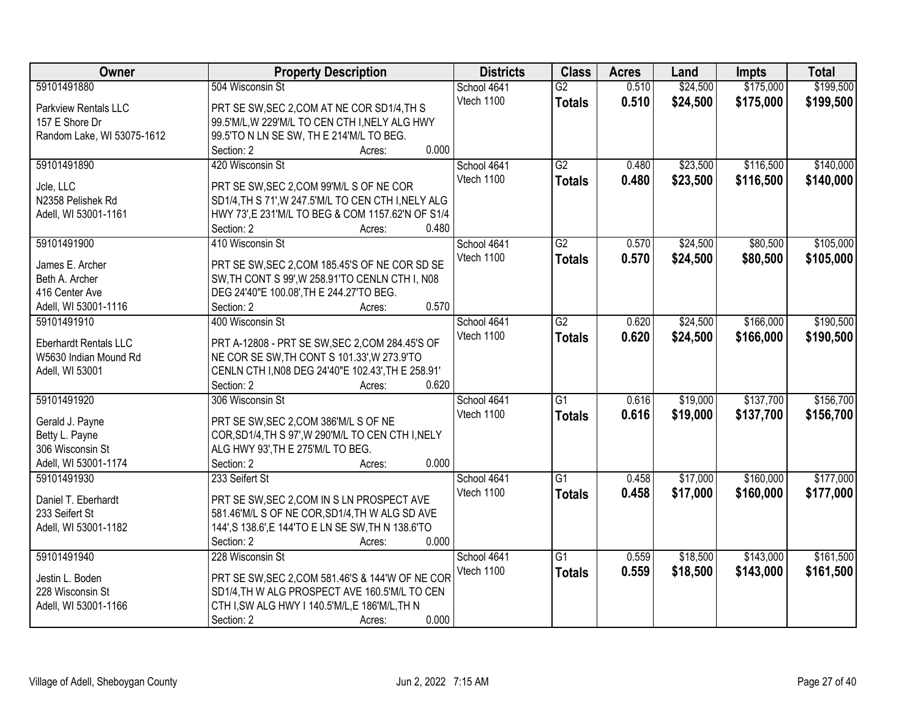| Owner | Property Description | Districts | Class | Acres | Land | Impts | Total |
|---|---|---|---|---|---|---|---|
| 59101491880<br>Parkview Rentals LLC<br>157 E Shore Dr<br>Random Lake, WI 53075-1612 | 504 Wisconsin St<br>PRT SE SW,SEC 2,COM AT NE COR SD1/4,TH S 99.5'M/L,W 229'M/L TO CEN CTH I,NELY ALG HWY 99.5'TO N LN SE SW, TH E 214'M/L TO BEG.<br>Section: 2 Acres: 0.000 | School 4641<br>Vtech 1100 | G2<br>**Totals** | 0.510<br>**0.510** | $24,500<br>**$24,500** | $175,000<br>**$175,000** | $199,500<br>**$199,500** |
| 59101491890<br>Jcle, LLC<br>N2358 Pelishek Rd<br>Adell, WI 53001-1161 | 420 Wisconsin St<br>PRT SE SW,SEC 2,COM 99'M/L S OF NE COR SD1/4,TH S 71',W 247.5'M/L TO CEN CTH I,NELY ALG HWY 73',E 231'M/L TO BEG & COM 1157.62'N OF S1/4<br>Section: 2 Acres: 0.480 | School 4641<br>Vtech 1100 | G2<br>**Totals** | 0.480<br>**0.480** | $23,500<br>**$23,500** | $116,500<br>**$116,500** | $140,000<br>**$140,000** |
| 59101491900<br>James E. Archer<br>Beth A. Archer<br>416 Center Ave<br>Adell, WI 53001-1116 | 410 Wisconsin St<br>PRT SE SW,SEC 2,COM 185.45'S OF NE COR SD SE SW,TH CONT S 99',W 258.91'TO CENLN CTH I, N08 DEG 24'40"E 100.08',TH E 244.27'TO BEG.<br>Section: 2 Acres: 0.570 | School 4641<br>Vtech 1100 | G2<br>**Totals** | 0.570<br>**0.570** | $24,500<br>**$24,500** | $80,500<br>**$80,500** | $105,000<br>**$105,000** |
| 59101491910<br>Eberhardt Rentals LLC<br>W5630 Indian Mound Rd<br>Adell, WI 53001 | 400 Wisconsin St<br>PRT A-12808 - PRT SE SW,SEC 2,COM 284.45'S OF NE COR SE SW,TH CONT S 101.33',W 273.9'TO CENLN CTH I,N08 DEG 24'40"E 102.43',TH E 258.91'<br>Section: 2 Acres: 0.620 | School 4641<br>Vtech 1100 | G2<br>**Totals** | 0.620<br>**0.620** | $24,500<br>**$24,500** | $166,000<br>**$166,000** | $190,500<br>**$190,500** |
| 59101491920<br>Gerald J. Payne<br>Betty L. Payne<br>306 Wisconsin St<br>Adell, WI 53001-1174 | 306 Wisconsin St<br>PRT SE SW,SEC 2,COM 386'M/L S OF NE COR,SD1/4,TH S 97',W 290'M/L TO CEN CTH I,NELY ALG HWY 93',TH E 275'M/L TO BEG.<br>Section: 2 Acres: 0.000 | School 4641<br>Vtech 1100 | G1<br>**Totals** | 0.616<br>**0.616** | $19,000<br>**$19,000** | $137,700<br>**$137,700** | $156,700<br>**$156,700** |
| 59101491930<br>Daniel T. Eberhardt<br>233 Seifert St<br>Adell, WI 53001-1182 | 233 Seifert St<br>PRT SE SW,SEC 2,COM IN S LN PROSPECT AVE 581.46'M/L S OF NE COR,SD1/4,TH W ALG SD AVE 144',S 138.6',E 144'TO E LN SE SW,TH N 138.6'TO<br>Section: 2 Acres: 0.000 | School 4641<br>Vtech 1100 | G1<br>**Totals** | 0.458<br>**0.458** | $17,000<br>**$17,000** | $160,000<br>**$160,000** | $177,000<br>**$177,000** |
| 59101491940<br>Jestin L. Boden<br>228 Wisconsin St<br>Adell, WI 53001-1166 | 228 Wisconsin St<br>PRT SE SW,SEC 2,COM 581.46'S & 144'W OF NE COR SD1/4,TH W ALG PROSPECT AVE 160.5'M/L TO CEN CTH I,SW ALG HWY I 140.5'M/L,E 186'M/L,TH N<br>Section: 2 Acres: 0.000 | School 4641<br>Vtech 1100 | G1<br>**Totals** | 0.559<br>**0.559** | $18,500<br>**$18,500** | $143,000<br>**$143,000** | $161,500<br>**$161,500** |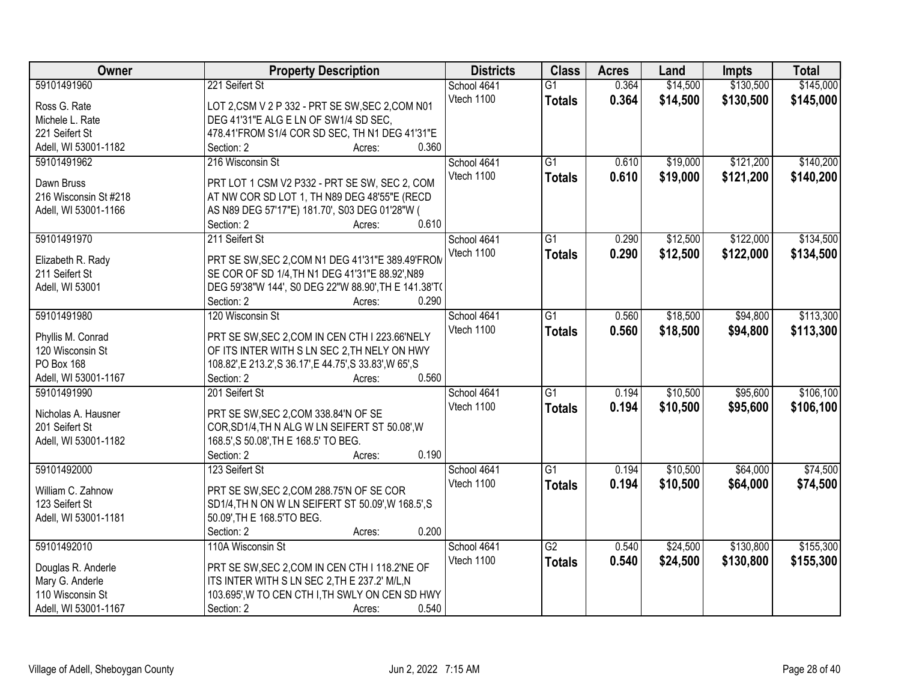| Owner | Property Description | Districts | Class | Acres | Land | Impts | Total |
|---|---|---|---|---|---|---|---|
| 59101491960<br>Ross G. Rate<br>Michele L. Rate<br>221 Seifert St<br>Adell, WI 53001-1182 | 221 Seifert St<br>LOT 2,CSM V 2 P 332 - PRT SE SW,SEC 2,COM N01 DEG 41'31"E ALG E LN OF SW1/4 SD SEC, 478.41'FROM S1/4 COR SD SEC, TH N1 DEG 41'31"E<br>Section: 2 Acres: 0.360 | School 4641<br>Vtech 1100 | G1<br>**Totals** | 0.364<br>**0.364** | $14,500<br>**$14,500** | $130,500<br>**$130,500** | $145,000<br>**$145,000** |
| 59101491962<br>Dawn Bruss<br>216 Wisconsin St #218<br>Adell, WI 53001-1166 | 216 Wisconsin St<br>PRT LOT 1 CSM V2 P332 - PRT SE SW, SEC 2, COM AT NW COR SD LOT 1, TH N89 DEG 48'55"E (RECD AS N89 DEG 57'17"E) 181.70', S03 DEG 01'28"W (<br>Section: 2 Acres: 0.610 | School 4641<br>Vtech 1100 | G1<br>**Totals** | 0.610<br>**0.610** | $19,000<br>**$19,000** | $121,200<br>**$121,200** | $140,200<br>**$140,200** |
| 59101491970<br>Elizabeth R. Rady<br>211 Seifert St<br>Adell, WI 53001 | 211 Seifert St<br>PRT SE SW,SEC 2,COM N1 DEG 41'31"E 389.49'FROM SE COR OF SD 1/4,TH N1 DEG 41'31"E 88.92',N89 DEG 59'38"W 144', S0 DEG 22"W 88.90',TH E 141.38'T(<br>Section: 2 Acres: 0.290 | School 4641<br>Vtech 1100 | G1<br>**Totals** | 0.290<br>**0.290** | $12,500<br>**$12,500** | $122,000<br>**$122,000** | $134,500<br>**$134,500** |
| 59101491980<br>Phyllis M. Conrad<br>120 Wisconsin St<br>PO Box 168<br>Adell, WI 53001-1167 | 120 Wisconsin St<br>PRT SE SW,SEC 2,COM IN CEN CTH I 223.66'NELY OF ITS INTER WITH S LN SEC 2,TH NELY ON HWY 108.82',E 213.2',S 36.17',E 44.75',S 33.83',W 65',S<br>Section: 2 Acres: 0.560 | School 4641<br>Vtech 1100 | G1<br>**Totals** | 0.560<br>**0.560** | $18,500<br>**$18,500** | $94,800<br>**$94,800** | $113,300<br>**$113,300** |
| 59101491990<br>Nicholas A. Hausner<br>201 Seifert St<br>Adell, WI 53001-1182 | 201 Seifert St<br>PRT SE SW,SEC 2,COM 338.84'N OF SE COR,SD1/4,TH N ALG W LN SEIFERT ST 50.08',W 168.5',S 50.08',TH E 168.5' TO BEG.<br>Section: 2 Acres: 0.190 | School 4641<br>Vtech 1100 | G1<br>**Totals** | 0.194<br>**0.194** | $10,500<br>**$10,500** | $95,600<br>**$95,600** | $106,100<br>**$106,100** |
| 59101492000<br>William C. Zahnow<br>123 Seifert St<br>Adell, WI 53001-1181 | 123 Seifert St<br>PRT SE SW,SEC 2,COM 288.75'N OF SE COR SD1/4,TH N ON W LN SEIFERT ST 50.09',W 168.5',S 50.09',TH E 168.5'TO BEG.<br>Section: 2 Acres: 0.200 | School 4641<br>Vtech 1100 | G1<br>**Totals** | 0.194<br>**0.194** | $10,500<br>**$10,500** | $64,000<br>**$64,000** | $74,500<br>**$74,500** |
| 59101492010<br>Douglas R. Anderle<br>Mary G. Anderle<br>110 Wisconsin St<br>Adell, WI 53001-1167 | 110A Wisconsin St<br>PRT SE SW,SEC 2,COM IN CEN CTH I 118.2'NE OF ITS INTER WITH S LN SEC 2,TH E 237.2' M/L,N 103.695',W TO CEN CTH I,TH SWLY ON CEN SD HWY<br>Section: 2 Acres: 0.540 | School 4641<br>Vtech 1100 | G2<br>**Totals** | 0.540<br>**0.540** | $24,500<br>**$24,500** | $130,800<br>**$130,800** | $155,300<br>**$155,300** |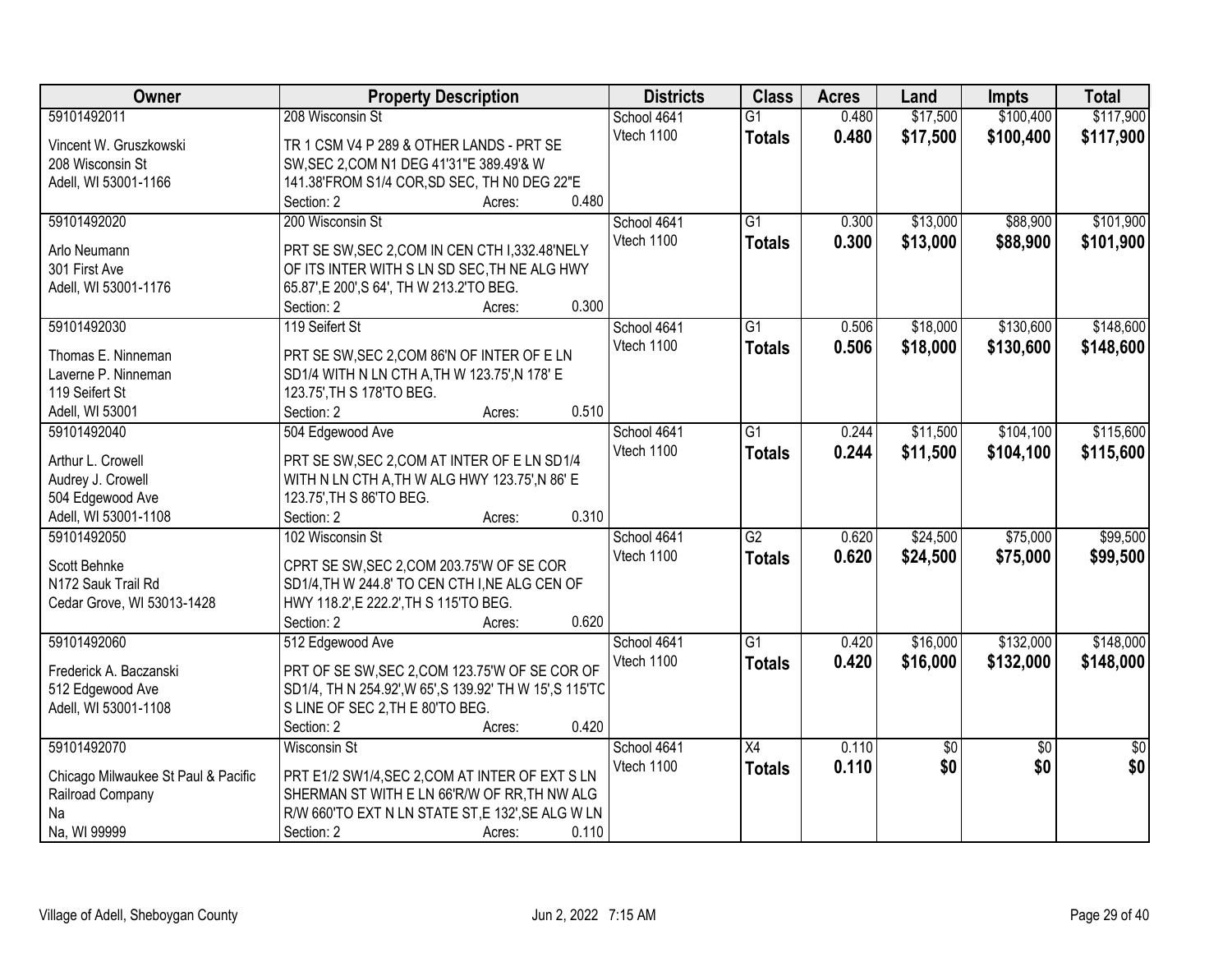| Owner | Property Description | Districts | Class | Acres | Land | Impts | Total |
|---|---|---|---|---|---|---|---|
| 59101492011<br>Vincent W. Gruszkowski<br>208 Wisconsin St<br>Adell, WI 53001-1166 | 208 Wisconsin St<br>TR 1 CSM V4 P 289 & OTHER LANDS - PRT SE SW,SEC 2,COM N1 DEG 41'31"E 389.49'& W 141.38'FROM S1/4 COR,SD SEC, TH N0 DEG 22"E<br>Section: 2 Acres: 0.480 | School 4641<br>Vtech 1100 | G1<br>**Totals** | 0.480<br>**0.480** | $17,500<br>**$17,500** | $100,400<br>**$100,400** | $117,900<br>**$117,900** |
| 59101492020<br>Arlo Neumann<br>301 First Ave<br>Adell, WI 53001-1176 | 200 Wisconsin St<br>PRT SE SW,SEC 2,COM IN CEN CTH I,332.48'NELY OF ITS INTER WITH S LN SD SEC,TH NE ALG HWY 65.87',E 200',S 64', TH W 213.2'TO BEG.<br>Section: 2 Acres: 0.300 | School 4641<br>Vtech 1100 | G1<br>**Totals** | 0.300<br>**0.300** | $13,000<br>**$13,000** | $88,900<br>**$88,900** | $101,900<br>**$101,900** |
| 59101492030<br>Thomas E. Ninneman<br>Laverne P. Ninneman<br>119 Seifert St<br>Adell, WI 53001 | 119 Seifert St<br>PRT SE SW,SEC 2,COM 86'N OF INTER OF E LN SD1/4 WITH N LN CTH A,TH W 123.75',N 178' E 123.75',TH S 178'TO BEG.<br>Section: 2 Acres: 0.510 | School 4641<br>Vtech 1100 | G1<br>**Totals** | 0.506<br>**0.506** | $18,000<br>**$18,000** | $130,600<br>**$130,600** | $148,600<br>**$148,600** |
| 59101492040<br>Arthur L. Crowell<br>Audrey J. Crowell<br>504 Edgewood Ave<br>Adell, WI 53001-1108 | 504 Edgewood Ave<br>PRT SE SW,SEC 2,COM AT INTER OF E LN SD1/4 WITH N LN CTH A,TH W ALG HWY 123.75',N 86' E 123.75',TH S 86'TO BEG.<br>Section: 2 Acres: 0.310 | School 4641<br>Vtech 1100 | G1<br>**Totals** | 0.244<br>**0.244** | $11,500<br>**$11,500** | $104,100<br>**$104,100** | $115,600<br>**$115,600** |
| 59101492050<br>Scott Behnke<br>N172 Sauk Trail Rd<br>Cedar Grove, WI 53013-1428 | 102 Wisconsin St<br>CPRT SE SW,SEC 2,COM 203.75'W OF SE COR SD1/4,TH W 244.8' TO CEN CTH I,NE ALG CEN OF HWY 118.2',E 222.2',TH S 115'TO BEG.<br>Section: 2 Acres: 0.620 | School 4641<br>Vtech 1100 | G2<br>**Totals** | 0.620<br>**0.620** | $24,500<br>**$24,500** | $75,000<br>**$75,000** | $99,500<br>**$99,500** |
| 59101492060<br>Frederick A. Baczanski<br>512 Edgewood Ave<br>Adell, WI 53001-1108 | 512 Edgewood Ave<br>PRT OF SE SW,SEC 2,COM 123.75'W OF SE COR OF SD1/4, TH N 254.92',W 65',S 139.92' TH W 15',S 115'TO S LINE OF SEC 2,TH E 80'TO BEG.<br>Section: 2 Acres: 0.420 | School 4641<br>Vtech 1100 | G1<br>**Totals** | 0.420<br>**0.420** | $16,000<br>**$16,000** | $132,000<br>**$132,000** | $148,000<br>**$148,000** |
| 59101492070<br>Chicago Milwaukee St Paul & Pacific Railroad Company<br>Na<br>Na, WI 99999 | Wisconsin St<br>PRT E1/2 SW1/4,SEC 2,COM AT INTER OF EXT S LN SHERMAN ST WITH E LN 66'R/W OF RR,TH NW ALG R/W 660'TO EXT N LN STATE ST,E 132',SE ALG W LN<br>Section: 2 Acres: 0.110 | School 4641<br>Vtech 1100 | X4<br>**Totals** | 0.110<br>**0.110** | $0<br>**$0** | $0<br>**$0** | $0<br>**$0** |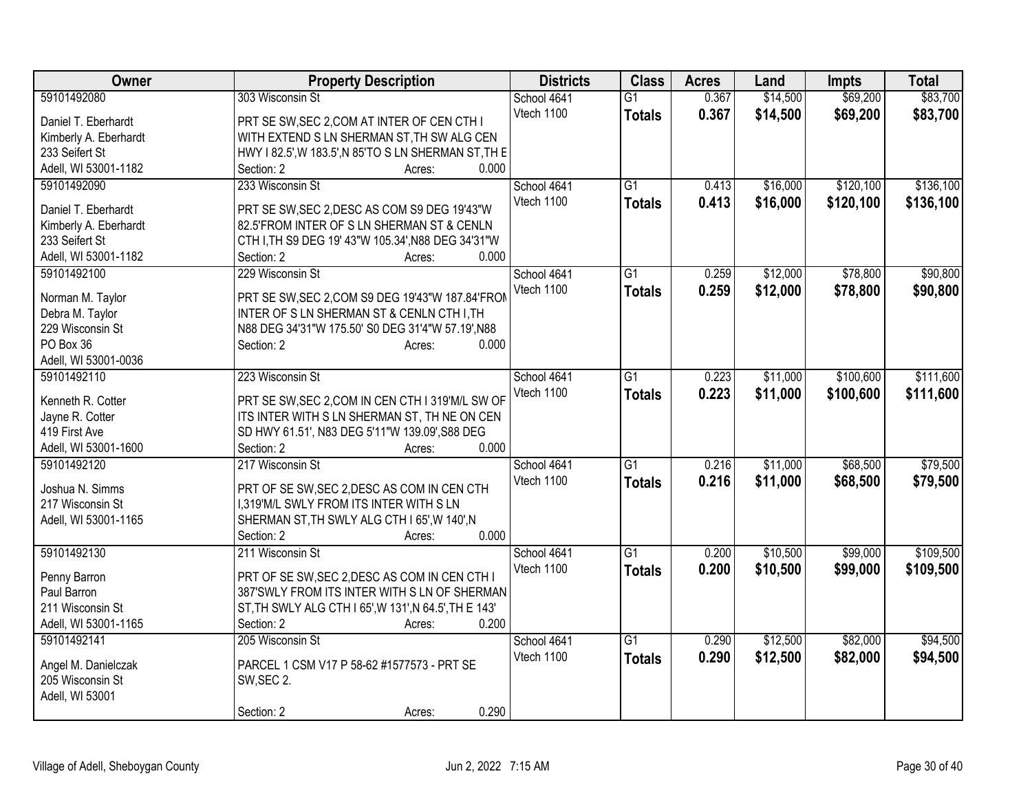| Owner | Property Description | Districts | Class | Acres | Land | Impts | Total |
|---|---|---|---|---|---|---|---|
| 59101492080<br>Daniel T. Eberhardt<br>Kimberly A. Eberhardt<br>233 Seifert St<br>Adell, WI 53001-1182 | 303 Wisconsin St<br>PRT SE SW,SEC 2,COM AT INTER OF CEN CTH I WITH EXTEND S LN SHERMAN ST,TH SW ALG CEN HWY I 82.5',W 183.5',N 85'TO S LN SHERMAN ST,TH E<br>Section: 2 Acres: 0.000 | School 4641<br>Vtech 1100 | G1<br>**Totals** | 0.367<br>**0.367** | $14,500<br>**$14,500** | $69,200<br>**$69,200** | $83,700<br>**$83,700** |
| 59101492090<br>Daniel T. Eberhardt<br>Kimberly A. Eberhardt<br>233 Seifert St<br>Adell, WI 53001-1182 | 233 Wisconsin St<br>PRT SE SW,SEC 2,DESC AS COM S9 DEG 19'43"W 82.5'FROM INTER OF S LN SHERMAN ST & CENLN CTH I,TH S9 DEG 19' 43"W 105.34',N88 DEG 34'31"W<br>Section: 2 Acres: 0.000 | School 4641<br>Vtech 1100 | G1<br>**Totals** | 0.413<br>**0.413** | $16,000<br>**$16,000** | $120,100<br>**$120,100** | $136,100<br>**$136,100** |
| 59101492100<br>Norman M. Taylor<br>Debra M. Taylor<br>229 Wisconsin St<br>PO Box 36<br>Adell, WI 53001-0036 | 229 Wisconsin St<br>PRT SE SW,SEC 2,COM S9 DEG 19'43"W 187.84'FROM INTER OF S LN SHERMAN ST & CENLN CTH I,TH N88 DEG 34'31"W 175.50' S0 DEG 31'4"W 57.19',N88<br>Section: 2 Acres: 0.000 | School 4641<br>Vtech 1100 | G1<br>**Totals** | 0.259<br>**0.259** | $12,000<br>**$12,000** | $78,800<br>**$78,800** | $90,800<br>**$90,800** |
| 59101492110<br>Kenneth R. Cotter<br>Jayne R. Cotter<br>419 First Ave<br>Adell, WI 53001-1600 | 223 Wisconsin St<br>PRT SE SW,SEC 2,COM IN CEN CTH I 319'M/L SW OF ITS INTER WITH S LN SHERMAN ST, TH NE ON CEN SD HWY 61.51', N83 DEG 5'11"W 139.09',S88 DEG<br>Section: 2 Acres: 0.000 | School 4641<br>Vtech 1100 | G1<br>**Totals** | 0.223<br>**0.223** | $11,000<br>**$11,000** | $100,600<br>**$100,600** | $111,600<br>**$111,600** |
| 59101492120<br>Joshua N. Simms<br>217 Wisconsin St<br>Adell, WI 53001-1165 | 217 Wisconsin St<br>PRT OF SE SW,SEC 2,DESC AS COM IN CEN CTH I,319'M/L SWLY FROM ITS INTER WITH S LN SHERMAN ST,TH SWLY ALG CTH I 65',W 140',N<br>Section: 2 Acres: 0.000 | School 4641<br>Vtech 1100 | G1<br>**Totals** | 0.216<br>**0.216** | $11,000<br>**$11,000** | $68,500<br>**$68,500** | $79,500<br>**$79,500** |
| 59101492130<br>Penny Barron<br>Paul Barron<br>211 Wisconsin St<br>Adell, WI 53001-1165 | 211 Wisconsin St<br>PRT OF SE SW,SEC 2,DESC AS COM IN CEN CTH I 387'SWLY FROM ITS INTER WITH S LN OF SHERMAN ST,TH SWLY ALG CTH I 65',W 131',N 64.5',TH E 143'<br>Section: 2 Acres: 0.200 | School 4641<br>Vtech 1100 | G1<br>**Totals** | 0.200<br>**0.200** | $10,500<br>**$10,500** | $99,000<br>**$99,000** | $109,500<br>**$109,500** |
| 59101492141<br>Angel M. Danielczak<br>205 Wisconsin St<br>Adell, WI 53001 | 205 Wisconsin St<br>PARCEL 1 CSM V17 P 58-62 #1577573 - PRT SE SW,SEC 2.<br>Section: 2 Acres: 0.290 | School 4641<br>Vtech 1100 | G1<br>**Totals** | 0.290<br>**0.290** | $12,500<br>**$12,500** | $82,000<br>**$82,000** | $94,500<br>**$94,500** |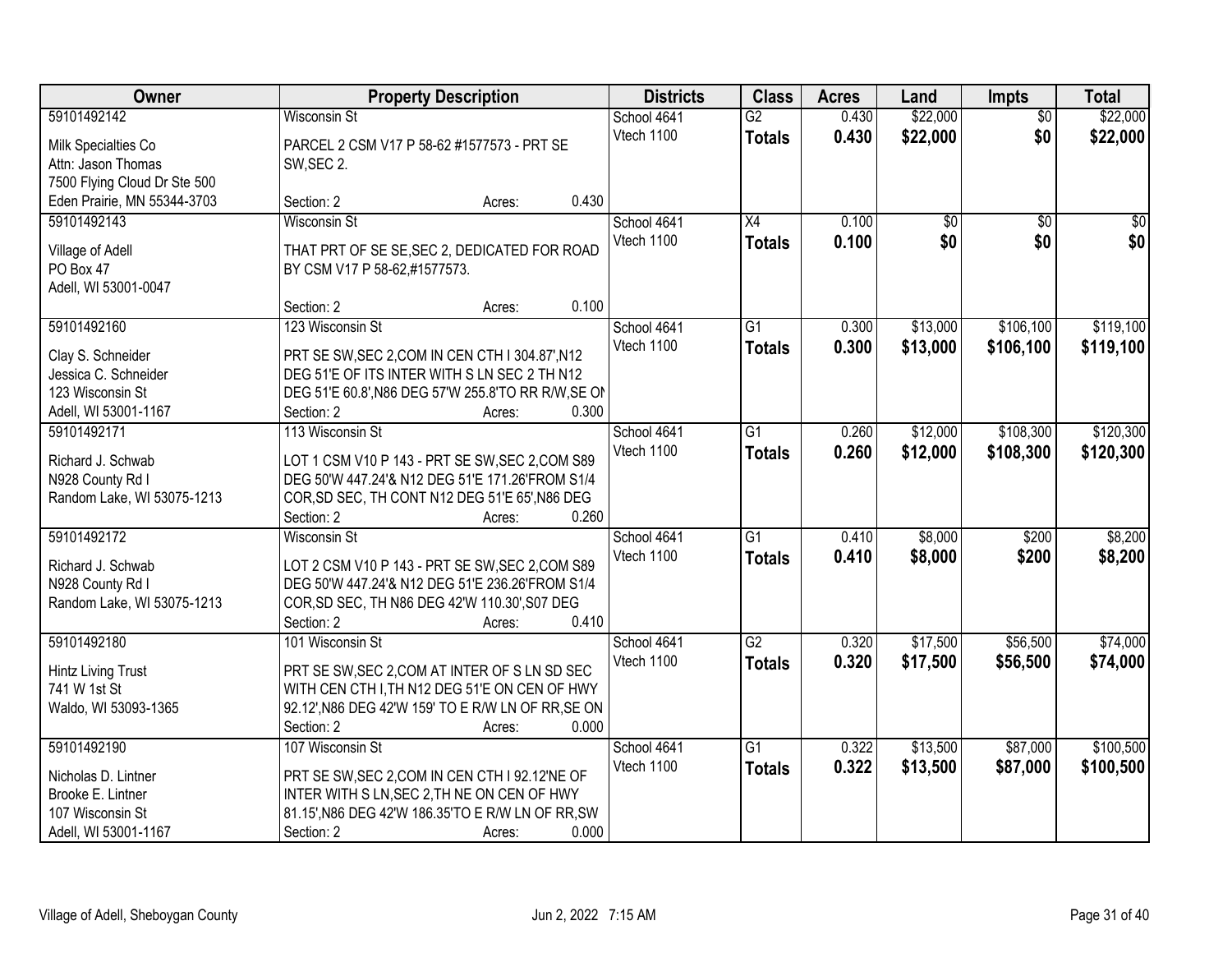| Owner | Property Description | Districts | Class | Acres | Land | Impts | Total |
|---|---|---|---|---|---|---|---|
| 59101492142<br>Milk Specialties Co<br>Attn: Jason Thomas<br>7500 Flying Cloud Dr Ste 500<br>Eden Prairie, MN 55344-3703 | Wisconsin St<br>PARCEL 2 CSM V17 P 58-62 #1577573 - PRT SE SW,SEC 2.<br>Section: 2 Acres: 0.430 | School 4641<br>Vtech 1100 | G2<br>**Totals** | 0.430<br>**0.430** | $22,000<br>**$22,000** | $0<br>**$0** | $22,000<br>**$22,000** |
| 59101492143<br>Village of Adell<br>PO Box 47<br>Adell, WI 53001-0047 | Wisconsin St<br>THAT PRT OF SE SE,SEC 2, DEDICATED FOR ROAD BY CSM V17 P 58-62,#1577573.<br>Section: 2 Acres: 0.100 | School 4641<br>Vtech 1100 | X4<br>**Totals** | 0.100<br>**0.100** | $0<br>**$0** | $0<br>**$0** | $0<br>**$0** |
| 59101492160<br>Clay S. Schneider<br>Jessica C. Schneider<br>123 Wisconsin St<br>Adell, WI 53001-1167 | 123 Wisconsin St<br>PRT SE SW,SEC 2,COM IN CEN CTH I 304.87',N12 DEG 51'E OF ITS INTER WITH S LN SEC 2 TH N12 DEG 51'E 60.8',N86 DEG 57'W 255.8'TO RR R/W,SE ON<br>Section: 2 Acres: 0.300 | School 4641<br>Vtech 1100 | G1<br>**Totals** | 0.300<br>**0.300** | $13,000<br>**$13,000** | $106,100<br>**$106,100** | $119,100<br>**$119,100** |
| 59101492171<br>Richard J. Schwab<br>N928 County Rd I<br>Random Lake, WI 53075-1213 | 113 Wisconsin St<br>LOT 1 CSM V10 P 143 - PRT SE SW,SEC 2,COM S89 DEG 50'W 447.24'& N12 DEG 51'E 171.26'FROM S1/4 COR,SD SEC, TH CONT N12 DEG 51'E 65',N86 DEG<br>Section: 2 Acres: 0.260 | School 4641<br>Vtech 1100 | G1<br>**Totals** | 0.260<br>**0.260** | $12,000<br>**$12,000** | $108,300<br>**$108,300** | $120,300<br>**$120,300** |
| 59101492172<br>Richard J. Schwab<br>N928 County Rd I<br>Random Lake, WI 53075-1213 | Wisconsin St<br>LOT 2 CSM V10 P 143 - PRT SE SW,SEC 2,COM S89 DEG 50'W 447.24'& N12 DEG 51'E 236.26'FROM S1/4 COR,SD SEC, TH N86 DEG 42'W 110.30',S07 DEG<br>Section: 2 Acres: 0.410 | School 4641<br>Vtech 1100 | G1<br>**Totals** | 0.410<br>**0.410** | $8,000<br>**$8,000** | $200<br>**$200** | $8,200<br>**$8,200** |
| 59101492180<br>Hintz Living Trust<br>741 W 1st St<br>Waldo, WI 53093-1365 | 101 Wisconsin St<br>PRT SE SW,SEC 2,COM AT INTER OF S LN SD SEC WITH CEN CTH I,TH N12 DEG 51'E ON CEN OF HWY 92.12',N86 DEG 42'W 159' TO E R/W LN OF RR,SE ON<br>Section: 2 Acres: 0.000 | School 4641<br>Vtech 1100 | G2<br>**Totals** | 0.320<br>**0.320** | $17,500<br>**$17,500** | $56,500<br>**$56,500** | $74,000<br>**$74,000** |
| 59101492190<br>Nicholas D. Lintner<br>Brooke E. Lintner<br>107 Wisconsin St<br>Adell, WI 53001-1167 | 107 Wisconsin St<br>PRT SE SW,SEC 2,COM IN CEN CTH I 92.12'NE OF INTER WITH S LN,SEC 2,TH NE ON CEN OF HWY 81.15',N86 DEG 42'W 186.35'TO E R/W LN OF RR,SW<br>Section: 2 Acres: 0.000 | School 4641<br>Vtech 1100 | G1<br>**Totals** | 0.322<br>**0.322** | $13,500<br>**$13,500** | $87,000<br>**$87,000** | $100,500<br>**$100,500** |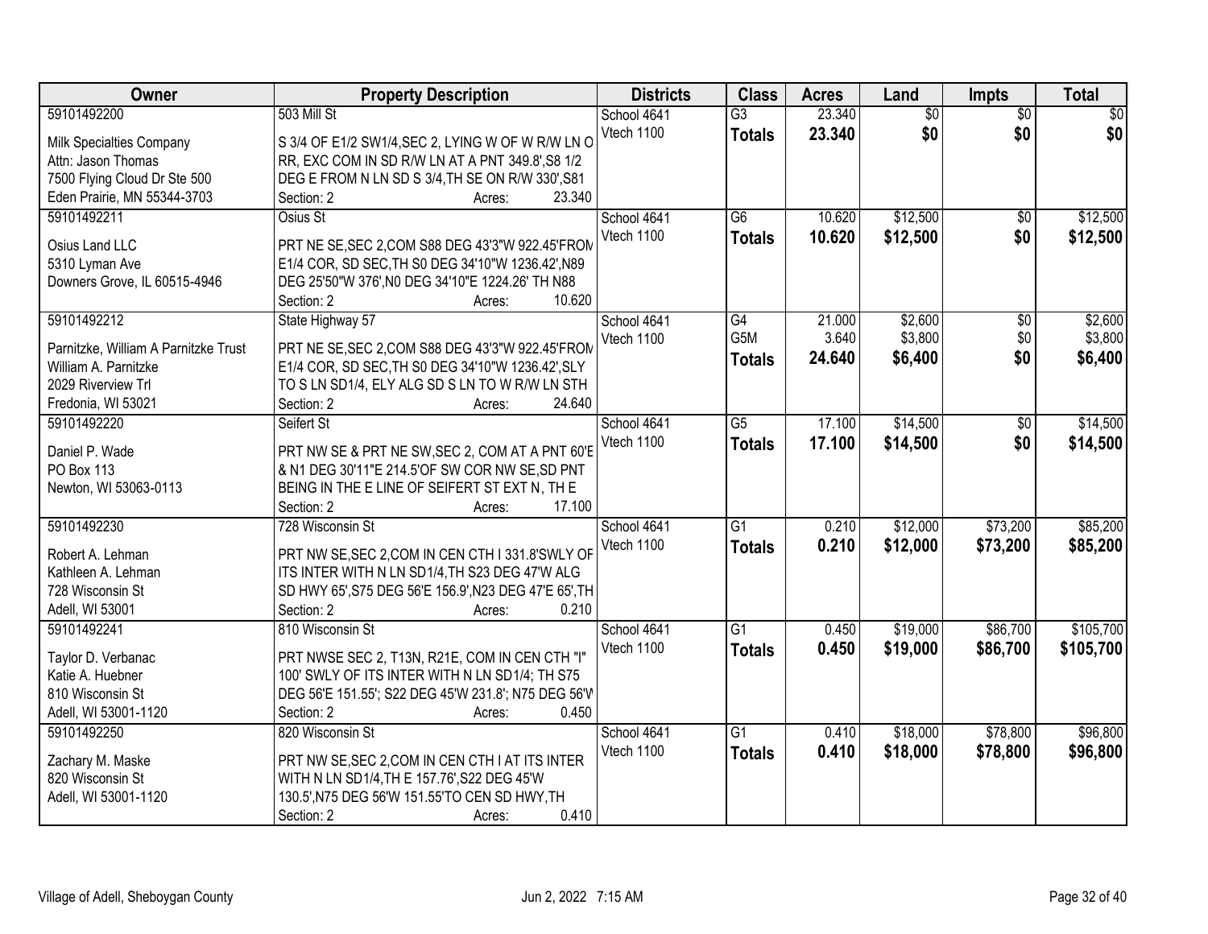| Owner | Property Description | Districts | Class | Acres | Land | Impts | Total |
|---|---|---|---|---|---|---|---|
| 59101492200<br>Milk Specialties Company<br>Attn: Jason Thomas<br>7500 Flying Cloud Dr Ste 500<br>Eden Prairie, MN 55344-3703 | 503 Mill St<br>S 3/4 OF E1/2 SW1/4,SEC 2, LYING W OF W R/W LN O RR, EXC COM IN SD R/W LN AT A PNT 349.8',S8 1/2 DEG E FROM N LN SD S 3/4,TH SE ON R/W 330',S81<br>Section: 2 Acres: 23.340 | School 4641<br>Vtech 1100 | G3<br>**Totals** | 23.340<br>**23.340** | $0<br>**$0** | $0<br>**$0** | $0<br>**$0** |
| 59101492211<br>Osius Land LLC<br>5310 Lyman Ave<br>Downers Grove, IL 60515-4946 | Osius St<br>PRT NE SE,SEC 2,COM S88 DEG 43'3"W 922.45'FROM E1/4 COR, SD SEC,TH S0 DEG 34'10"W 1236.42',N89 DEG 25'50"W 376',N0 DEG 34'10"E 1224.26' TH N88<br>Section: 2 Acres: 10.620 | School 4641<br>Vtech 1100 | G6<br>**Totals** | 10.620<br>**10.620** | $12,500<br>**$12,500** | $0<br>**$0** | $12,500<br>**$12,500** |
| 59101492212<br>Parnitzke, William A Parnitzke Trust<br>William A. Parnitzke<br>2029 Riverview Trl<br>Fredonia, WI 53021 | State Highway 57<br>PRT NE SE,SEC 2,COM S88 DEG 43'3"W 922.45'FROM E1/4 COR, SD SEC,TH S0 DEG 34'10"W 1236.42',SLY TO S LN SD1/4, ELY ALG SD S LN TO W R/W LN STH<br>Section: 2 Acres: 24.640 | School 4641<br>Vtech 1100 | G4<br>G5M<br>**Totals** | 21.000<br>3.640<br>**24.640** | $2,600<br>$3,800<br>**$6,400** | $0<br>$0<br>**$0** | $2,600<br>$3,800<br>**$6,400** |
| 59101492220<br>Daniel P. Wade<br>PO Box 113<br>Newton, WI 53063-0113 | Seifert St<br>PRT NW SE & PRT NE SW,SEC 2, COM AT A PNT 60'E & N1 DEG 30'11"E 214.5'OF SW COR NW SE,SD PNT BEING IN THE E LINE OF SEIFERT ST EXT N, TH E<br>Section: 2 Acres: 17.100 | School 4641<br>Vtech 1100 | G5<br>**Totals** | 17.100<br>**17.100** | $14,500<br>**$14,500** | $0<br>**$0** | $14,500<br>**$14,500** |
| 59101492230<br>Robert A. Lehman<br>Kathleen A. Lehman<br>728 Wisconsin St<br>Adell, WI 53001 | 728 Wisconsin St<br>PRT NW SE,SEC 2,COM IN CEN CTH I 331.8'SWLY OF ITS INTER WITH N LN SD1/4,TH S23 DEG 47'W ALG SD HWY 65',S75 DEG 56'E 156.9',N23 DEG 47'E 65',TH<br>Section: 2 Acres: 0.210 | School 4641<br>Vtech 1100 | G1<br>**Totals** | 0.210<br>**0.210** | $12,000<br>**$12,000** | $73,200<br>**$73,200** | $85,200<br>**$85,200** |
| 59101492241<br>Taylor D. Verbanac<br>Katie A. Huebner<br>810 Wisconsin St<br>Adell, WI 53001-1120 | 810 Wisconsin St<br>PRT NWSE SEC 2, T13N, R21E, COM IN CEN CTH "I" 100' SWLY OF ITS INTER WITH N LN SD1/4; TH S75 DEG 56'E 151.55'; S22 DEG 45'W 231.8'; N75 DEG 56'W<br>Section: 2 Acres: 0.450 | School 4641<br>Vtech 1100 | G1<br>**Totals** | 0.450<br>**0.450** | $19,000<br>**$19,000** | $86,700<br>**$86,700** | $105,700<br>**$105,700** |
| 59101492250<br>Zachary M. Maske<br>820 Wisconsin St<br>Adell, WI 53001-1120 | 820 Wisconsin St<br>PRT NW SE,SEC 2,COM IN CEN CTH I AT ITS INTER WITH N LN SD1/4,TH E 157.76',S22 DEG 45'W 130.5',N75 DEG 56'W 151.55'TO CEN SD HWY,TH<br>Section: 2 Acres: 0.410 | School 4641<br>Vtech 1100 | G1<br>**Totals** | 0.410<br>**0.410** | $18,000<br>**$18,000** | $78,800<br>**$78,800** | $96,800<br>**$96,800** |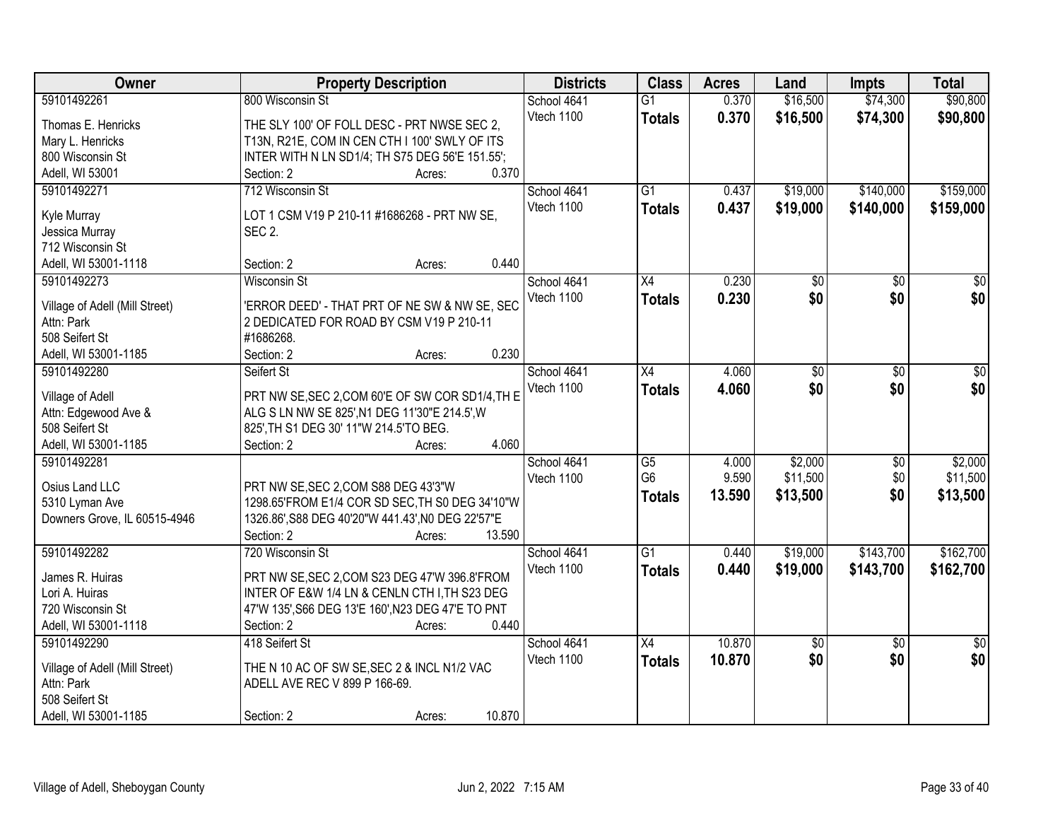| Owner | Property Description | Districts | Class | Acres | Land | Impts | Total |
|---|---|---|---|---|---|---|---|
| 59101492261<br>Thomas E. Henricks<br>Mary L. Henricks<br>800 Wisconsin St<br>Adell, WI 53001 | 800 Wisconsin St<br>THE SLY 100' OF FOLL DESC - PRT NWSE SEC 2, T13N, R21E, COM IN CEN CTH I 100' SWLY OF ITS INTER WITH N LN SD1/4; TH S75 DEG 56'E 151.55';<br>Section: 2 Acres: 0.370 | School 4641<br>Vtech 1100 | G1<br>**Totals** | 0.370<br>**0.370** | $16,500<br>**$16,500** | $74,300<br>**$74,300** | $90,800<br>**$90,800** |
| 59101492271<br>Kyle Murray<br>Jessica Murray<br>712 Wisconsin St<br>Adell, WI 53001-1118 | 712 Wisconsin St<br>LOT 1 CSM V19 P 210-11 #1686268 - PRT NW SE, SEC 2.<br>Section: 2 Acres: 0.440 | School 4641<br>Vtech 1100 | G1<br>**Totals** | 0.437<br>**0.437** | $19,000<br>**$19,000** | $140,000<br>**$140,000** | $159,000<br>**$159,000** |
| 59101492273<br>Village of Adell (Mill Street)<br>Attn: Park<br>508 Seifert St<br>Adell, WI 53001-1185 | Wisconsin St<br>'ERROR DEED' - THAT PRT OF NE SW & NW SE, SEC 2 DEDICATED FOR ROAD BY CSM V19 P 210-11 #1686268.<br>Section: 2 Acres: 0.230 | School 4641<br>Vtech 1100 | X4<br>**Totals** | 0.230<br>**0.230** | $0<br>**$0** | $0<br>**$0** | $0<br>**$0** |
| 59101492280<br>Village of Adell<br>Attn: Edgewood Ave &<br>508 Seifert St<br>Adell, WI 53001-1185 | Seifert St<br>PRT NW SE,SEC 2,COM 60'E OF SW COR SD1/4,TH E ALG S LN NW SE 825',N1 DEG 11'30"E 214.5',W 825',TH S1 DEG 30' 11"W 214.5'TO BEG.<br>Section: 2 Acres: 4.060 | School 4641<br>Vtech 1100 | X4<br>**Totals** | 4.060<br>**4.060** | $0<br>**$0** | $0<br>**$0** | $0<br>**$0** |
| 59101492281<br>Osius Land LLC<br>5310 Lyman Ave<br>Downers Grove, IL 60515-4946 | PRT NW SE,SEC 2,COM S88 DEG 43'3"W 1298.65'FROM E1/4 COR SD SEC,TH S0 DEG 34'10"W 1326.86',S88 DEG 40'20"W 441.43',N0 DEG 22'57"E<br>Section: 2 Acres: 13.590 | School 4641<br>Vtech 1100 | G5<br>G6<br>**Totals** | 4.000<br>9.590<br>**13.590** | $2,000<br>$11,500<br>**$13,500** | $0<br>$0<br>**$0** | $2,000<br>$11,500<br>**$13,500** |
| 59101492282<br>James R. Huiras<br>Lori A. Huiras<br>720 Wisconsin St<br>Adell, WI 53001-1118 | 720 Wisconsin St<br>PRT NW SE,SEC 2,COM S23 DEG 47'W 396.8'FROM INTER OF E&W 1/4 LN & CENLN CTH I,TH S23 DEG 47'W 135',S66 DEG 13'E 160',N23 DEG 47'E TO PNT<br>Section: 2 Acres: 0.440 | School 4641<br>Vtech 1100 | G1<br>**Totals** | 0.440<br>**0.440** | $19,000<br>**$19,000** | $143,700<br>**$143,700** | $162,700<br>**$162,700** |
| 59101492290<br>Village of Adell (Mill Street)<br>Attn: Park<br>508 Seifert St<br>Adell, WI 53001-1185 | 418 Seifert St<br>THE N 10 AC OF SW SE,SEC 2 & INCL N1/2 VAC ADELL AVE REC V 899 P 166-69.<br>Section: 2 Acres: 10.870 | School 4641<br>Vtech 1100 | X4<br>**Totals** | 10.870<br>**10.870** | $0<br>**$0** | $0<br>**$0** | $0<br>**$0** |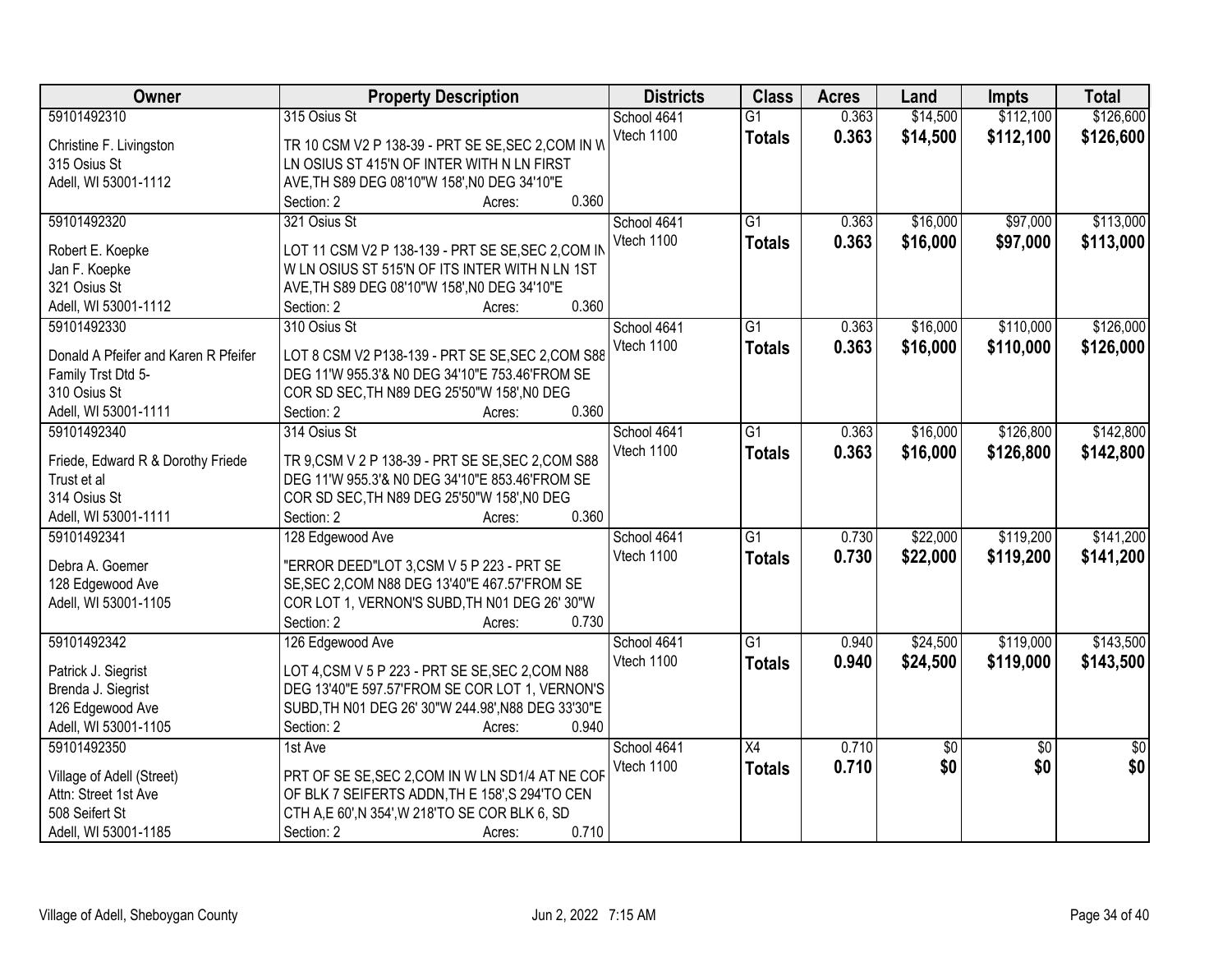| Owner | Property Description | Districts | Class | Acres | Land | Impts | Total |
|---|---|---|---|---|---|---|---|
| 59101492310<br><br>Christine F. Livingston<br>315 Osius St<br>Adell, WI 53001-1112 | 315 Osius St<br><br>TR 10 CSM V2 P 138-39 - PRT SE SE,SEC 2,COM IN W LN OSIUS ST 415'N OF INTER WITH N LN FIRST AVE,TH S89 DEG 08'10"W 158',N0 DEG 34'10"E<br>Section: 2 Acres: 0.360 | School 4641<br>Vtech 1100 | G1<br>**Totals** | 0.363<br>**0.363** | $14,500<br>**$14,500** | $112,100<br>**$112,100** | $126,600<br>**$126,600** |
| 59101492320<br><br>Robert E. Koepke<br>Jan F. Koepke<br>321 Osius St<br>Adell, WI 53001-1112 | 321 Osius St<br><br>LOT 11 CSM V2 P 138-139 - PRT SE SE,SEC 2,COM IN W LN OSIUS ST 515'N OF ITS INTER WITH N LN 1ST AVE,TH S89 DEG 08'10"W 158',N0 DEG 34'10"E<br>Section: 2 Acres: 0.360 | School 4641<br>Vtech 1100 | G1<br>**Totals** | 0.363<br>**0.363** | $16,000<br>**$16,000** | $97,000<br>**$97,000** | $113,000<br>**$113,000** |
| 59101492330<br><br>Donald A Pfeifer and Karen R Pfeifer<br>Family Trst Dtd 5-<br>310 Osius St<br>Adell, WI 53001-1111 | 310 Osius St<br><br>LOT 8 CSM V2 P138-139 - PRT SE SE,SEC 2,COM S88 DEG 11'W 955.3'& N0 DEG 34'10"E 753.46'FROM SE COR SD SEC,TH N89 DEG 25'50"W 158',N0 DEG<br>Section: 2 Acres: 0.360 | School 4641<br>Vtech 1100 | G1<br>**Totals** | 0.363<br>**0.363** | $16,000<br>**$16,000** | $110,000<br>**$110,000** | $126,000<br>**$126,000** |
| 59101492340<br><br>Friede, Edward R & Dorothy Friede<br>Trust et al<br>314 Osius St<br>Adell, WI 53001-1111 | 314 Osius St<br><br>TR 9,CSM V 2 P 138-39 - PRT SE SE,SEC 2,COM S88 DEG 11'W 955.3'& N0 DEG 34'10"E 853.46'FROM SE COR SD SEC,TH N89 DEG 25'50"W 158',N0 DEG<br>Section: 2 Acres: 0.360 | School 4641<br>Vtech 1100 | G1<br>**Totals** | 0.363<br>**0.363** | $16,000<br>**$16,000** | $126,800<br>**$126,800** | $142,800<br>**$142,800** |
| 59101492341<br><br>Debra A. Goemer<br>128 Edgewood Ave<br>Adell, WI 53001-1105 | 128 Edgewood Ave<br><br>"ERROR DEED"LOT 3,CSM V 5 P 223 - PRT SE SE,SEC 2,COM N88 DEG 13'40"E 467.57'FROM SE COR LOT 1, VERNON'S SUBD,TH N01 DEG 26' 30"W<br>Section: 2 Acres: 0.730 | School 4641<br>Vtech 1100 | G1<br>**Totals** | 0.730<br>**0.730** | $22,000<br>**$22,000** | $119,200<br>**$119,200** | $141,200<br>**$141,200** |
| 59101492342<br><br>Patrick J. Siegrist<br>Brenda J. Siegrist<br>126 Edgewood Ave<br>Adell, WI 53001-1105 | 126 Edgewood Ave<br><br>LOT 4,CSM V 5 P 223 - PRT SE SE,SEC 2,COM N88 DEG 13'40"E 597.57'FROM SE COR LOT 1, VERNON'S SUBD,TH N01 DEG 26' 30"W 244.98',N88 DEG 33'30"E<br>Section: 2 Acres: 0.940 | School 4641<br>Vtech 1100 | G1<br>**Totals** | 0.940<br>**0.940** | $24,500<br>**$24,500** | $119,000<br>**$119,000** | $143,500<br>**$143,500** |
| 59101492350<br><br>Village of Adell (Street)<br>Attn: Street 1st Ave<br>508 Seifert St<br>Adell, WI 53001-1185 | 1st Ave<br><br>PRT OF SE SE,SEC 2,COM IN W LN SD1/4 AT NE COR OF BLK 7 SEIFERTS ADDN,TH E 158',S 294'TO CEN CTH A,E 60',N 354',W 218'TO SE COR BLK 6, SD<br>Section: 2 Acres: 0.710 | School 4641<br>Vtech 1100 | X4<br>**Totals** | 0.710<br>**0.710** | $0<br>**$0** | $0<br>**$0** | $0<br>**$0** |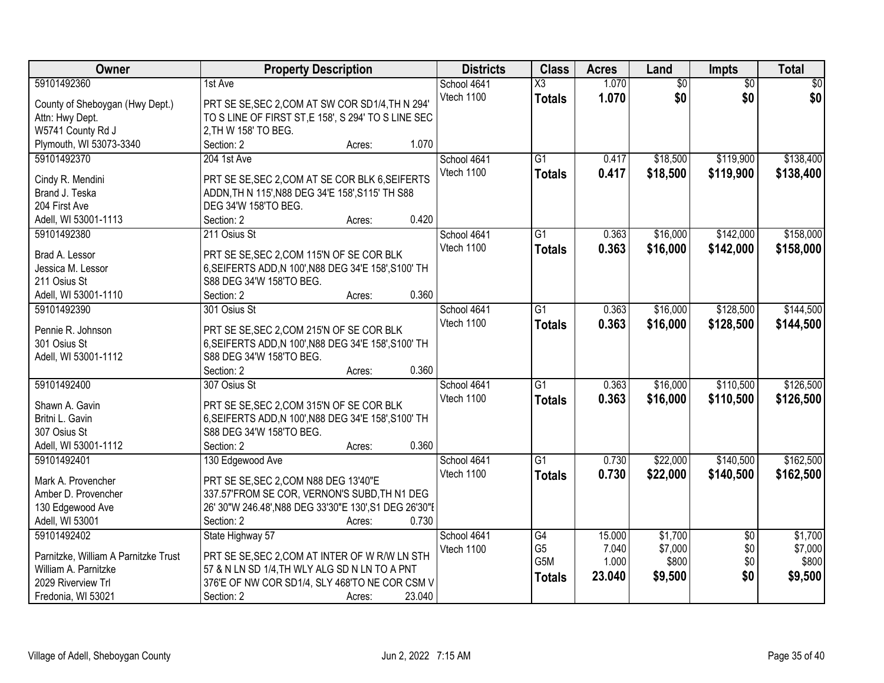| Owner | Property Description | Districts | Class | Acres | Land | Impts | Total |
|---|---|---|---|---|---|---|---|
| 59101492360<br><br>County of Sheboygan (Hwy Dept.)<br>Attn: Hwy Dept.<br>W5741 County Rd J<br>Plymouth, WI 53073-3340 | 1st Ave<br><br>PRT SE SE,SEC 2,COM AT SW COR SD1/4,TH N 294' TO S LINE OF FIRST ST,E 158', S 294' TO S LINE SEC 2,TH W 158' TO BEG.<br>Section: 2 Acres: 1.070 | School 4641<br>Vtech 1100 | X3<br>**Totals** | 1.070<br>**1.070** | $0<br>**$0** | $0<br>**$0** | $0<br>**$0** |
| 59101492370<br><br>Cindy R. Mendini<br>Brand J. Teska<br>204 First Ave<br>Adell, WI 53001-1113 | 204 1st Ave<br><br>PRT SE SE,SEC 2,COM AT SE COR BLK 6,SEIFERTS ADDN,TH N 115',N88 DEG 34'E 158',S115' TH S88 DEG 34'W 158'TO BEG.<br>Section: 2 Acres: 0.420 | School 4641<br>Vtech 1100 | G1<br>**Totals** | 0.417<br>**0.417** | $18,500<br>**$18,500** | $119,900<br>**$119,900** | $138,400<br>**$138,400** |
| 59101492380<br><br>Brad A. Lessor<br>Jessica M. Lessor<br>211 Osius St<br>Adell, WI 53001-1110 | 211 Osius St<br><br>PRT SE SE,SEC 2,COM 115'N OF SE COR BLK 6,SEIFERTS ADD,N 100',N88 DEG 34'E 158',S100' TH S88 DEG 34'W 158'TO BEG.<br>Section: 2 Acres: 0.360 | School 4641<br>Vtech 1100 | G1<br>**Totals** | 0.363<br>**0.363** | $16,000<br>**$16,000** | $142,000<br>**$142,000** | $158,000<br>**$158,000** |
| 59101492390<br><br>Pennie R. Johnson<br>301 Osius St<br>Adell, WI 53001-1112 | 301 Osius St<br><br>PRT SE SE,SEC 2,COM 215'N OF SE COR BLK 6,SEIFERTS ADD,N 100',N88 DEG 34'E 158',S100' TH S88 DEG 34'W 158'TO BEG.<br>Section: 2 Acres: 0.360 | School 4641<br>Vtech 1100 | G1<br>**Totals** | 0.363<br>**0.363** | $16,000<br>**$16,000** | $128,500<br>**$128,500** | $144,500<br>**$144,500** |
| 59101492400<br><br>Shawn A. Gavin<br>Britni L. Gavin<br>307 Osius St<br>Adell, WI 53001-1112 | 307 Osius St<br><br>PRT SE SE,SEC 2,COM 315'N OF SE COR BLK 6,SEIFERTS ADD,N 100',N88 DEG 34'E 158',S100' TH S88 DEG 34'W 158'TO BEG.<br>Section: 2 Acres: 0.360 | School 4641<br>Vtech 1100 | G1<br>**Totals** | 0.363<br>**0.363** | $16,000<br>**$16,000** | $110,500<br>**$110,500** | $126,500<br>**$126,500** |
| 59101492401<br><br>Mark A. Provencher<br>Amber D. Provencher<br>130 Edgewood Ave<br>Adell, WI 53001 | 130 Edgewood Ave<br><br>PRT SE SE,SEC 2,COM N88 DEG 13'40"E 337.57'FROM SE COR, VERNON'S SUBD,TH N1 DEG 26' 30"W 246.48',N88 DEG 33'30"E 130',S1 DEG 26'30"E<br>Section: 2 Acres: 0.730 | School 4641<br>Vtech 1100 | G1<br>**Totals** | 0.730<br>**0.730** | $22,000<br>**$22,000** | $140,500<br>**$140,500** | $162,500<br>**$162,500** |
| 59101492402<br><br>Parnitzke, William A Parnitzke Trust<br>William A. Parnitzke<br>2029 Riverview Trl<br>Fredonia, WI 53021 | State Highway 57<br><br>PRT SE SE,SEC 2,COM AT INTER OF W R/W LN STH 57 & N LN SD 1/4,TH WLY ALG SD N LN TO A PNT 376'E OF NW COR SD1/4, SLY 468'TO NE COR CSM V<br>Section: 2 Acres: 23.040 | School 4641<br>Vtech 1100 | G4<br>G5<br>G5M<br>**Totals** | 15.000<br>7.040<br>1.000<br>**23.040** | $1,700<br>$7,000<br>$800<br>**$9,500** | $0<br>$0<br>$0<br>**$0** | $1,700<br>$7,000<br>$800<br>**$9,500** |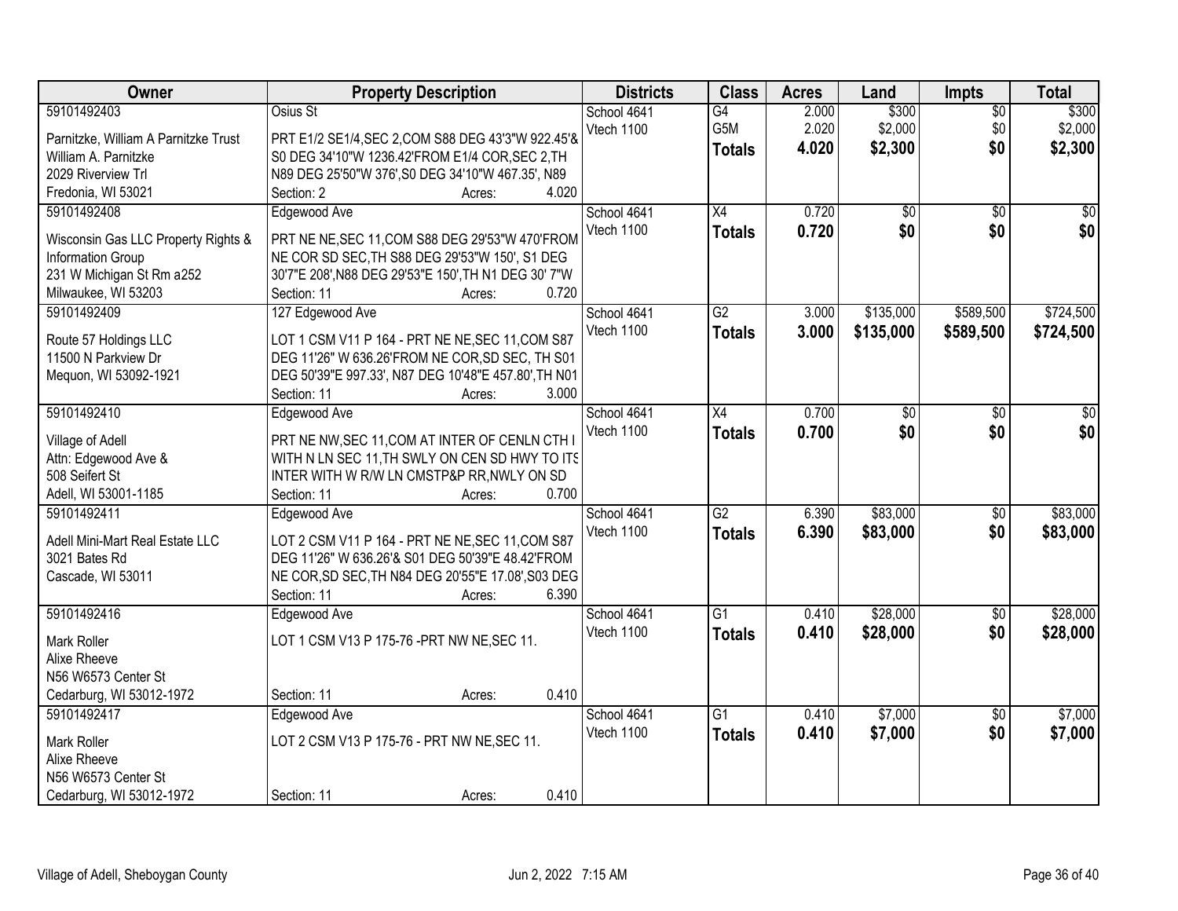| Owner | Property Description | Districts | Class | Acres | Land | Impts | Total |
|---|---|---|---|---|---|---|---|
| 59101492403<br>Parnitzke, William A Parnitzke Trust<br>William A. Parnitzke<br>2029 Riverview Trl<br>Fredonia, WI 53021 | Osius St<br>PRT E1/2 SE1/4,SEC 2,COM S88 DEG 43'3"W 922.45'& S0 DEG 34'10"W 1236.42'FROM E1/4 COR,SEC 2,TH N89 DEG 25'50"W 376',S0 DEG 34'10"W 467.35', N89<br>Section: 2 Acres: 4.020 | School 4641<br>Vtech 1100 | G4<br>G5M<br>**Totals** | 2.000<br>2.020<br>**4.020** | $300<br>$2,000<br>**$2,300** | $0<br>$0<br>**$0** | $300<br>$2,000<br>**$2,300** |
| 59101492408<br>Wisconsin Gas LLC Property Rights & Information Group<br>231 W Michigan St Rm a252<br>Milwaukee, WI 53203 | Edgewood Ave<br>PRT NE NE,SEC 11,COM S88 DEG 29'53"W 470'FROM NE COR SD SEC,TH S88 DEG 29'53"W 150', S1 DEG 30'7"E 208',N88 DEG 29'53"E 150',TH N1 DEG 30' 7"W<br>Section: 11 Acres: 0.720 | School 4641<br>Vtech 1100 | X4<br>**Totals** | 0.720<br>**0.720** | $0<br>**$0** | $0<br>**$0** | $0<br>**$0** |
| 59101492409<br>Route 57 Holdings LLC<br>11500 N Parkview Dr<br>Mequon, WI 53092-1921 | 127 Edgewood Ave<br>LOT 1 CSM V11 P 164 - PRT NE NE,SEC 11,COM S87 DEG 11'26" W 636.26'FROM NE COR,SD SEC, TH S01 DEG 50'39"E 997.33', N87 DEG 10'48"E 457.80',TH N01<br>Section: 11 Acres: 3.000 | School 4641<br>Vtech 1100 | G2<br>**Totals** | 3.000<br>**3.000** | $135,000<br>**$135,000** | $589,500<br>**$589,500** | $724,500<br>**$724,500** |
| 59101492410<br>Village of Adell<br>Attn: Edgewood Ave &<br>508 Seifert St<br>Adell, WI 53001-1185 | Edgewood Ave<br>PRT NE NW,SEC 11,COM AT INTER OF CENLN CTH I WITH N LN SEC 11,TH SWLY ON CEN SD HWY TO ITS INTER WITH W R/W LN CMSTP&P RR,NWLY ON SD<br>Section: 11 Acres: 0.700 | School 4641<br>Vtech 1100 | X4<br>**Totals** | 0.700<br>**0.700** | $0<br>**$0** | $0<br>**$0** | $0<br>**$0** |
| 59101492411<br>Adell Mini-Mart Real Estate LLC<br>3021 Bates Rd<br>Cascade, WI 53011 | Edgewood Ave<br>LOT 2 CSM V11 P 164 - PRT NE NE,SEC 11,COM S87 DEG 11'26" W 636.26'& S01 DEG 50'39"E 48.42'FROM NE COR,SD SEC,TH N84 DEG 20'55"E 17.08',S03 DEG<br>Section: 11 Acres: 6.390 | School 4641<br>Vtech 1100 | G2<br>**Totals** | 6.390<br>**6.390** | $83,000<br>**$83,000** | $0<br>**$0** | $83,000<br>**$83,000** |
| 59101492416<br>Mark Roller<br>Alixe Rheeve<br>N56 W6573 Center St<br>Cedarburg, WI 53012-1972 | Edgewood Ave<br>LOT 1 CSM V13 P 175-76 -PRT NW NE,SEC 11.<br>Section: 11 Acres: 0.410 | School 4641<br>Vtech 1100 | G1<br>**Totals** | 0.410<br>**0.410** | $28,000<br>**$28,000** | $0<br>**$0** | $28,000<br>**$28,000** |
| 59101492417<br>Mark Roller<br>Alixe Rheeve<br>N56 W6573 Center St<br>Cedarburg, WI 53012-1972 | Edgewood Ave<br>LOT 2 CSM V13 P 175-76 - PRT NW NE,SEC 11.<br>Section: 11 Acres: 0.410 | School 4641<br>Vtech 1100 | G1<br>**Totals** | 0.410<br>**0.410** | $7,000<br>**$7,000** | $0<br>**$0** | $7,000<br>**$7,000** |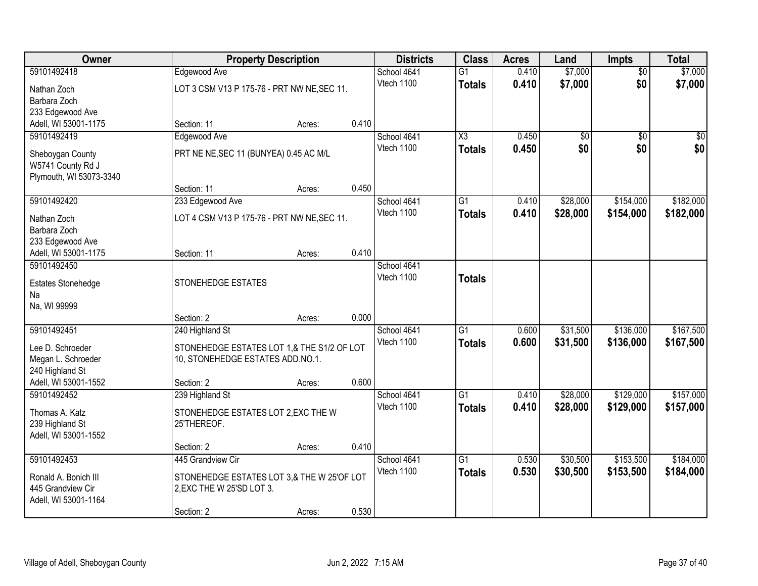| Owner | Property Description | | | Districts | Class | Acres | Land | Impts | Total |
|---|---|---|---|---|---|---|---|---|---|
| 59101492418<br>Nathan Zoch<br>Barbara Zoch<br>233 Edgewood Ave<br>Adell, WI 53001-1175 | Edgewood Ave<br>LOT 3 CSM V13 P 175-76 - PRT NW NE,SEC 11.<br>Section: 11 | Acres: | 0.410 | School 4641<br>Vtech 1100 | G1<br>**Totals** | 0.410<br>**0.410** | $7,000<br>**$7,000** | $0<br>**$0** | $7,000<br>**$7,000** |
| 59101492419<br>Sheboygan County<br>W5741 County Rd J<br>Plymouth, WI 53073-3340 | Edgewood Ave<br>PRT NE NE,SEC 11 (BUNYEA) 0.45 AC M/L<br>Section: 11 | Acres: | 0.450 | School 4641<br>Vtech 1100 | X3<br>**Totals** | 0.450<br>**0.450** | $0<br>**$0** | $0<br>**$0** | $0<br>**$0** |
| 59101492420<br>Nathan Zoch<br>Barbara Zoch<br>233 Edgewood Ave<br>Adell, WI 53001-1175 | 233 Edgewood Ave<br>LOT 4 CSM V13 P 175-76 - PRT NW NE,SEC 11.<br>Section: 11 | Acres: | 0.410 | School 4641<br>Vtech 1100 | G1<br>**Totals** | 0.410<br>**0.410** | $28,000<br>**$28,000** | $154,000<br>**$154,000** | $182,000<br>**$182,000** |
| 59101492450<br>Estates Stonehedge<br>Na<br>Na, WI 99999 | STONEHEDGE ESTATES<br>Section: 2 | Acres: | 0.000 | School 4641<br>Vtech 1100 | **Totals** | | | | |
| 59101492451<br>Lee D. Schroeder<br>Megan L. Schroeder<br>240 Highland St<br>Adell, WI 53001-1552 | 240 Highland St<br>STONEHEDGE ESTATES LOT 1,& THE S1/2 OF LOT 10, STONEHEDGE ESTATES ADD.NO.1.<br>Section: 2 | Acres: | 0.600 | School 4641<br>Vtech 1100 | G1<br>**Totals** | 0.600<br>**0.600** | $31,500<br>**$31,500** | $136,000<br>**$136,000** | $167,500<br>**$167,500** |
| 59101492452<br>Thomas A. Katz<br>239 Highland St<br>Adell, WI 53001-1552 | 239 Highland St<br>STONEHEDGE ESTATES LOT 2,EXC THE W 25'THEREOF.<br>Section: 2 | Acres: | 0.410 | School 4641<br>Vtech 1100 | G1<br>**Totals** | 0.410<br>**0.410** | $28,000<br>**$28,000** | $129,000<br>**$129,000** | $157,000<br>**$157,000** |
| 59101492453<br>Ronald A. Bonich III<br>445 Grandview Cir<br>Adell, WI 53001-1164 | 445 Grandview Cir<br>STONEHEDGE ESTATES LOT 3,& THE W 25'OF LOT 2,EXC THE W 25'SD LOT 3.<br>Section: 2 | Acres: | 0.530 | School 4641<br>Vtech 1100 | G1<br>**Totals** | 0.530<br>**0.530** | $30,500<br>**$30,500** | $153,500<br>**$153,500** | $184,000<br>**$184,000** |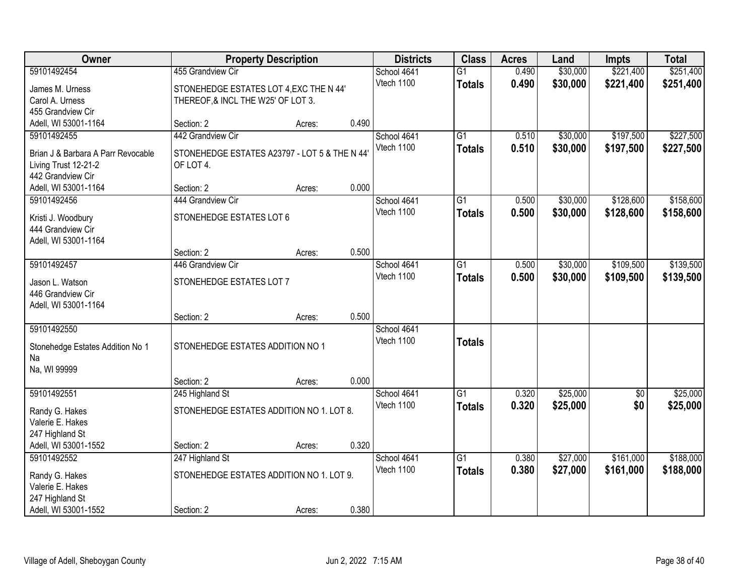| Owner | Property Description | Districts | Class | Acres | Land | Impts | Total |
|---|---|---|---|---|---|---|---|
| 59101492454<br>James M. Urness<br>Carol A. Urness<br>455 Grandview Cir<br>Adell, WI 53001-1164 | 455 Grandview Cir<br>STONEHEDGE ESTATES LOT 4,EXC THE N 44' THEREOF,& INCL THE W25' OF LOT 3.<br>Section: 2 Acres: 0.490 | School 4641<br>Vtech 1100 | G1<br>**Totals** | 0.490<br>**0.490** | $30,000<br>**$30,000** | $221,400<br>**$221,400** | $251,400<br>**$251,400** |
| 59101492455<br>Brian J & Barbara A Parr Revocable Living Trust 12-21-2<br>442 Grandview Cir<br>Adell, WI 53001-1164 | 442 Grandview Cir<br>STONEHEDGE ESTATES A23797 - LOT 5 & THE N 44' OF LOT 4.<br>Section: 2 Acres: 0.000 | School 4641<br>Vtech 1100 | G1<br>**Totals** | 0.510<br>**0.510** | $30,000<br>**$30,000** | $197,500<br>**$197,500** | $227,500<br>**$227,500** |
| 59101492456<br>Kristi J. Woodbury<br>444 Grandview Cir<br>Adell, WI 53001-1164 | 444 Grandview Cir<br>STONEHEDGE ESTATES LOT 6<br>Section: 2 Acres: 0.500 | School 4641<br>Vtech 1100 | G1<br>**Totals** | 0.500<br>**0.500** | $30,000<br>**$30,000** | $128,600<br>**$128,600** | $158,600<br>**$158,600** |
| 59101492457<br>Jason L. Watson<br>446 Grandview Cir<br>Adell, WI 53001-1164 | 446 Grandview Cir<br>STONEHEDGE ESTATES LOT 7<br>Section: 2 Acres: 0.500 | School 4641<br>Vtech 1100 | G1<br>**Totals** | 0.500<br>**0.500** | $30,000<br>**$30,000** | $109,500<br>**$109,500** | $139,500<br>**$139,500** |
| 59101492550<br>Stonehedge Estates Addition No 1<br>Na<br>Na, WI 99999 | STONEHEDGE ESTATES ADDITION NO 1<br>Section: 2 Acres: 0.000 | School 4641<br>Vtech 1100 | **Totals** | | | | |
| 59101492551<br>Randy G. Hakes<br>Valerie E. Hakes<br>247 Highland St<br>Adell, WI 53001-1552 | 245 Highland St<br>STONEHEDGE ESTATES ADDITION NO 1. LOT 8.<br>Section: 2 Acres: 0.320 | School 4641<br>Vtech 1100 | G1<br>**Totals** | 0.320<br>**0.320** | $25,000<br>**$25,000** | $0<br>**$0** | $25,000<br>**$25,000** |
| 59101492552<br>Randy G. Hakes<br>Valerie E. Hakes<br>247 Highland St<br>Adell, WI 53001-1552 | 247 Highland St<br>STONEHEDGE ESTATES ADDITION NO 1. LOT 9.<br>Section: 2 Acres: 0.380 | School 4641<br>Vtech 1100 | G1<br>**Totals** | 0.380<br>**0.380** | $27,000<br>**$27,000** | $161,000<br>**$161,000** | $188,000<br>**$188,000** |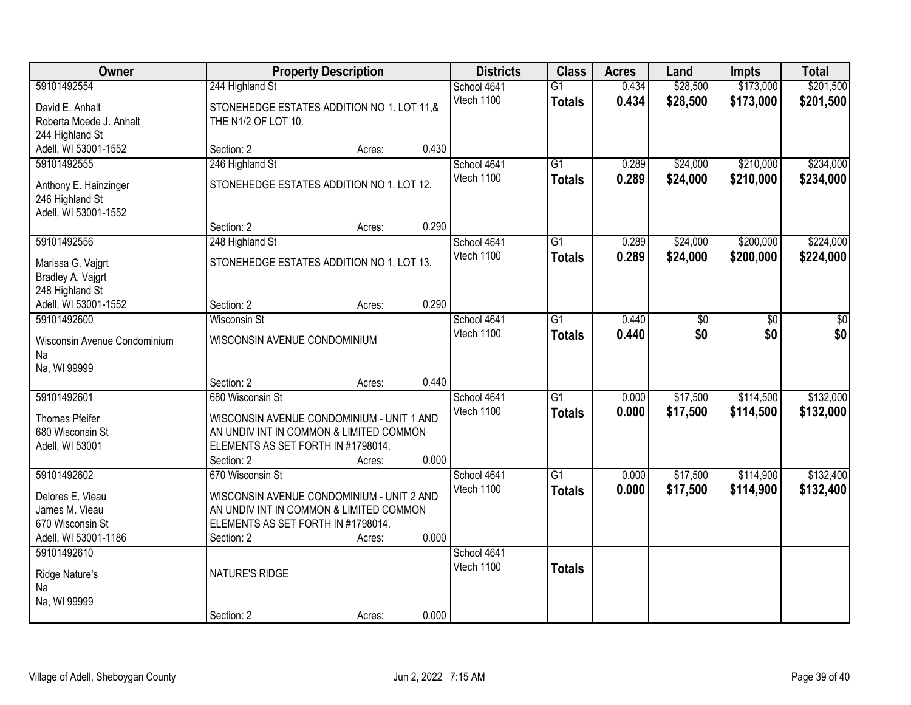| Owner | Property Description | | | Districts | Class | Acres | Land | Impts | Total |
|---|---|---|---|---|---|---|---|---|---|
| 59101492554 | 244 Highland St | | | School 4641 | G1 | 0.434 | $28,500 | $173,000 | $201,500 |
| David E. Anhalt<br>Roberta Moede J. Anhalt<br>244 Highland St<br>Adell, WI 53001-1552 | STONEHEDGE ESTATES ADDITION NO 1. LOT 11,& THE N1/2 OF LOT 10. | | | Vtech 1100 | **Totals** | **0.434** | **$28,500** | **$173,000** | **$201,500** |
| | Section: 2 | Acres: | 0.430 | | | | | | |
| 59101492555 | 246 Highland St | | | School 4641 | G1 | 0.289 | $24,000 | $210,000 | $234,000 |
| Anthony E. Hainzinger<br>246 Highland St<br>Adell, WI 53001-1552 | STONEHEDGE ESTATES ADDITION NO 1. LOT 12. | | | Vtech 1100 | **Totals** | **0.289** | **$24,000** | **$210,000** | **$234,000** |
| | Section: 2 | Acres: | 0.290 | | | | | | |
| 59101492556 | 248 Highland St | | | School 4641 | G1 | 0.289 | $24,000 | $200,000 | $224,000 |
| Marissa G. Vajgrt<br>Bradley A. Vajgrt<br>248 Highland St<br>Adell, WI 53001-1552 | STONEHEDGE ESTATES ADDITION NO 1. LOT 13. | | | Vtech 1100 | **Totals** | **0.289** | **$24,000** | **$200,000** | **$224,000** |
| | Section: 2 | Acres: | 0.290 | | | | | | |
| 59101492600 | Wisconsin St | | | School 4641 | G1 | 0.440 | $0 | $0 | $0 |
| Wisconsin Avenue Condominium<br>Na<br>Na, WI 99999 | WISCONSIN AVENUE CONDOMINIUM | | | Vtech 1100 | **Totals** | **0.440** | **$0** | **$0** | **$0** |
| | Section: 2 | Acres: | 0.440 | | | | | | |
| 59101492601 | 680 Wisconsin St | | | School 4641 | G1 | 0.000 | $17,500 | $114,500 | $132,000 |
| Thomas Pfeifer<br>680 Wisconsin St<br>Adell, WI 53001 | WISCONSIN AVENUE CONDOMINIUM - UNIT 1 AND AN UNDIV INT IN COMMON & LIMITED COMMON ELEMENTS AS SET FORTH IN #1798014. | | | Vtech 1100 | **Totals** | **0.000** | **$17,500** | **$114,500** | **$132,000** |
| | Section: 2 | Acres: | 0.000 | | | | | | |
| 59101492602 | 670 Wisconsin St | | | School 4641 | G1 | 0.000 | $17,500 | $114,900 | $132,400 |
| Delores E. Vieau<br>James M. Vieau<br>670 Wisconsin St<br>Adell, WI 53001-1186 | WISCONSIN AVENUE CONDOMINIUM - UNIT 2 AND AN UNDIV INT IN COMMON & LIMITED COMMON ELEMENTS AS SET FORTH IN #1798014. | | | Vtech 1100 | **Totals** | **0.000** | **$17,500** | **$114,900** | **$132,400** |
| | Section: 2 | Acres: | 0.000 | | | | | | |
| 59101492610 | | | | School 4641 | | | | | |
| Ridge Nature's<br>Na<br>Na, WI 99999 | NATURE'S RIDGE | | | Vtech 1100 | **Totals** | | | | |
| | Section: 2 | Acres: | 0.000 | | | | | | |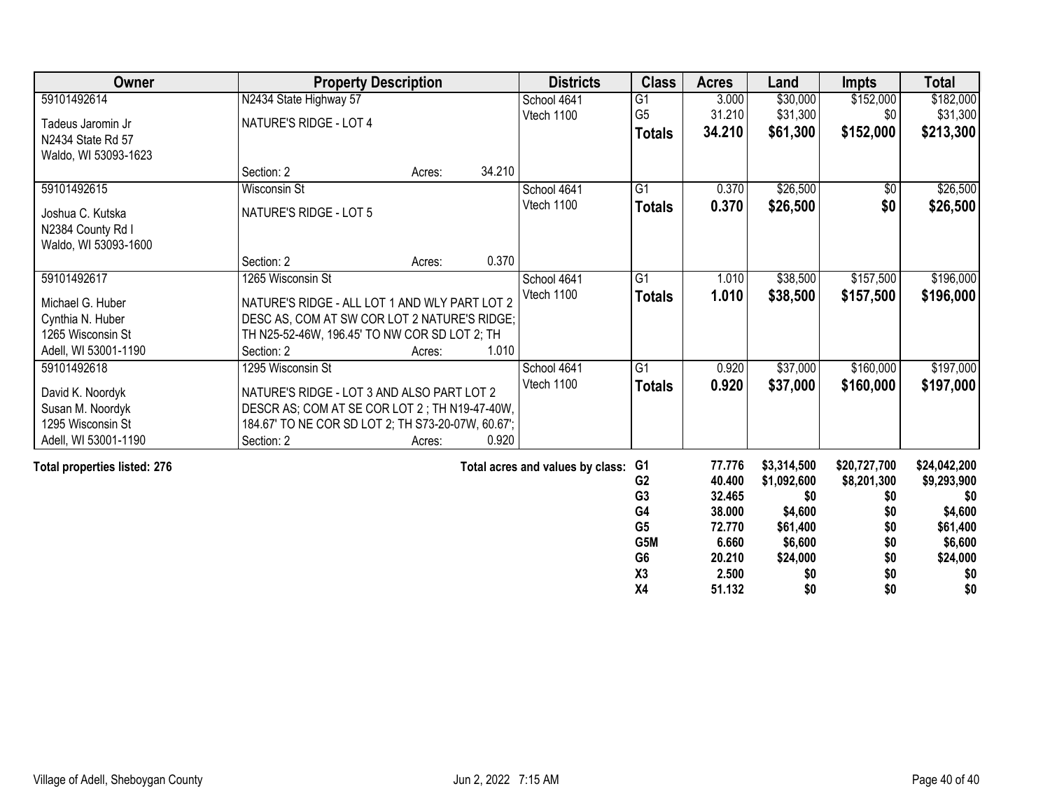| Owner | Property Description | Districts | Class | Acres | Land | Impts | Total |
|---|---|---|---|---|---|---|---|
| 59101492614<br>Tadeus Jaromin Jr<br>N2434 State Rd 57<br>Waldo, WI 53093-1623 | N2434 State Highway 57<br>NATURE'S RIDGE - LOT 4<br>Section: 2 Acres: 34.210 | School 4641<br>Vtech 1100 | G1<br>G5<br>**Totals** | 3.000<br>31.210<br>**34.210** | $30,000<br>$31,300<br>**$61,300** | $152,000<br>$0<br>**$152,000** | $182,000<br>$31,300<br>**$213,300** |
| 59101492615<br>Joshua C. Kutska<br>N2384 County Rd I<br>Waldo, WI 53093-1600 | Wisconsin St<br>NATURE'S RIDGE - LOT 5<br>Section: 2 Acres: 0.370 | School 4641<br>Vtech 1100 | G1<br>**Totals** | 0.370<br>**0.370** | $26,500<br>**$26,500** | $0<br>**$0** | $26,500<br>**$26,500** |
| 59101492617<br>Michael G. Huber<br>Cynthia N. Huber<br>1265 Wisconsin St<br>Adell, WI 53001-1190 | 1265 Wisconsin St<br>NATURE'S RIDGE - ALL LOT 1 AND WLY PART LOT 2 DESC AS, COM AT SW COR LOT 2 NATURE'S RIDGE; TH N25-52-46W, 196.45' TO NW COR SD LOT 2; TH<br>Section: 2 Acres: 1.010 | School 4641<br>Vtech 1100 | G1<br>**Totals** | 1.010<br>**1.010** | $38,500<br>**$38,500** | $157,500<br>**$157,500** | $196,000<br>**$196,000** |
| 59101492618<br>David K. Noordyk<br>Susan M. Noordyk<br>1295 Wisconsin St<br>Adell, WI 53001-1190 | 1295 Wisconsin St<br>NATURE'S RIDGE - LOT 3 AND ALSO PART LOT 2 DESCR AS; COM AT SE COR LOT 2 ; TH N19-47-40W, 184.67' TO NE COR SD LOT 2; TH S73-20-07W, 60.67';<br>Section: 2 Acres: 0.920 | School 4641<br>Vtech 1100 | G1<br>**Totals** | 0.920<br>**0.920** | $37,000<br>**$37,000** | $160,000<br>**$160,000** | $197,000<br>**$197,000** |

**Total properties listed: 276**

**Total acres and values by class:**

| Class | Acres | Land | Impts | Total |
|---|---|---|---|---|
| G1 | 77.776 | $3,314,500 | $20,727,700 | $24,042,200 |
| G2 | 40.400 | $1,092,600 | $8,201,300 | $9,293,900 |
| G3 | 32.465 | $0 | $0 | $0 |
| G4 | 38.000 | $4,600 | $0 | $4,600 |
| G5 | 72.770 | $61,400 | $0 | $61,400 |
| G5M | 6.660 | $6,600 | $0 | $6,600 |
| G6 | 20.210 | $24,000 | $0 | $24,000 |
| X3 | 2.500 | $0 | $0 | $0 |
| X4 | 51.132 | $0 | $0 | $0 |